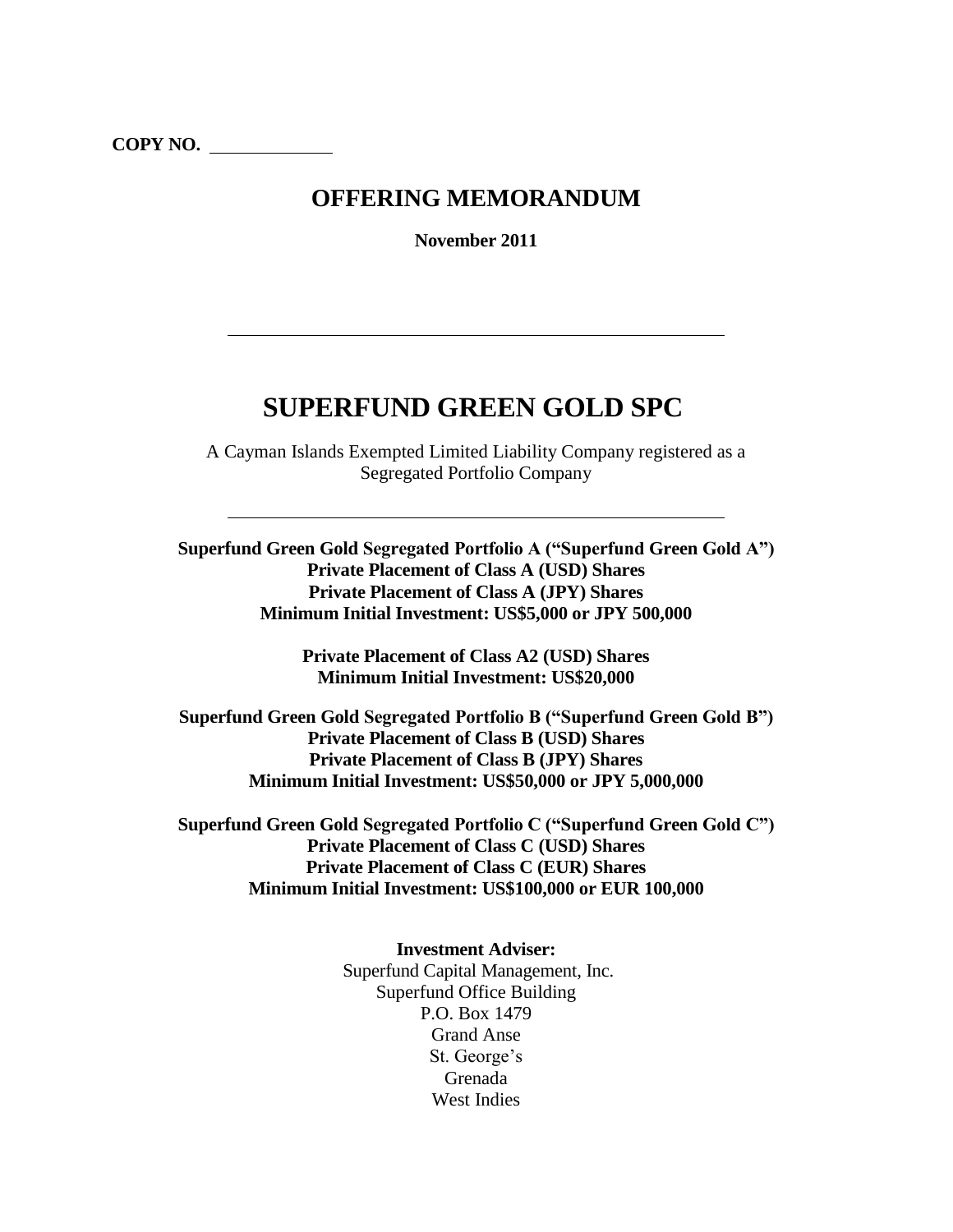**COPY NO.** ____________

# OFFERING MEMORANDUM

**November 2011**

---

# SUPERFUND GREEN GOLD SPC

A Cayman Islands Exempted Limited Liability Company registered as a Segregated Portfolio Company

---

**Superfund Green Gold Segregated Portfolio A ("Superfund Green Gold A")**
**Private Placement of Class A (USD) Shares**
**Private Placement of Class A (JPY) Shares**
**Minimum Initial Investment: US$5,000 or JPY 500,000**

**Private Placement of Class A2 (USD) Shares**
**Minimum Initial Investment: US$20,000**

**Superfund Green Gold Segregated Portfolio B ("Superfund Green Gold B")**
**Private Placement of Class B (USD) Shares**
**Private Placement of Class B (JPY) Shares**
**Minimum Initial Investment: US$50,000 or JPY 5,000,000**

**Superfund Green Gold Segregated Portfolio C ("Superfund Green Gold C")**
**Private Placement of Class C (USD) Shares**
**Private Placement of Class C (EUR) Shares**
**Minimum Initial Investment: US$100,000 or EUR 100,000**

**Investment Adviser:**
Superfund Capital Management, Inc.
Superfund Office Building
P.O. Box 1479
Grand Anse
St. George's
Grenada
West Indies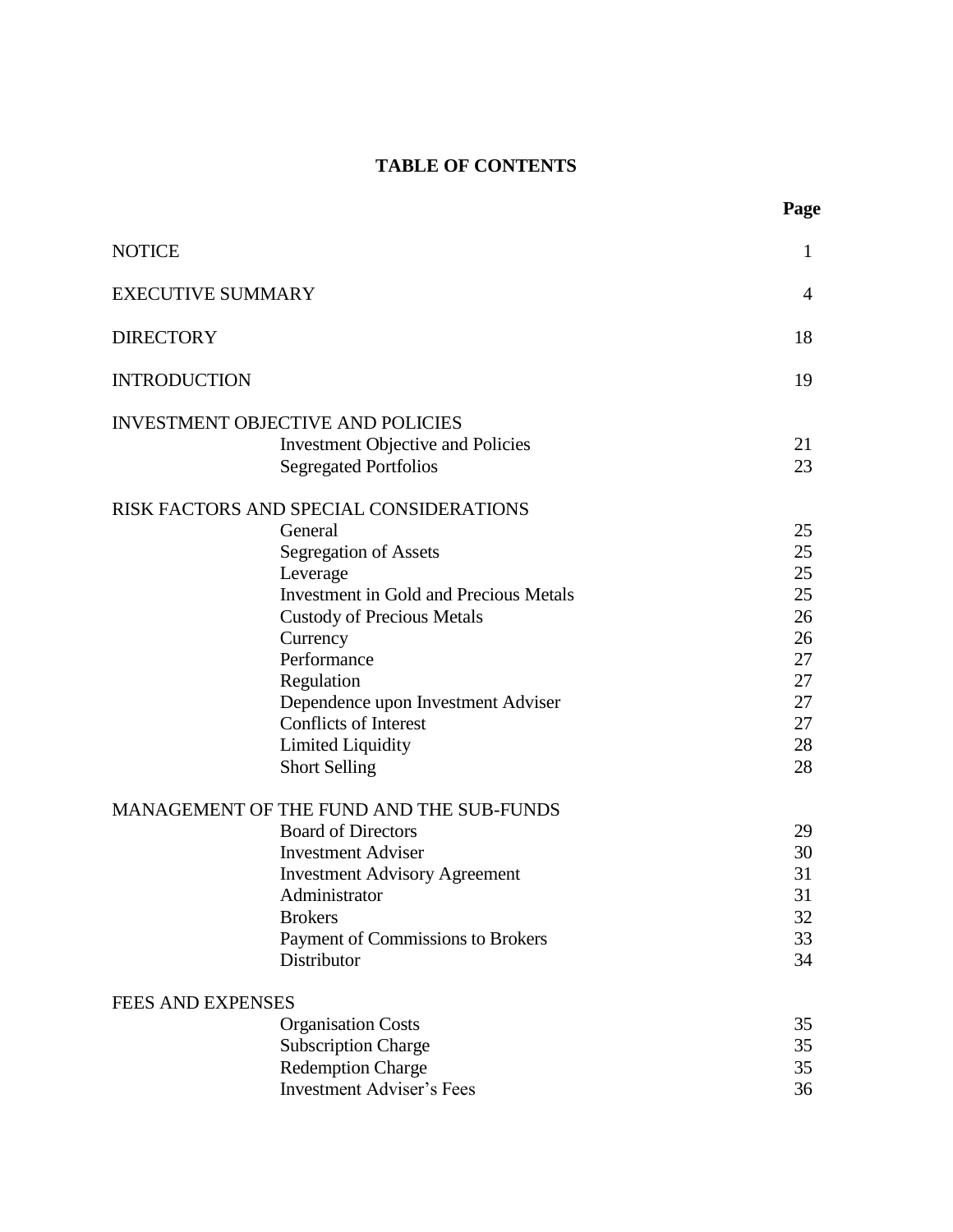# TABLE OF CONTENTS

| | | Page |
|---|---|---|
| NOTICE | | 1 |
| EXECUTIVE SUMMARY | | 4 |
| DIRECTORY | | 18 |
| INTRODUCTION | | 19 |
| INVESTMENT OBJECTIVE AND POLICIES | | |
| | Investment Objective and Policies | 21 |
| | Segregated Portfolios | 23 |
| RISK FACTORS AND SPECIAL CONSIDERATIONS | | |
| | General | 25 |
| | Segregation of Assets | 25 |
| | Leverage | 25 |
| | Investment in Gold and Precious Metals | 25 |
| | Custody of Precious Metals | 26 |
| | Currency | 26 |
| | Performance | 27 |
| | Regulation | 27 |
| | Dependence upon Investment Adviser | 27 |
| | Conflicts of Interest | 27 |
| | Limited Liquidity | 28 |
| | Short Selling | 28 |
| MANAGEMENT OF THE FUND AND THE SUB-FUNDS | | |
| | Board of Directors | 29 |
| | Investment Adviser | 30 |
| | Investment Advisory Agreement | 31 |
| | Administrator | 31 |
| | Brokers | 32 |
| | Payment of Commissions to Brokers | 33 |
| | Distributor | 34 |
| FEES AND EXPENSES | | |
| | Organisation Costs | 35 |
| | Subscription Charge | 35 |
| | Redemption Charge | 35 |
| | Investment Adviser's Fees | 36 |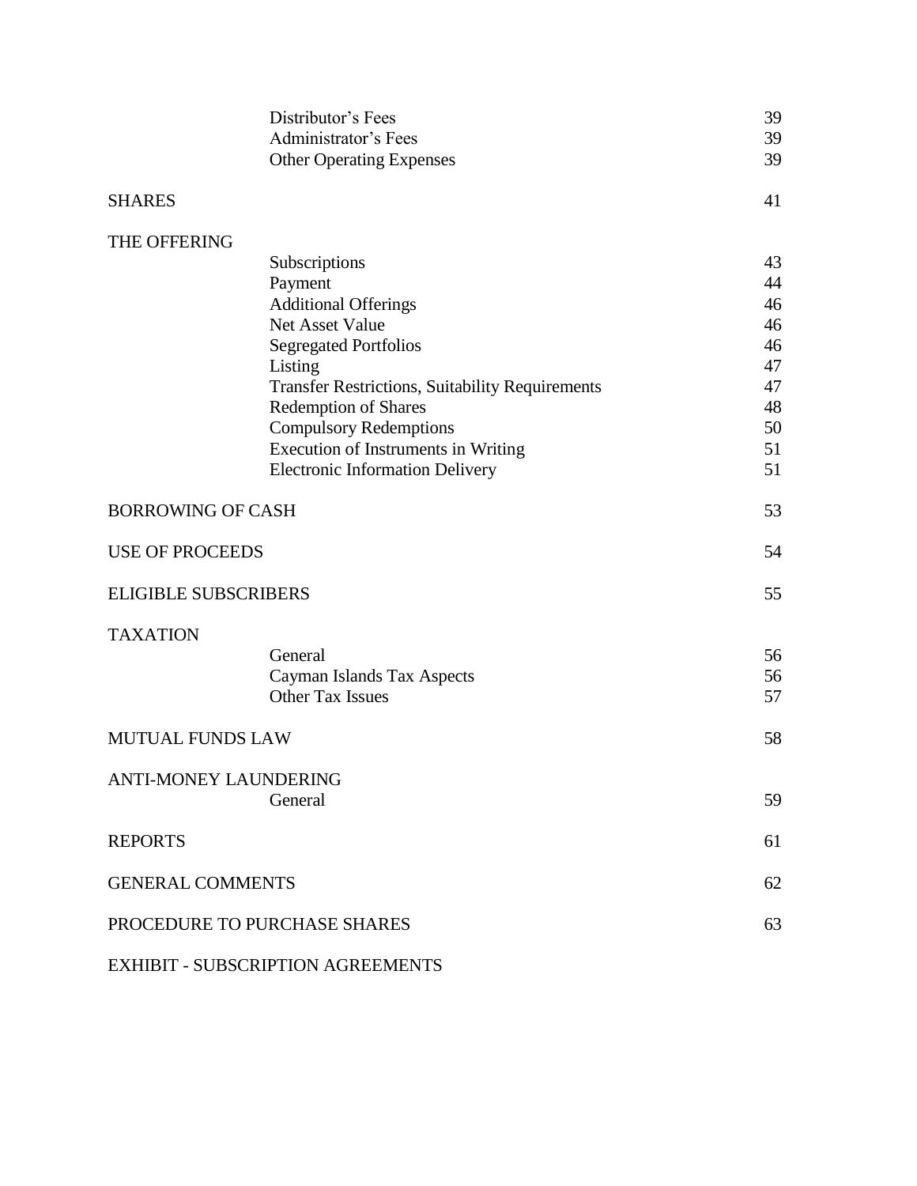| | | |
|---|---|---|
| | Distributor's Fees | 39 |
| | Administrator's Fees | 39 |
| | Other Operating Expenses | 39 |
| SHARES | | 41 |
| THE OFFERING | | |
| | Subscriptions | 43 |
| | Payment | 44 |
| | Additional Offerings | 46 |
| | Net Asset Value | 46 |
| | Segregated Portfolios | 46 |
| | Listing | 47 |
| | Transfer Restrictions, Suitability Requirements | 47 |
| | Redemption of Shares | 48 |
| | Compulsory Redemptions | 50 |
| | Execution of Instruments in Writing | 51 |
| | Electronic Information Delivery | 51 |
| BORROWING OF CASH | | 53 |
| USE OF PROCEEDS | | 54 |
| ELIGIBLE SUBSCRIBERS | | 55 |
| TAXATION | | |
| | General | 56 |
| | Cayman Islands Tax Aspects | 56 |
| | Other Tax Issues | 57 |
| MUTUAL FUNDS LAW | | 58 |
| ANTI-MONEY LAUNDERING | | |
| | General | 59 |
| REPORTS | | 61 |
| GENERAL COMMENTS | | 62 |
| PROCEDURE TO PURCHASE SHARES | | 63 |
| EXHIBIT - SUBSCRIPTION AGREEMENTS | | |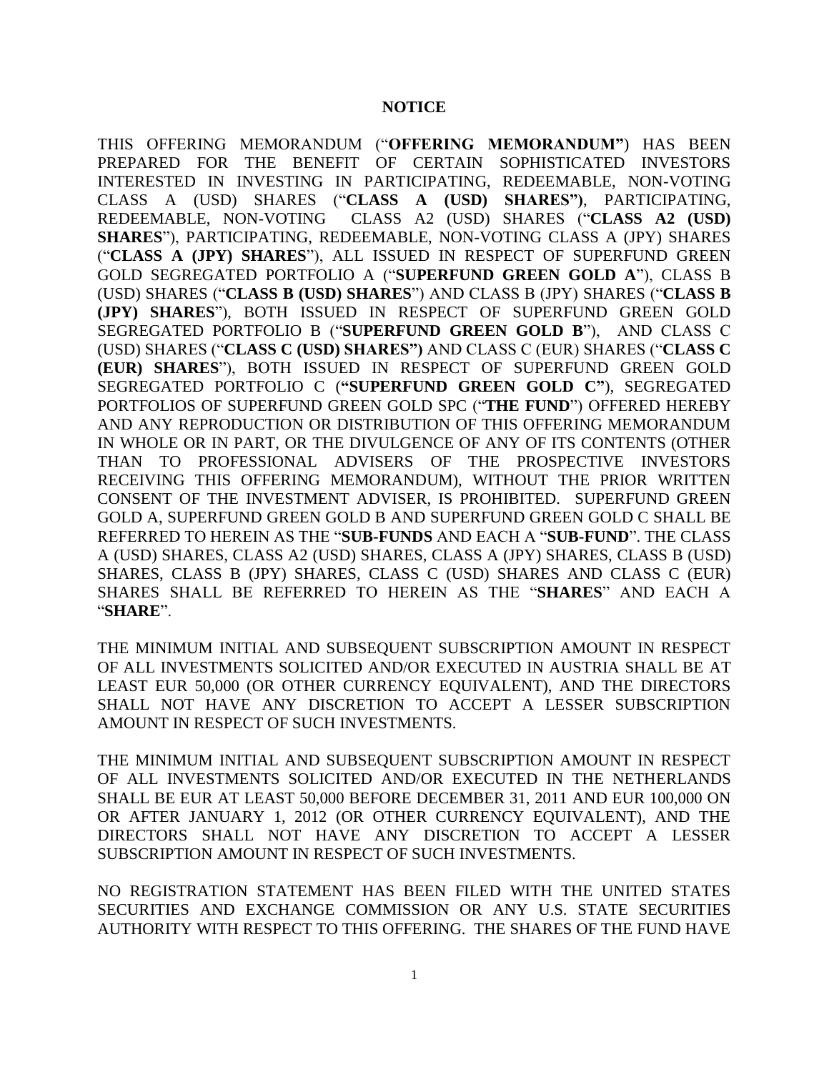# NOTICE

THIS OFFERING MEMORANDUM ("**OFFERING MEMORANDUM"**) HAS BEEN PREPARED FOR THE BENEFIT OF CERTAIN SOPHISTICATED INVESTORS INTERESTED IN INVESTING IN PARTICIPATING, REDEEMABLE, NON-VOTING CLASS A (USD) SHARES ("**CLASS A (USD) SHARES")**, PARTICIPATING, REDEEMABLE, NON-VOTING CLASS A2 (USD) SHARES ("**CLASS A2 (USD) SHARES**"), PARTICIPATING, REDEEMABLE, NON-VOTING CLASS A (JPY) SHARES ("**CLASS A (JPY) SHARES**"), ALL ISSUED IN RESPECT OF SUPERFUND GREEN GOLD SEGREGATED PORTFOLIO A ("**SUPERFUND GREEN GOLD A**"), CLASS B (USD) SHARES ("**CLASS B (USD) SHARES**") AND CLASS B (JPY) SHARES ("**CLASS B (JPY) SHARES**"), BOTH ISSUED IN RESPECT OF SUPERFUND GREEN GOLD SEGREGATED PORTFOLIO B ("**SUPERFUND GREEN GOLD B**"), AND CLASS C (USD) SHARES ("**CLASS C (USD) SHARES")** AND CLASS C (EUR) SHARES ("**CLASS C (EUR) SHARES**"), BOTH ISSUED IN RESPECT OF SUPERFUND GREEN GOLD SEGREGATED PORTFOLIO C (**"SUPERFUND GREEN GOLD C"**), SEGREGATED PORTFOLIOS OF SUPERFUND GREEN GOLD SPC ("**THE FUND**") OFFERED HEREBY AND ANY REPRODUCTION OR DISTRIBUTION OF THIS OFFERING MEMORANDUM IN WHOLE OR IN PART, OR THE DIVULGENCE OF ANY OF ITS CONTENTS (OTHER THAN TO PROFESSIONAL ADVISERS OF THE PROSPECTIVE INVESTORS RECEIVING THIS OFFERING MEMORANDUM), WITHOUT THE PRIOR WRITTEN CONSENT OF THE INVESTMENT ADVISER, IS PROHIBITED. SUPERFUND GREEN GOLD A, SUPERFUND GREEN GOLD B AND SUPERFUND GREEN GOLD C SHALL BE REFERRED TO HEREIN AS THE "**SUB-FUNDS** AND EACH A "**SUB-FUND**". THE CLASS A (USD) SHARES, CLASS A2 (USD) SHARES, CLASS A (JPY) SHARES, CLASS B (USD) SHARES, CLASS B (JPY) SHARES, CLASS C (USD) SHARES AND CLASS C (EUR) SHARES SHALL BE REFERRED TO HEREIN AS THE "**SHARES**" AND EACH A "**SHARE**".

THE MINIMUM INITIAL AND SUBSEQUENT SUBSCRIPTION AMOUNT IN RESPECT OF ALL INVESTMENTS SOLICITED AND/OR EXECUTED IN AUSTRIA SHALL BE AT LEAST EUR 50,000 (OR OTHER CURRENCY EQUIVALENT), AND THE DIRECTORS SHALL NOT HAVE ANY DISCRETION TO ACCEPT A LESSER SUBSCRIPTION AMOUNT IN RESPECT OF SUCH INVESTMENTS.

THE MINIMUM INITIAL AND SUBSEQUENT SUBSCRIPTION AMOUNT IN RESPECT OF ALL INVESTMENTS SOLICITED AND/OR EXECUTED IN THE NETHERLANDS SHALL BE EUR AT LEAST 50,000 BEFORE DECEMBER 31, 2011 AND EUR 100,000 ON OR AFTER JANUARY 1, 2012 (OR OTHER CURRENCY EQUIVALENT), AND THE DIRECTORS SHALL NOT HAVE ANY DISCRETION TO ACCEPT A LESSER SUBSCRIPTION AMOUNT IN RESPECT OF SUCH INVESTMENTS.

NO REGISTRATION STATEMENT HAS BEEN FILED WITH THE UNITED STATES SECURITIES AND EXCHANGE COMMISSION OR ANY U.S. STATE SECURITIES AUTHORITY WITH RESPECT TO THIS OFFERING. THE SHARES OF THE FUND HAVE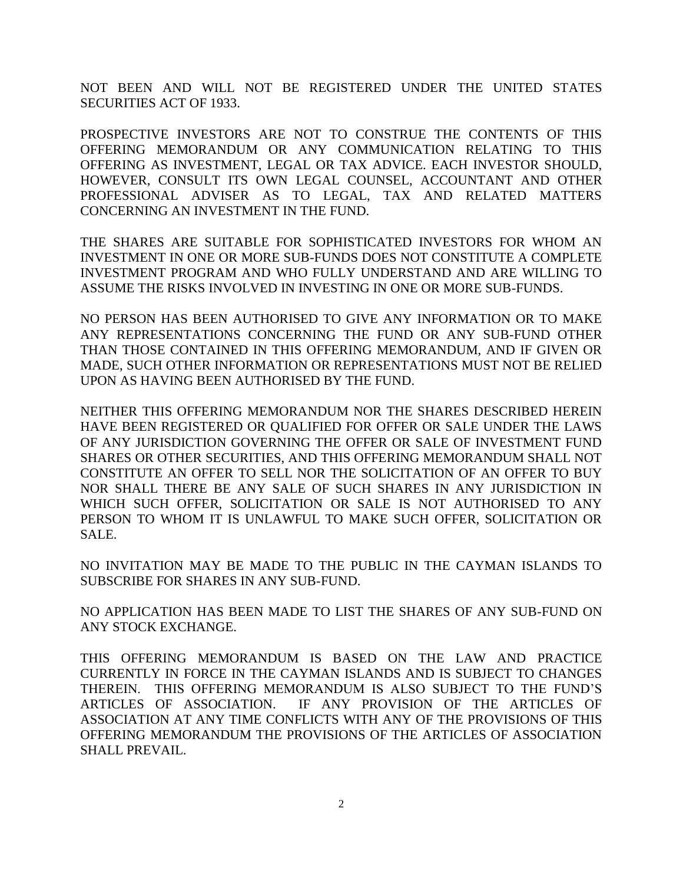NOT BEEN AND WILL NOT BE REGISTERED UNDER THE UNITED STATES SECURITIES ACT OF 1933.

PROSPECTIVE INVESTORS ARE NOT TO CONSTRUE THE CONTENTS OF THIS OFFERING MEMORANDUM OR ANY COMMUNICATION RELATING TO THIS OFFERING AS INVESTMENT, LEGAL OR TAX ADVICE. EACH INVESTOR SHOULD, HOWEVER, CONSULT ITS OWN LEGAL COUNSEL, ACCOUNTANT AND OTHER PROFESSIONAL ADVISER AS TO LEGAL, TAX AND RELATED MATTERS CONCERNING AN INVESTMENT IN THE FUND.

THE SHARES ARE SUITABLE FOR SOPHISTICATED INVESTORS FOR WHOM AN INVESTMENT IN ONE OR MORE SUB-FUNDS DOES NOT CONSTITUTE A COMPLETE INVESTMENT PROGRAM AND WHO FULLY UNDERSTAND AND ARE WILLING TO ASSUME THE RISKS INVOLVED IN INVESTING IN ONE OR MORE SUB-FUNDS.

NO PERSON HAS BEEN AUTHORISED TO GIVE ANY INFORMATION OR TO MAKE ANY REPRESENTATIONS CONCERNING THE FUND OR ANY SUB-FUND OTHER THAN THOSE CONTAINED IN THIS OFFERING MEMORANDUM, AND IF GIVEN OR MADE, SUCH OTHER INFORMATION OR REPRESENTATIONS MUST NOT BE RELIED UPON AS HAVING BEEN AUTHORISED BY THE FUND.

NEITHER THIS OFFERING MEMORANDUM NOR THE SHARES DESCRIBED HEREIN HAVE BEEN REGISTERED OR QUALIFIED FOR OFFER OR SALE UNDER THE LAWS OF ANY JURISDICTION GOVERNING THE OFFER OR SALE OF INVESTMENT FUND SHARES OR OTHER SECURITIES, AND THIS OFFERING MEMORANDUM SHALL NOT CONSTITUTE AN OFFER TO SELL NOR THE SOLICITATION OF AN OFFER TO BUY NOR SHALL THERE BE ANY SALE OF SUCH SHARES IN ANY JURISDICTION IN WHICH SUCH OFFER, SOLICITATION OR SALE IS NOT AUTHORISED TO ANY PERSON TO WHOM IT IS UNLAWFUL TO MAKE SUCH OFFER, SOLICITATION OR SALE.

NO INVITATION MAY BE MADE TO THE PUBLIC IN THE CAYMAN ISLANDS TO SUBSCRIBE FOR SHARES IN ANY SUB-FUND.

NO APPLICATION HAS BEEN MADE TO LIST THE SHARES OF ANY SUB-FUND ON ANY STOCK EXCHANGE.

THIS OFFERING MEMORANDUM IS BASED ON THE LAW AND PRACTICE CURRENTLY IN FORCE IN THE CAYMAN ISLANDS AND IS SUBJECT TO CHANGES THEREIN. THIS OFFERING MEMORANDUM IS ALSO SUBJECT TO THE FUND'S ARTICLES OF ASSOCIATION. IF ANY PROVISION OF THE ARTICLES OF ASSOCIATION AT ANY TIME CONFLICTS WITH ANY OF THE PROVISIONS OF THIS OFFERING MEMORANDUM THE PROVISIONS OF THE ARTICLES OF ASSOCIATION SHALL PREVAIL.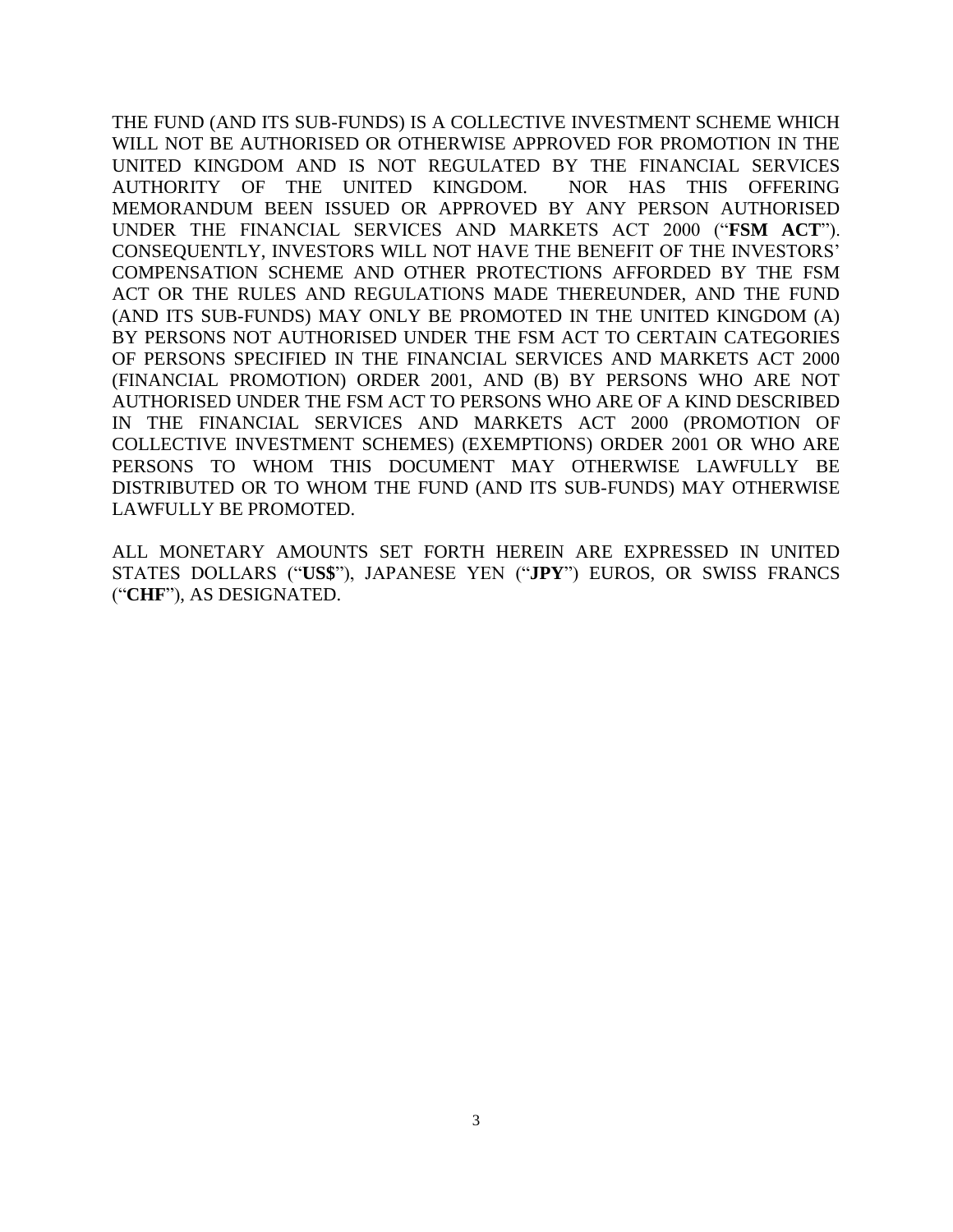THE FUND (AND ITS SUB-FUNDS) IS A COLLECTIVE INVESTMENT SCHEME WHICH WILL NOT BE AUTHORISED OR OTHERWISE APPROVED FOR PROMOTION IN THE UNITED KINGDOM AND IS NOT REGULATED BY THE FINANCIAL SERVICES AUTHORITY OF THE UNITED KINGDOM. NOR HAS THIS OFFERING MEMORANDUM BEEN ISSUED OR APPROVED BY ANY PERSON AUTHORISED UNDER THE FINANCIAL SERVICES AND MARKETS ACT 2000 ("**FSM ACT**"). CONSEQUENTLY, INVESTORS WILL NOT HAVE THE BENEFIT OF THE INVESTORS' COMPENSATION SCHEME AND OTHER PROTECTIONS AFFORDED BY THE FSM ACT OR THE RULES AND REGULATIONS MADE THEREUNDER, AND THE FUND (AND ITS SUB-FUNDS) MAY ONLY BE PROMOTED IN THE UNITED KINGDOM (A) BY PERSONS NOT AUTHORISED UNDER THE FSM ACT TO CERTAIN CATEGORIES OF PERSONS SPECIFIED IN THE FINANCIAL SERVICES AND MARKETS ACT 2000 (FINANCIAL PROMOTION) ORDER 2001, AND (B) BY PERSONS WHO ARE NOT AUTHORISED UNDER THE FSM ACT TO PERSONS WHO ARE OF A KIND DESCRIBED IN THE FINANCIAL SERVICES AND MARKETS ACT 2000 (PROMOTION OF COLLECTIVE INVESTMENT SCHEMES) (EXEMPTIONS) ORDER 2001 OR WHO ARE PERSONS TO WHOM THIS DOCUMENT MAY OTHERWISE LAWFULLY BE DISTRIBUTED OR TO WHOM THE FUND (AND ITS SUB-FUNDS) MAY OTHERWISE LAWFULLY BE PROMOTED.

ALL MONETARY AMOUNTS SET FORTH HEREIN ARE EXPRESSED IN UNITED STATES DOLLARS ("**US$**"), JAPANESE YEN ("**JPY**") EUROS, OR SWISS FRANCS ("**CHF**"), AS DESIGNATED.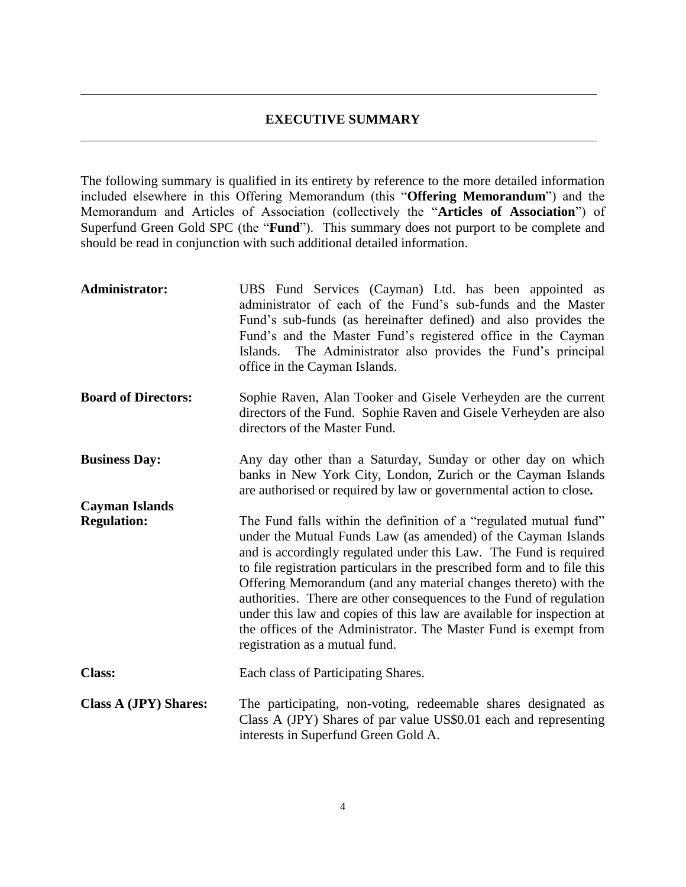## EXECUTIVE SUMMARY

The following summary is qualified in its entirety by reference to the more detailed information included elsewhere in this Offering Memorandum (this "**Offering Memorandum**") and the Memorandum and Articles of Association (collectively the "**Articles of Association**") of Superfund Green Gold SPC (the "**Fund**"). This summary does not purport to be complete and should be read in conjunction with such additional detailed information.

**Administrator:** UBS Fund Services (Cayman) Ltd. has been appointed as administrator of each of the Fund's sub-funds and the Master Fund's sub-funds (as hereinafter defined) and also provides the Fund's and the Master Fund's registered office in the Cayman Islands. The Administrator also provides the Fund's principal office in the Cayman Islands.

**Board of Directors:** Sophie Raven, Alan Tooker and Gisele Verheyden are the current directors of the Fund. Sophie Raven and Gisele Verheyden are also directors of the Master Fund.

**Business Day:** Any day other than a Saturday, Sunday or other day on which banks in New York City, London, Zurich or the Cayman Islands are authorised or required by law or governmental action to close**.**

**Cayman Islands Regulation:** The Fund falls within the definition of a "regulated mutual fund" under the Mutual Funds Law (as amended) of the Cayman Islands and is accordingly regulated under this Law. The Fund is required to file registration particulars in the prescribed form and to file this Offering Memorandum (and any material changes thereto) with the authorities. There are other consequences to the Fund of regulation under this law and copies of this law are available for inspection at the offices of the Administrator. The Master Fund is exempt from registration as a mutual fund.

**Class:** Each class of Participating Shares.

**Class A (JPY) Shares:** The participating, non-voting, redeemable shares designated as Class A (JPY) Shares of par value US$0.01 each and representing interests in Superfund Green Gold A.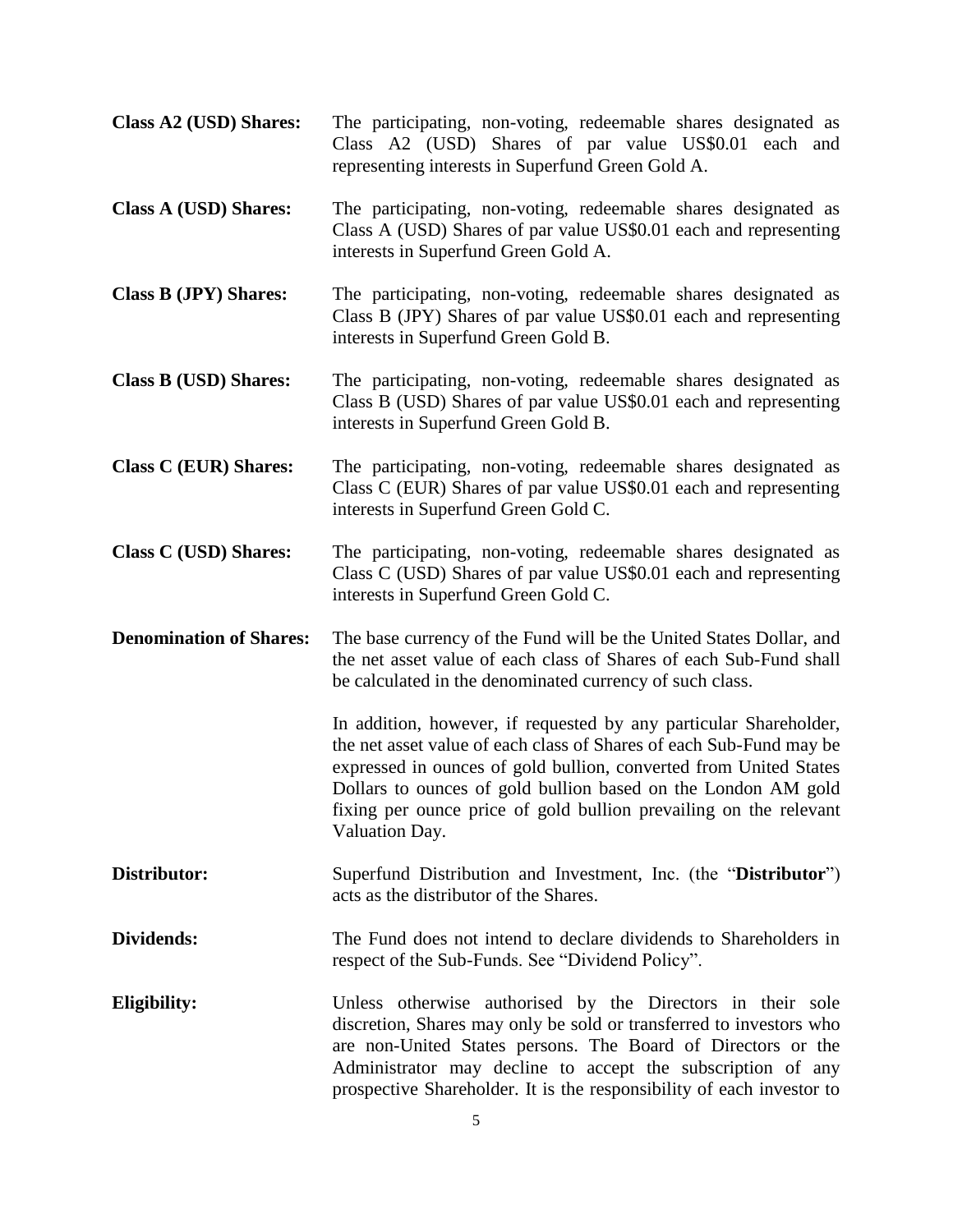**Class A2 (USD) Shares:** The participating, non-voting, redeemable shares designated as Class A2 (USD) Shares of par value US$0.01 each and representing interests in Superfund Green Gold A.

**Class A (USD) Shares:** The participating, non-voting, redeemable shares designated as Class A (USD) Shares of par value US$0.01 each and representing interests in Superfund Green Gold A.

**Class B (JPY) Shares:** The participating, non-voting, redeemable shares designated as Class B (JPY) Shares of par value US$0.01 each and representing interests in Superfund Green Gold B.

**Class B (USD) Shares:** The participating, non-voting, redeemable shares designated as Class B (USD) Shares of par value US$0.01 each and representing interests in Superfund Green Gold B.

**Class C (EUR) Shares:** The participating, non-voting, redeemable shares designated as Class C (EUR) Shares of par value US$0.01 each and representing interests in Superfund Green Gold C.

**Class C (USD) Shares:** The participating, non-voting, redeemable shares designated as Class C (USD) Shares of par value US$0.01 each and representing interests in Superfund Green Gold C.

**Denomination of Shares:** The base currency of the Fund will be the United States Dollar, and the net asset value of each class of Shares of each Sub-Fund shall be calculated in the denominated currency of such class.

In addition, however, if requested by any particular Shareholder, the net asset value of each class of Shares of each Sub-Fund may be expressed in ounces of gold bullion, converted from United States Dollars to ounces of gold bullion based on the London AM gold fixing per ounce price of gold bullion prevailing on the relevant Valuation Day.

**Distributor:** Superfund Distribution and Investment, Inc. (the "**Distributor**") acts as the distributor of the Shares.

**Dividends:** The Fund does not intend to declare dividends to Shareholders in respect of the Sub-Funds. See "Dividend Policy".

**Eligibility:** Unless otherwise authorised by the Directors in their sole discretion, Shares may only be sold or transferred to investors who are non-United States persons. The Board of Directors or the Administrator may decline to accept the subscription of any prospective Shareholder. It is the responsibility of each investor to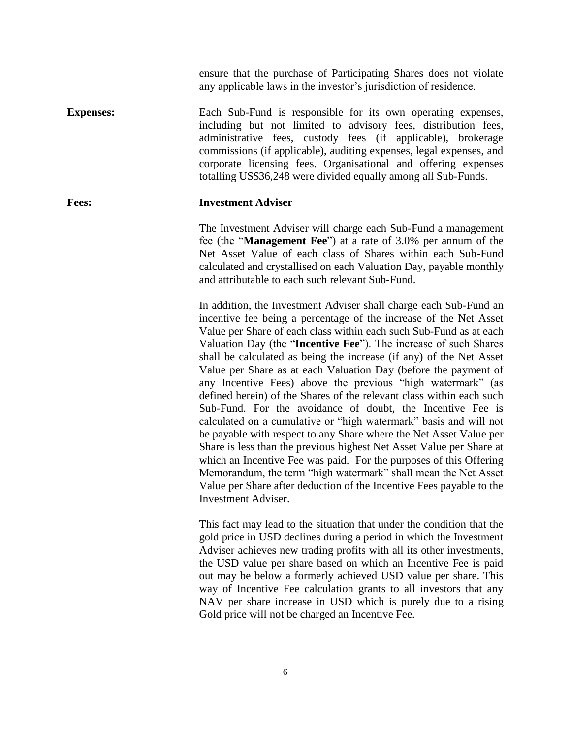ensure that the purchase of Participating Shares does not violate any applicable laws in the investor's jurisdiction of residence.

**Expenses:** Each Sub-Fund is responsible for its own operating expenses, including but not limited to advisory fees, distribution fees, administrative fees, custody fees (if applicable), brokerage commissions (if applicable), auditing expenses, legal expenses, and corporate licensing fees. Organisational and offering expenses totalling US$36,248 were divided equally among all Sub-Funds.

**Fees:** **Investment Adviser**

The Investment Adviser will charge each Sub-Fund a management fee (the "**Management Fee**") at a rate of 3.0% per annum of the Net Asset Value of each class of Shares within each Sub-Fund calculated and crystallised on each Valuation Day, payable monthly and attributable to each such relevant Sub-Fund.

In addition, the Investment Adviser shall charge each Sub-Fund an incentive fee being a percentage of the increase of the Net Asset Value per Share of each class within each such Sub-Fund as at each Valuation Day (the "**Incentive Fee**"). The increase of such Shares shall be calculated as being the increase (if any) of the Net Asset Value per Share as at each Valuation Day (before the payment of any Incentive Fees) above the previous "high watermark" (as defined herein) of the Shares of the relevant class within each such Sub-Fund. For the avoidance of doubt, the Incentive Fee is calculated on a cumulative or "high watermark" basis and will not be payable with respect to any Share where the Net Asset Value per Share is less than the previous highest Net Asset Value per Share at which an Incentive Fee was paid. For the purposes of this Offering Memorandum, the term "high watermark" shall mean the Net Asset Value per Share after deduction of the Incentive Fees payable to the Investment Adviser.

This fact may lead to the situation that under the condition that the gold price in USD declines during a period in which the Investment Adviser achieves new trading profits with all its other investments, the USD value per share based on which an Incentive Fee is paid out may be below a formerly achieved USD value per share. This way of Incentive Fee calculation grants to all investors that any NAV per share increase in USD which is purely due to a rising Gold price will not be charged an Incentive Fee.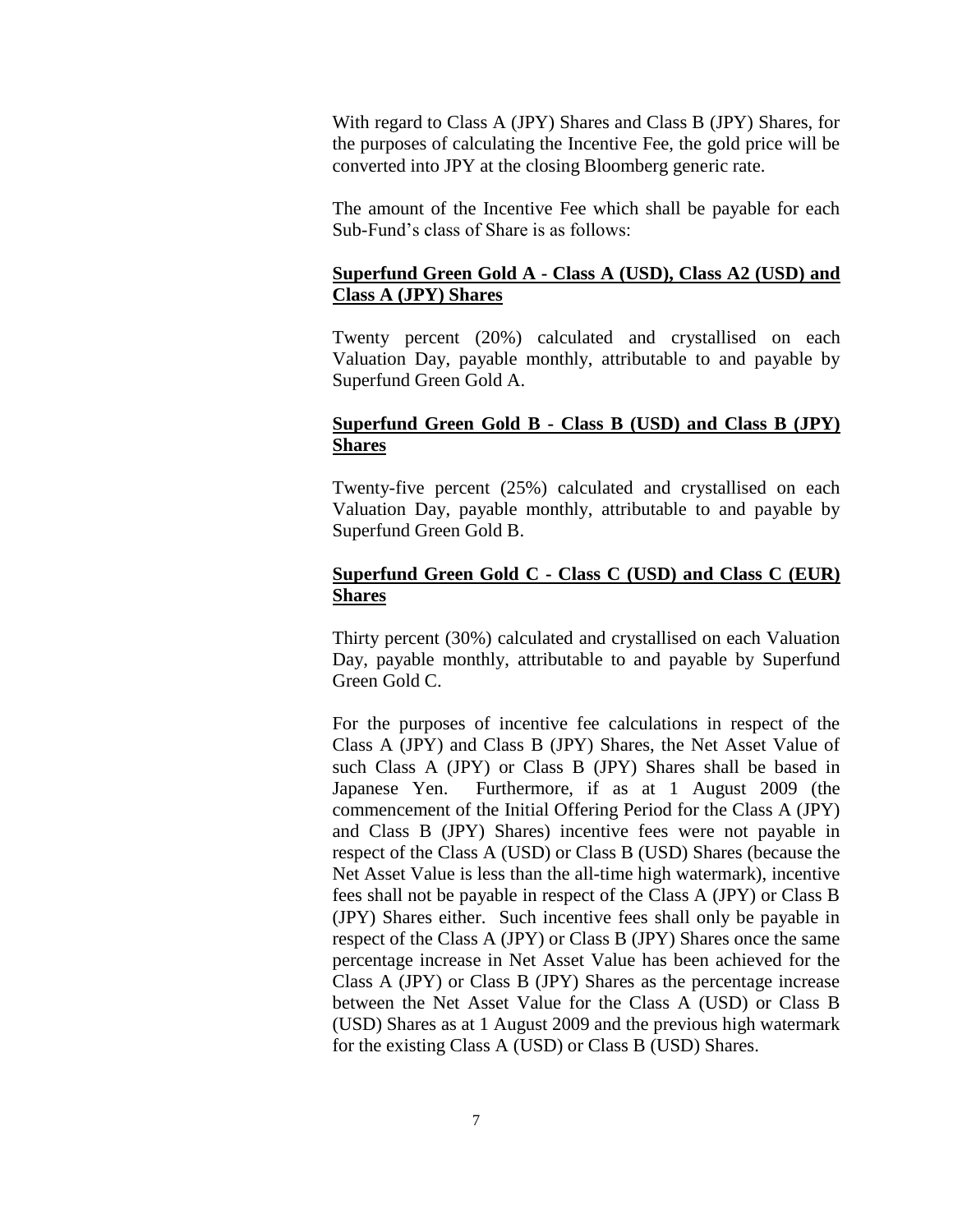With regard to Class A (JPY) Shares and Class B (JPY) Shares, for the purposes of calculating the Incentive Fee, the gold price will be converted into JPY at the closing Bloomberg generic rate.

The amount of the Incentive Fee which shall be payable for each Sub-Fund's class of Share is as follows:

**<u>Superfund Green Gold A - Class A (USD), Class A2 (USD) and Class A (JPY) Shares</u>**

Twenty percent (20%) calculated and crystallised on each Valuation Day, payable monthly, attributable to and payable by Superfund Green Gold A.

**<u>Superfund Green Gold B - Class B (USD) and Class B (JPY) Shares</u>**

Twenty-five percent (25%) calculated and crystallised on each Valuation Day, payable monthly, attributable to and payable by Superfund Green Gold B.

**<u>Superfund Green Gold C - Class C (USD) and Class C (EUR) Shares</u>**

Thirty percent (30%) calculated and crystallised on each Valuation Day, payable monthly, attributable to and payable by Superfund Green Gold C.

For the purposes of incentive fee calculations in respect of the Class A (JPY) and Class B (JPY) Shares, the Net Asset Value of such Class A (JPY) or Class B (JPY) Shares shall be based in Japanese Yen. Furthermore, if as at 1 August 2009 (the commencement of the Initial Offering Period for the Class A (JPY) and Class B (JPY) Shares) incentive fees were not payable in respect of the Class A (USD) or Class B (USD) Shares (because the Net Asset Value is less than the all-time high watermark), incentive fees shall not be payable in respect of the Class A (JPY) or Class B (JPY) Shares either. Such incentive fees shall only be payable in respect of the Class A (JPY) or Class B (JPY) Shares once the same percentage increase in Net Asset Value has been achieved for the Class A (JPY) or Class B (JPY) Shares as the percentage increase between the Net Asset Value for the Class A (USD) or Class B (USD) Shares as at 1 August 2009 and the previous high watermark for the existing Class A (USD) or Class B (USD) Shares.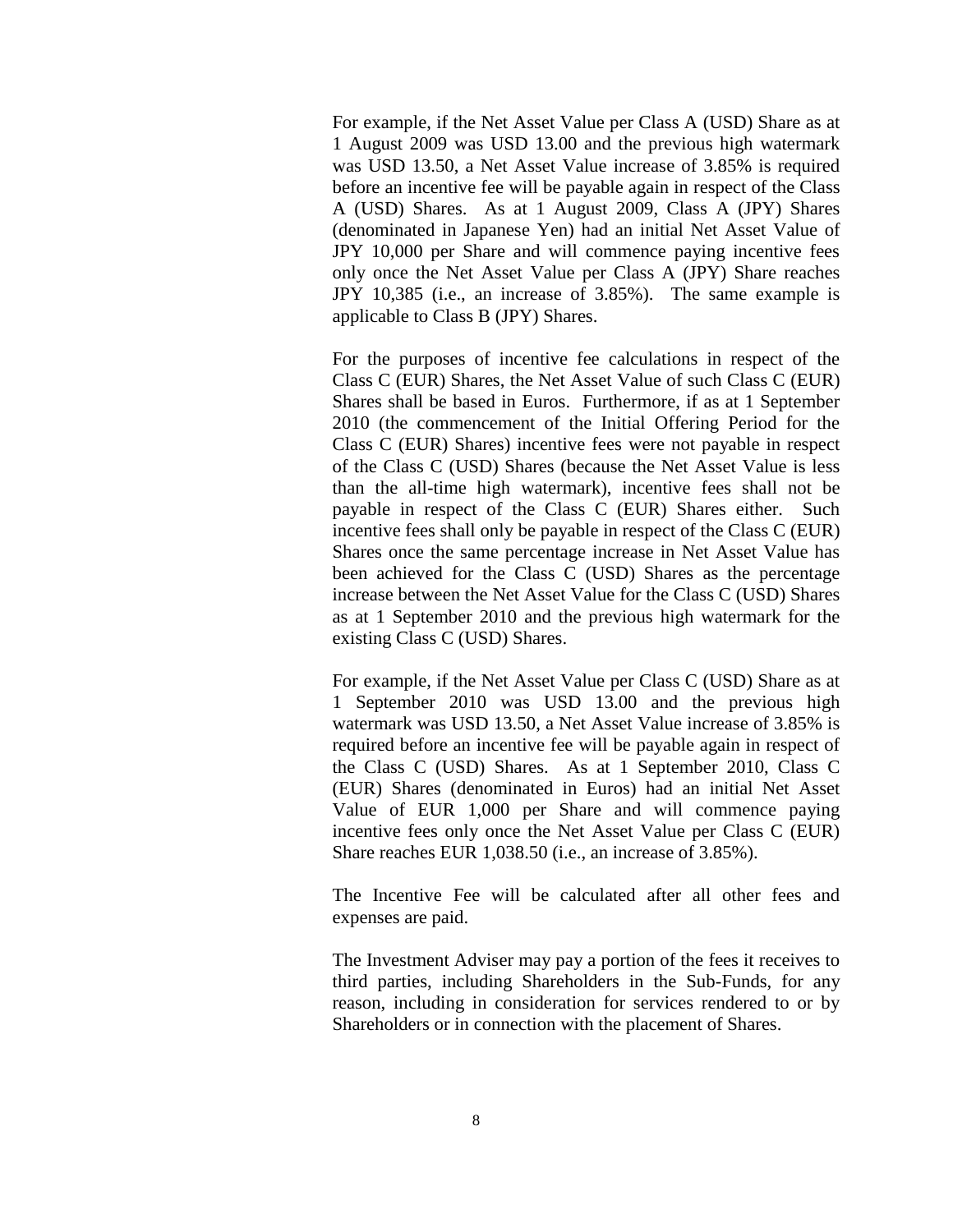For example, if the Net Asset Value per Class A (USD) Share as at 1 August 2009 was USD 13.00 and the previous high watermark was USD 13.50, a Net Asset Value increase of 3.85% is required before an incentive fee will be payable again in respect of the Class A (USD) Shares. As at 1 August 2009, Class A (JPY) Shares (denominated in Japanese Yen) had an initial Net Asset Value of JPY 10,000 per Share and will commence paying incentive fees only once the Net Asset Value per Class A (JPY) Share reaches JPY 10,385 (i.e., an increase of 3.85%). The same example is applicable to Class B (JPY) Shares.

For the purposes of incentive fee calculations in respect of the Class C (EUR) Shares, the Net Asset Value of such Class C (EUR) Shares shall be based in Euros. Furthermore, if as at 1 September 2010 (the commencement of the Initial Offering Period for the Class C (EUR) Shares) incentive fees were not payable in respect of the Class C (USD) Shares (because the Net Asset Value is less than the all-time high watermark), incentive fees shall not be payable in respect of the Class C (EUR) Shares either. Such incentive fees shall only be payable in respect of the Class C (EUR) Shares once the same percentage increase in Net Asset Value has been achieved for the Class C (USD) Shares as the percentage increase between the Net Asset Value for the Class C (USD) Shares as at 1 September 2010 and the previous high watermark for the existing Class C (USD) Shares.

For example, if the Net Asset Value per Class C (USD) Share as at 1 September 2010 was USD 13.00 and the previous high watermark was USD 13.50, a Net Asset Value increase of 3.85% is required before an incentive fee will be payable again in respect of the Class C (USD) Shares. As at 1 September 2010, Class C (EUR) Shares (denominated in Euros) had an initial Net Asset Value of EUR 1,000 per Share and will commence paying incentive fees only once the Net Asset Value per Class C (EUR) Share reaches EUR 1,038.50 (i.e., an increase of 3.85%).

The Incentive Fee will be calculated after all other fees and expenses are paid.

The Investment Adviser may pay a portion of the fees it receives to third parties, including Shareholders in the Sub-Funds, for any reason, including in consideration for services rendered to or by Shareholders or in connection with the placement of Shares.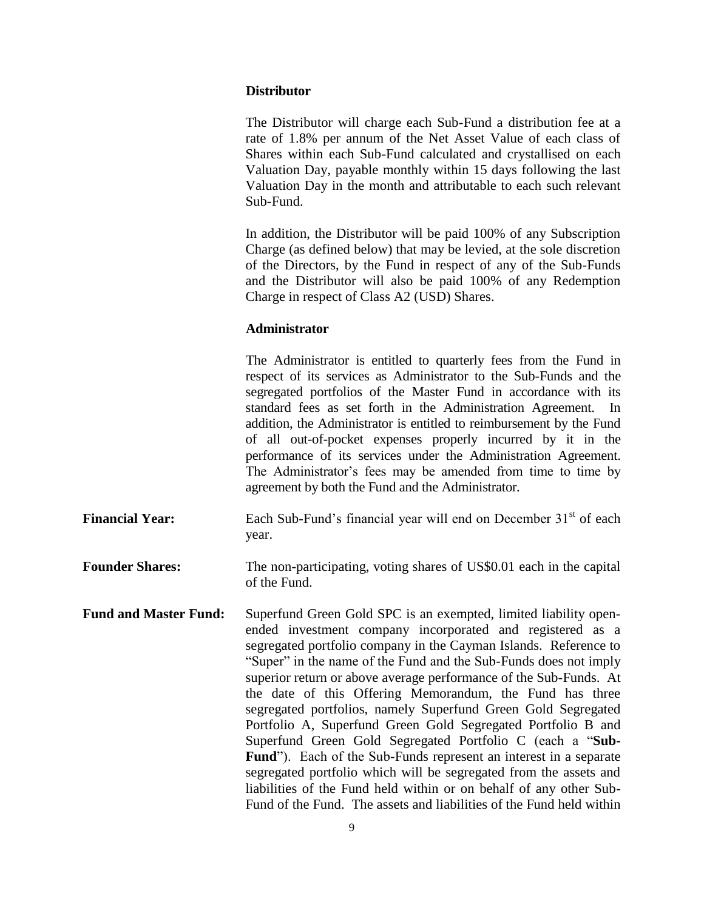**Distributor**

The Distributor will charge each Sub-Fund a distribution fee at a rate of 1.8% per annum of the Net Asset Value of each class of Shares within each Sub-Fund calculated and crystallised on each Valuation Day, payable monthly within 15 days following the last Valuation Day in the month and attributable to each such relevant Sub-Fund.

In addition, the Distributor will be paid 100% of any Subscription Charge (as defined below) that may be levied, at the sole discretion of the Directors, by the Fund in respect of any of the Sub-Funds and the Distributor will also be paid 100% of any Redemption Charge in respect of Class A2 (USD) Shares.

**Administrator**

The Administrator is entitled to quarterly fees from the Fund in respect of its services as Administrator to the Sub-Funds and the segregated portfolios of the Master Fund in accordance with its standard fees as set forth in the Administration Agreement. In addition, the Administrator is entitled to reimbursement by the Fund of all out-of-pocket expenses properly incurred by it in the performance of its services under the Administration Agreement. The Administrator's fees may be amended from time to time by agreement by both the Fund and the Administrator.

**Financial Year:** Each Sub-Fund's financial year will end on December 31st of each year.

**Founder Shares:** The non-participating, voting shares of US$0.01 each in the capital of the Fund.

**Fund and Master Fund:** Superfund Green Gold SPC is an exempted, limited liability open-ended investment company incorporated and registered as a segregated portfolio company in the Cayman Islands. Reference to "Super" in the name of the Fund and the Sub-Funds does not imply superior return or above average performance of the Sub-Funds. At the date of this Offering Memorandum, the Fund has three segregated portfolios, namely Superfund Green Gold Segregated Portfolio A, Superfund Green Gold Segregated Portfolio B and Superfund Green Gold Segregated Portfolio C (each a "**Sub-Fund**"). Each of the Sub-Funds represent an interest in a separate segregated portfolio which will be segregated from the assets and liabilities of the Fund held within or on behalf of any other Sub-Fund of the Fund. The assets and liabilities of the Fund held within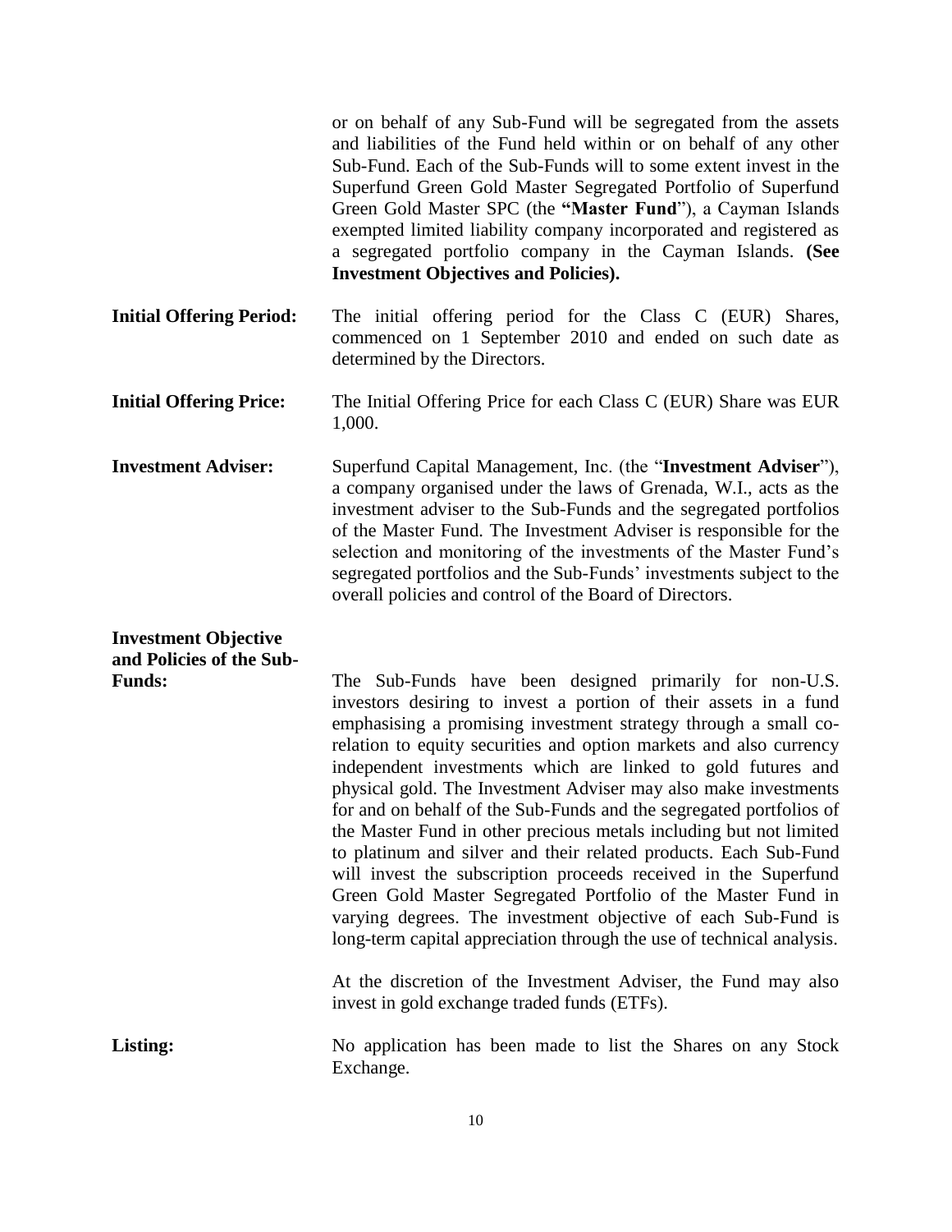or on behalf of any Sub-Fund will be segregated from the assets and liabilities of the Fund held within or on behalf of any other Sub-Fund. Each of the Sub-Funds will to some extent invest in the Superfund Green Gold Master Segregated Portfolio of Superfund Green Gold Master SPC (the **"Master Fund"**), a Cayman Islands exempted limited liability company incorporated and registered as a segregated portfolio company in the Cayman Islands. **(See Investment Objectives and Policies).**

**Initial Offering Period:** The initial offering period for the Class C (EUR) Shares, commenced on 1 September 2010 and ended on such date as determined by the Directors.

**Initial Offering Price:** The Initial Offering Price for each Class C (EUR) Share was EUR 1,000.

**Investment Adviser:** Superfund Capital Management, Inc. (the "**Investment Adviser**"), a company organised under the laws of Grenada, W.I., acts as the investment adviser to the Sub-Funds and the segregated portfolios of the Master Fund. The Investment Adviser is responsible for the selection and monitoring of the investments of the Master Fund's segregated portfolios and the Sub-Funds' investments subject to the overall policies and control of the Board of Directors.

**Investment Objective and Policies of the Sub-Funds:** The Sub-Funds have been designed primarily for non-U.S. investors desiring to invest a portion of their assets in a fund emphasising a promising investment strategy through a small co-relation to equity securities and option markets and also currency independent investments which are linked to gold futures and physical gold. The Investment Adviser may also make investments for and on behalf of the Sub-Funds and the segregated portfolios of the Master Fund in other precious metals including but not limited to platinum and silver and their related products. Each Sub-Fund will invest the subscription proceeds received in the Superfund Green Gold Master Segregated Portfolio of the Master Fund in varying degrees. The investment objective of each Sub-Fund is long-term capital appreciation through the use of technical analysis.

At the discretion of the Investment Adviser, the Fund may also invest in gold exchange traded funds (ETFs).

**Listing:** No application has been made to list the Shares on any Stock Exchange.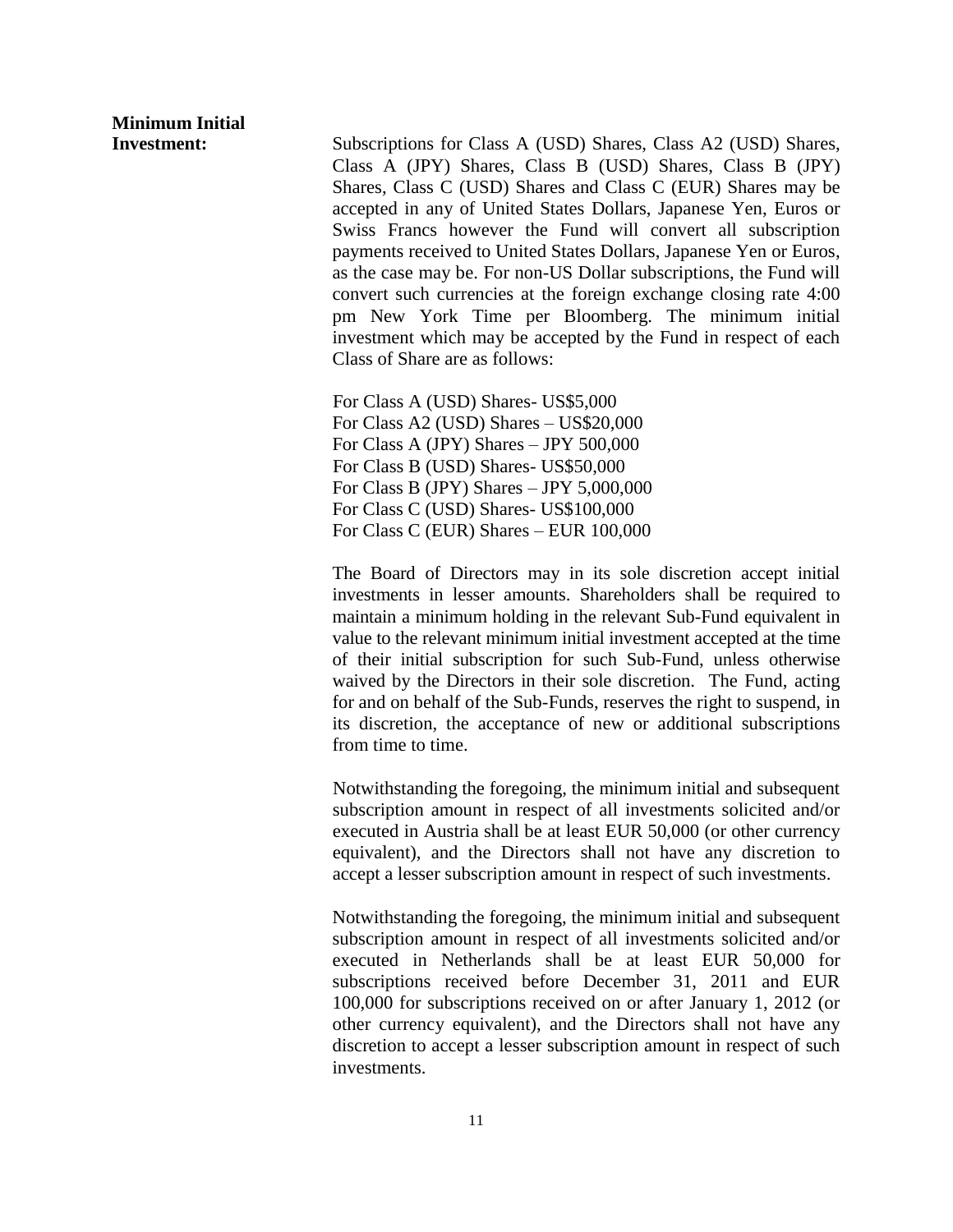**Minimum Initial Investment:**

Subscriptions for Class A (USD) Shares, Class A2 (USD) Shares, Class A (JPY) Shares, Class B (USD) Shares, Class B (JPY) Shares, Class C (USD) Shares and Class C (EUR) Shares may be accepted in any of United States Dollars, Japanese Yen, Euros or Swiss Francs however the Fund will convert all subscription payments received to United States Dollars, Japanese Yen or Euros, as the case may be. For non-US Dollar subscriptions, the Fund will convert such currencies at the foreign exchange closing rate 4:00 pm New York Time per Bloomberg. The minimum initial investment which may be accepted by the Fund in respect of each Class of Share are as follows:

For Class A (USD) Shares- US$5,000
For Class A2 (USD) Shares – US$20,000
For Class A (JPY) Shares – JPY 500,000
For Class B (USD) Shares- US$50,000
For Class B (JPY) Shares – JPY 5,000,000
For Class C (USD) Shares- US$100,000
For Class C (EUR) Shares – EUR 100,000

The Board of Directors may in its sole discretion accept initial investments in lesser amounts. Shareholders shall be required to maintain a minimum holding in the relevant Sub-Fund equivalent in value to the relevant minimum initial investment accepted at the time of their initial subscription for such Sub-Fund, unless otherwise waived by the Directors in their sole discretion. The Fund, acting for and on behalf of the Sub-Funds, reserves the right to suspend, in its discretion, the acceptance of new or additional subscriptions from time to time.

Notwithstanding the foregoing, the minimum initial and subsequent subscription amount in respect of all investments solicited and/or executed in Austria shall be at least EUR 50,000 (or other currency equivalent), and the Directors shall not have any discretion to accept a lesser subscription amount in respect of such investments.

Notwithstanding the foregoing, the minimum initial and subsequent subscription amount in respect of all investments solicited and/or executed in Netherlands shall be at least EUR 50,000 for subscriptions received before December 31, 2011 and EUR 100,000 for subscriptions received on or after January 1, 2012 (or other currency equivalent), and the Directors shall not have any discretion to accept a lesser subscription amount in respect of such investments.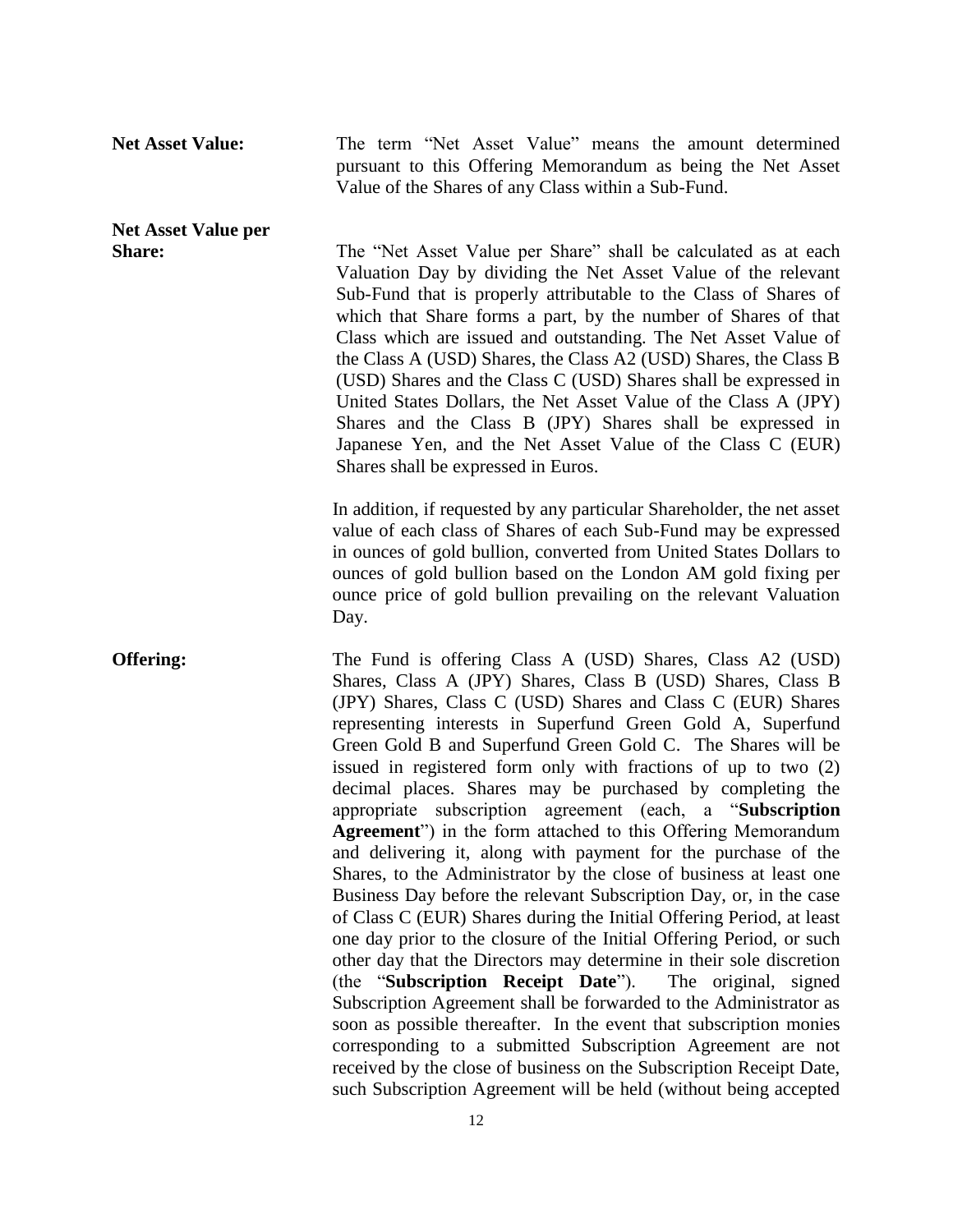**Net Asset Value:** The term "Net Asset Value" means the amount determined pursuant to this Offering Memorandum as being the Net Asset Value of the Shares of any Class within a Sub-Fund.

**Net Asset Value per Share:** The "Net Asset Value per Share" shall be calculated as at each Valuation Day by dividing the Net Asset Value of the relevant Sub-Fund that is properly attributable to the Class of Shares of which that Share forms a part, by the number of Shares of that Class which are issued and outstanding. The Net Asset Value of the Class A (USD) Shares, the Class A2 (USD) Shares, the Class B (USD) Shares and the Class C (USD) Shares shall be expressed in United States Dollars, the Net Asset Value of the Class A (JPY) Shares and the Class B (JPY) Shares shall be expressed in Japanese Yen, and the Net Asset Value of the Class C (EUR) Shares shall be expressed in Euros.

In addition, if requested by any particular Shareholder, the net asset value of each class of Shares of each Sub-Fund may be expressed in ounces of gold bullion, converted from United States Dollars to ounces of gold bullion based on the London AM gold fixing per ounce price of gold bullion prevailing on the relevant Valuation Day.

**Offering:** The Fund is offering Class A (USD) Shares, Class A2 (USD) Shares, Class A (JPY) Shares, Class B (USD) Shares, Class B (JPY) Shares, Class C (USD) Shares and Class C (EUR) Shares representing interests in Superfund Green Gold A, Superfund Green Gold B and Superfund Green Gold C. The Shares will be issued in registered form only with fractions of up to two (2) decimal places. Shares may be purchased by completing the appropriate subscription agreement (each, a "**Subscription Agreement**") in the form attached to this Offering Memorandum and delivering it, along with payment for the purchase of the Shares, to the Administrator by the close of business at least one Business Day before the relevant Subscription Day, or, in the case of Class C (EUR) Shares during the Initial Offering Period, at least one day prior to the closure of the Initial Offering Period, or such other day that the Directors may determine in their sole discretion (the "**Subscription Receipt Date**"). The original, signed Subscription Agreement shall be forwarded to the Administrator as soon as possible thereafter. In the event that subscription monies corresponding to a submitted Subscription Agreement are not received by the close of business on the Subscription Receipt Date, such Subscription Agreement will be held (without being accepted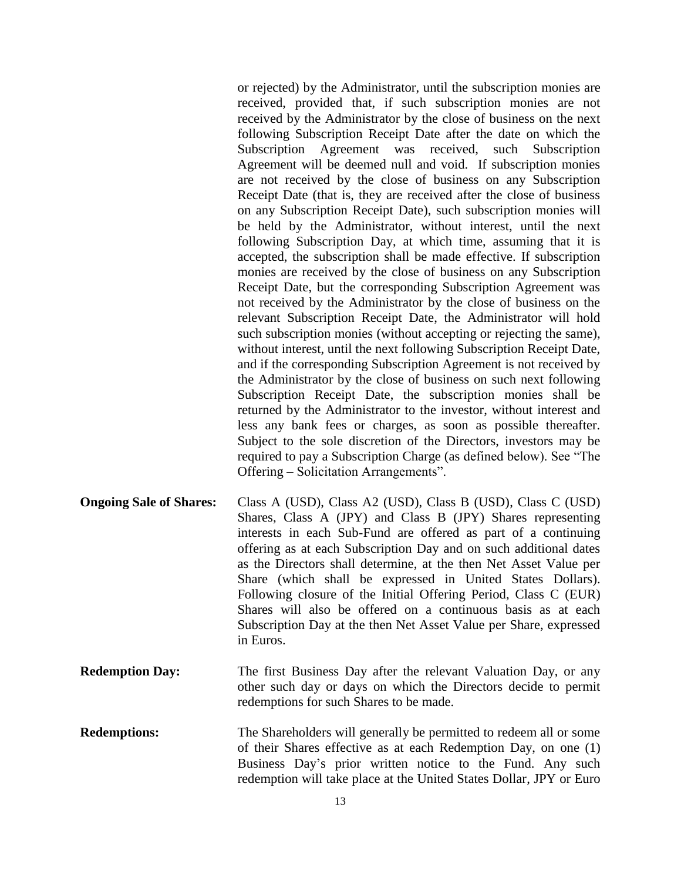or rejected) by the Administrator, until the subscription monies are received, provided that, if such subscription monies are not received by the Administrator by the close of business on the next following Subscription Receipt Date after the date on which the Subscription Agreement was received, such Subscription Agreement will be deemed null and void. If subscription monies are not received by the close of business on any Subscription Receipt Date (that is, they are received after the close of business on any Subscription Receipt Date), such subscription monies will be held by the Administrator, without interest, until the next following Subscription Day, at which time, assuming that it is accepted, the subscription shall be made effective. If subscription monies are received by the close of business on any Subscription Receipt Date, but the corresponding Subscription Agreement was not received by the Administrator by the close of business on the relevant Subscription Receipt Date, the Administrator will hold such subscription monies (without accepting or rejecting the same), without interest, until the next following Subscription Receipt Date, and if the corresponding Subscription Agreement is not received by the Administrator by the close of business on such next following Subscription Receipt Date, the subscription monies shall be returned by the Administrator to the investor, without interest and less any bank fees or charges, as soon as possible thereafter. Subject to the sole discretion of the Directors, investors may be required to pay a Subscription Charge (as defined below). See "The Offering – Solicitation Arrangements".

**Ongoing Sale of Shares:** Class A (USD), Class A2 (USD), Class B (USD), Class C (USD) Shares, Class A (JPY) and Class B (JPY) Shares representing interests in each Sub-Fund are offered as part of a continuing offering as at each Subscription Day and on such additional dates as the Directors shall determine, at the then Net Asset Value per Share (which shall be expressed in United States Dollars). Following closure of the Initial Offering Period, Class C (EUR) Shares will also be offered on a continuous basis as at each Subscription Day at the then Net Asset Value per Share, expressed in Euros.

**Redemption Day:** The first Business Day after the relevant Valuation Day, or any other such day or days on which the Directors decide to permit redemptions for such Shares to be made.

**Redemptions:** The Shareholders will generally be permitted to redeem all or some of their Shares effective as at each Redemption Day, on one (1) Business Day's prior written notice to the Fund. Any such redemption will take place at the United States Dollar, JPY or Euro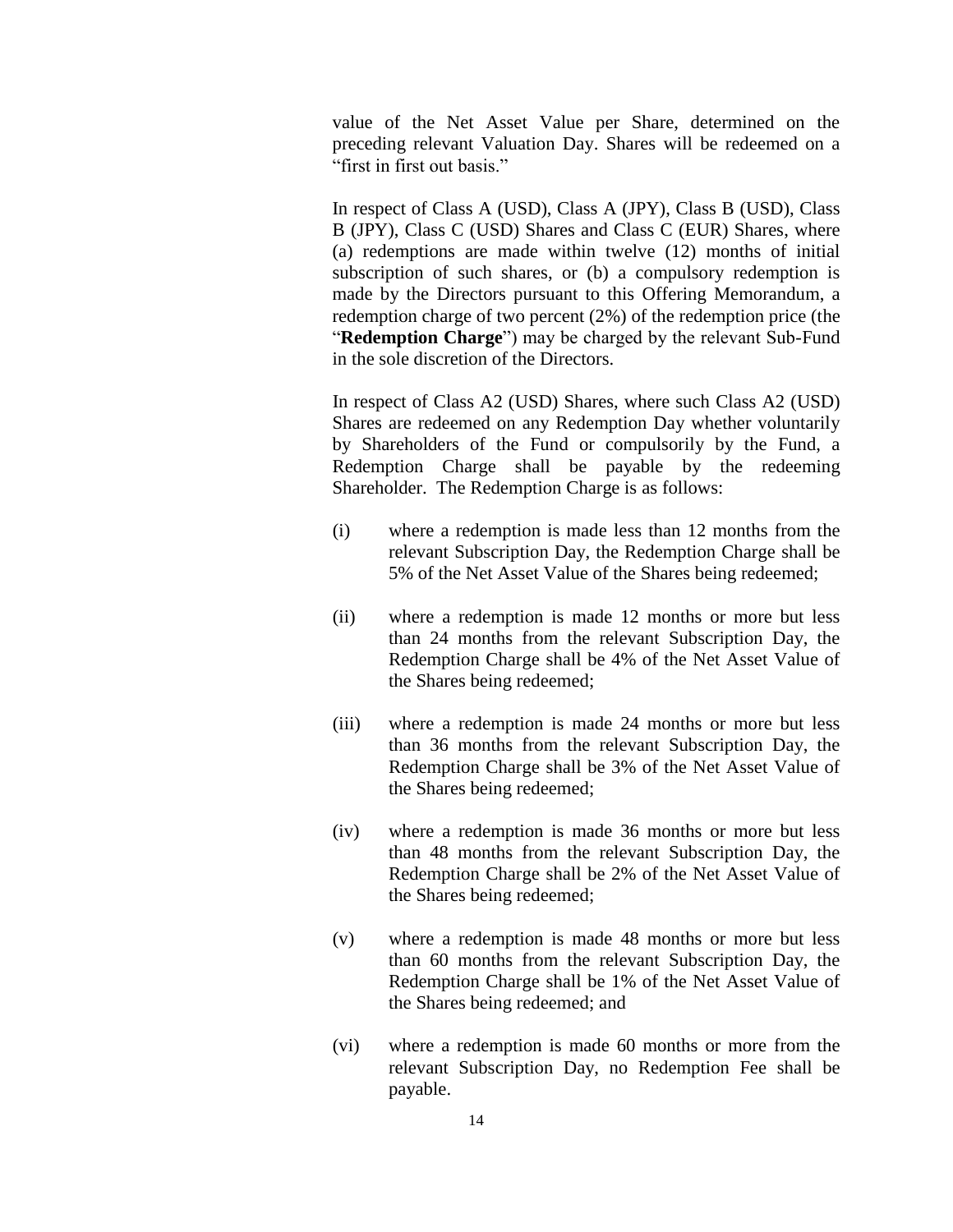value of the Net Asset Value per Share, determined on the preceding relevant Valuation Day. Shares will be redeemed on a "first in first out basis."

In respect of Class A (USD), Class A (JPY), Class B (USD), Class B (JPY), Class C (USD) Shares and Class C (EUR) Shares, where (a) redemptions are made within twelve (12) months of initial subscription of such shares, or (b) a compulsory redemption is made by the Directors pursuant to this Offering Memorandum, a redemption charge of two percent (2%) of the redemption price (the "**Redemption Charge**") may be charged by the relevant Sub-Fund in the sole discretion of the Directors.

In respect of Class A2 (USD) Shares, where such Class A2 (USD) Shares are redeemed on any Redemption Day whether voluntarily by Shareholders of the Fund or compulsorily by the Fund, a Redemption Charge shall be payable by the redeeming Shareholder. The Redemption Charge is as follows:

(i) where a redemption is made less than 12 months from the relevant Subscription Day, the Redemption Charge shall be 5% of the Net Asset Value of the Shares being redeemed;

(ii) where a redemption is made 12 months or more but less than 24 months from the relevant Subscription Day, the Redemption Charge shall be 4% of the Net Asset Value of the Shares being redeemed;

(iii) where a redemption is made 24 months or more but less than 36 months from the relevant Subscription Day, the Redemption Charge shall be 3% of the Net Asset Value of the Shares being redeemed;

(iv) where a redemption is made 36 months or more but less than 48 months from the relevant Subscription Day, the Redemption Charge shall be 2% of the Net Asset Value of the Shares being redeemed;

(v) where a redemption is made 48 months or more but less than 60 months from the relevant Subscription Day, the Redemption Charge shall be 1% of the Net Asset Value of the Shares being redeemed; and

(vi) where a redemption is made 60 months or more from the relevant Subscription Day, no Redemption Fee shall be payable.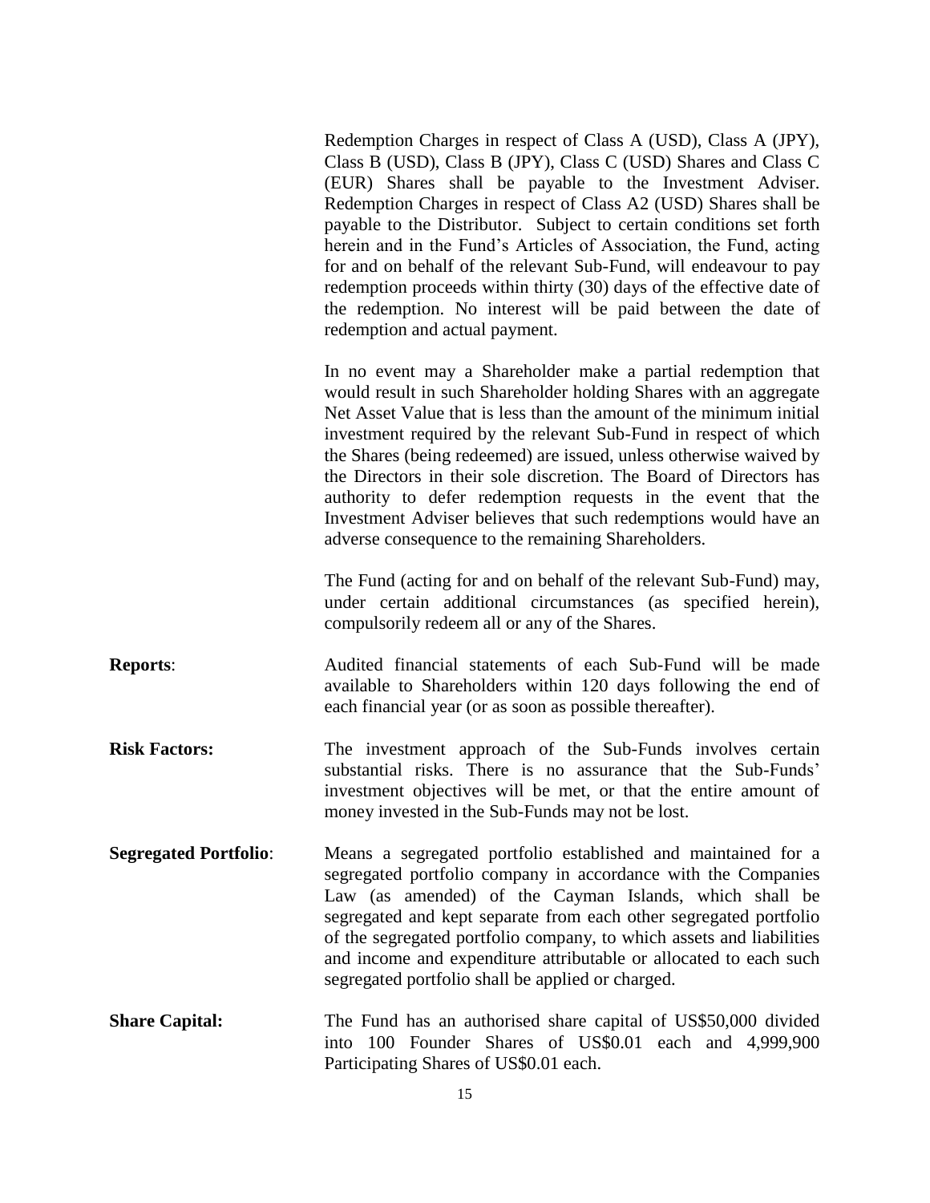Redemption Charges in respect of Class A (USD), Class A (JPY), Class B (USD), Class B (JPY), Class C (USD) Shares and Class C (EUR) Shares shall be payable to the Investment Adviser. Redemption Charges in respect of Class A2 (USD) Shares shall be payable to the Distributor. Subject to certain conditions set forth herein and in the Fund's Articles of Association, the Fund, acting for and on behalf of the relevant Sub-Fund, will endeavour to pay redemption proceeds within thirty (30) days of the effective date of the redemption. No interest will be paid between the date of redemption and actual payment.

In no event may a Shareholder make a partial redemption that would result in such Shareholder holding Shares with an aggregate Net Asset Value that is less than the amount of the minimum initial investment required by the relevant Sub-Fund in respect of which the Shares (being redeemed) are issued, unless otherwise waived by the Directors in their sole discretion. The Board of Directors has authority to defer redemption requests in the event that the Investment Adviser believes that such redemptions would have an adverse consequence to the remaining Shareholders.

The Fund (acting for and on behalf of the relevant Sub-Fund) may, under certain additional circumstances (as specified herein), compulsorily redeem all or any of the Shares.

**Reports**: Audited financial statements of each Sub-Fund will be made available to Shareholders within 120 days following the end of each financial year (or as soon as possible thereafter).

**Risk Factors:** The investment approach of the Sub-Funds involves certain substantial risks. There is no assurance that the Sub-Funds' investment objectives will be met, or that the entire amount of money invested in the Sub-Funds may not be lost.

**Segregated Portfolio**: Means a segregated portfolio established and maintained for a segregated portfolio company in accordance with the Companies Law (as amended) of the Cayman Islands, which shall be segregated and kept separate from each other segregated portfolio of the segregated portfolio company, to which assets and liabilities and income and expenditure attributable or allocated to each such segregated portfolio shall be applied or charged.

**Share Capital:** The Fund has an authorised share capital of US$50,000 divided into 100 Founder Shares of US$0.01 each and 4,999,900 Participating Shares of US$0.01 each.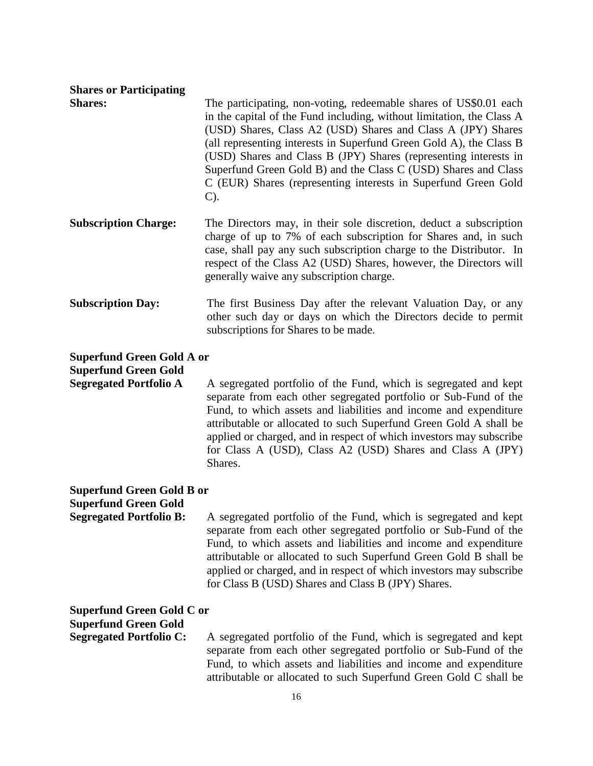**Shares or Participating Shares:** The participating, non-voting, redeemable shares of US$0.01 each in the capital of the Fund including, without limitation, the Class A (USD) Shares, Class A2 (USD) Shares and Class A (JPY) Shares (all representing interests in Superfund Green Gold A), the Class B (USD) Shares and Class B (JPY) Shares (representing interests in Superfund Green Gold B) and the Class C (USD) Shares and Class C (EUR) Shares (representing interests in Superfund Green Gold C).

**Subscription Charge:** The Directors may, in their sole discretion, deduct a subscription charge of up to 7% of each subscription for Shares and, in such case, shall pay any such subscription charge to the Distributor. In respect of the Class A2 (USD) Shares, however, the Directors will generally waive any subscription charge.

**Subscription Day:** The first Business Day after the relevant Valuation Day, or any other such day or days on which the Directors decide to permit subscriptions for Shares to be made.

**Superfund Green Gold A or Superfund Green Gold Segregated Portfolio A** A segregated portfolio of the Fund, which is segregated and kept separate from each other segregated portfolio or Sub-Fund of the Fund, to which assets and liabilities and income and expenditure attributable or allocated to such Superfund Green Gold A shall be applied or charged, and in respect of which investors may subscribe for Class A (USD), Class A2 (USD) Shares and Class A (JPY) Shares.

**Superfund Green Gold B or Superfund Green Gold Segregated Portfolio B:** A segregated portfolio of the Fund, which is segregated and kept separate from each other segregated portfolio or Sub-Fund of the Fund, to which assets and liabilities and income and expenditure attributable or allocated to such Superfund Green Gold B shall be applied or charged, and in respect of which investors may subscribe for Class B (USD) Shares and Class B (JPY) Shares.

**Superfund Green Gold C or Superfund Green Gold Segregated Portfolio C:** A segregated portfolio of the Fund, which is segregated and kept separate from each other segregated portfolio or Sub-Fund of the Fund, to which assets and liabilities and income and expenditure attributable or allocated to such Superfund Green Gold C shall be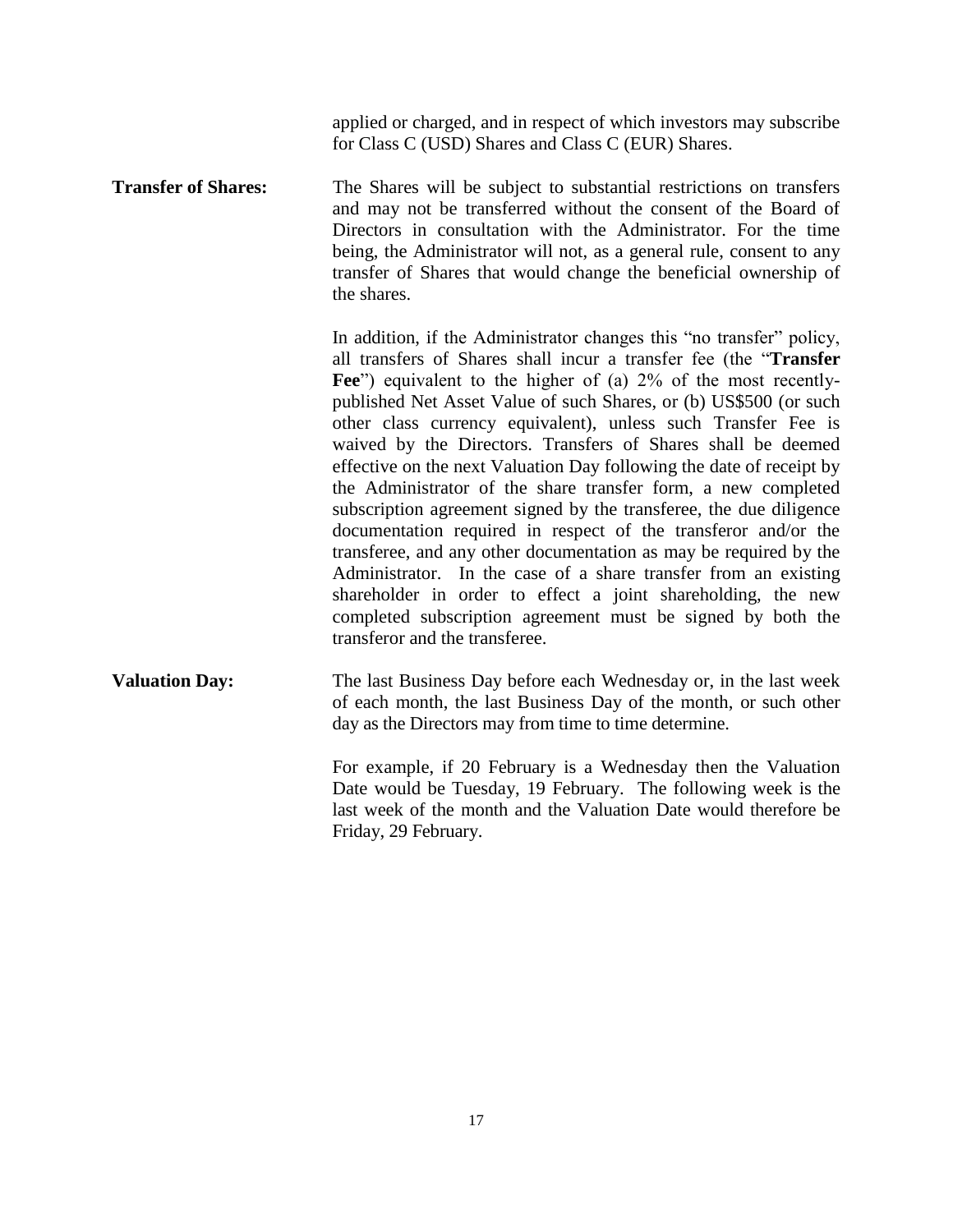applied or charged, and in respect of which investors may subscribe for Class C (USD) Shares and Class C (EUR) Shares.

**Transfer of Shares:** The Shares will be subject to substantial restrictions on transfers and may not be transferred without the consent of the Board of Directors in consultation with the Administrator. For the time being, the Administrator will not, as a general rule, consent to any transfer of Shares that would change the beneficial ownership of the shares.

In addition, if the Administrator changes this "no transfer" policy, all transfers of Shares shall incur a transfer fee (the "**Transfer Fee**") equivalent to the higher of (a) 2% of the most recently-published Net Asset Value of such Shares, or (b) US$500 (or such other class currency equivalent), unless such Transfer Fee is waived by the Directors. Transfers of Shares shall be deemed effective on the next Valuation Day following the date of receipt by the Administrator of the share transfer form, a new completed subscription agreement signed by the transferee, the due diligence documentation required in respect of the transferor and/or the transferee, and any other documentation as may be required by the Administrator. In the case of a share transfer from an existing shareholder in order to effect a joint shareholding, the new completed subscription agreement must be signed by both the transferor and the transferee.

**Valuation Day:** The last Business Day before each Wednesday or, in the last week of each month, the last Business Day of the month, or such other day as the Directors may from time to time determine.

For example, if 20 February is a Wednesday then the Valuation Date would be Tuesday, 19 February. The following week is the last week of the month and the Valuation Date would therefore be Friday, 29 February.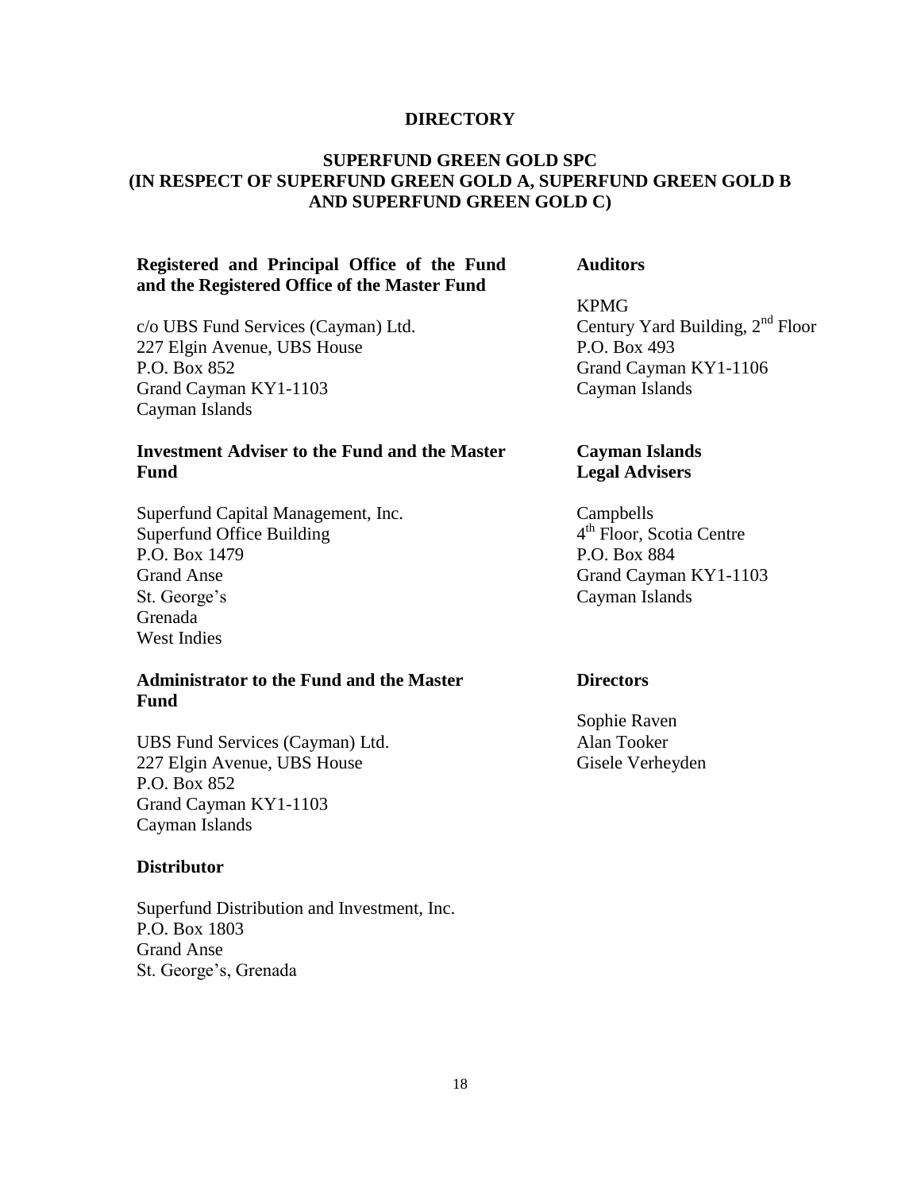# DIRECTORY

## SUPERFUND GREEN GOLD SPC
## (IN RESPECT OF SUPERFUND GREEN GOLD A, SUPERFUND GREEN GOLD B AND SUPERFUND GREEN GOLD C)

**Registered and Principal Office of the Fund and the Registered Office of the Master Fund**

c/o UBS Fund Services (Cayman) Ltd.
227 Elgin Avenue, UBS House
P.O. Box 852
Grand Cayman KY1-1103
Cayman Islands

**Investment Adviser to the Fund and the Master Fund**

Superfund Capital Management, Inc.
Superfund Office Building
P.O. Box 1479
Grand Anse
St. George's
Grenada
West Indies

**Administrator to the Fund and the Master Fund**

UBS Fund Services (Cayman) Ltd.
227 Elgin Avenue, UBS House
P.O. Box 852
Grand Cayman KY1-1103
Cayman Islands

**Distributor**

Superfund Distribution and Investment, Inc.
P.O. Box 1803
Grand Anse
St. George's, Grenada

**Auditors**

KPMG
Century Yard Building, 2nd Floor
P.O. Box 493
Grand Cayman KY1-1106
Cayman Islands

**Cayman Islands Legal Advisers**

Campbells
4th Floor, Scotia Centre
P.O. Box 884
Grand Cayman KY1-1103
Cayman Islands

**Directors**

Sophie Raven
Alan Tooker
Gisele Verheyden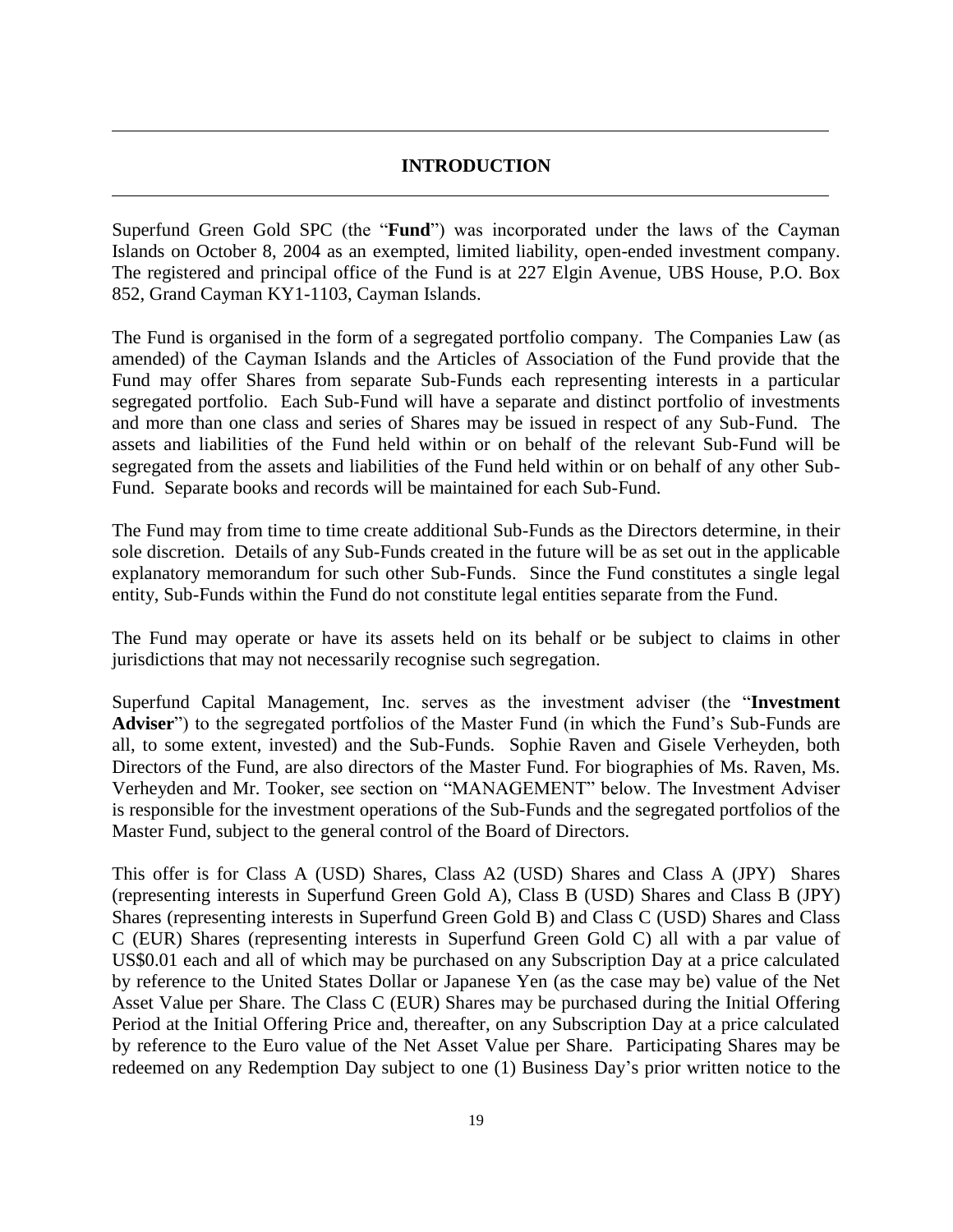# INTRODUCTION

Superfund Green Gold SPC (the "**Fund**") was incorporated under the laws of the Cayman Islands on October 8, 2004 as an exempted, limited liability, open-ended investment company. The registered and principal office of the Fund is at 227 Elgin Avenue, UBS House, P.O. Box 852, Grand Cayman KY1-1103, Cayman Islands.

The Fund is organised in the form of a segregated portfolio company. The Companies Law (as amended) of the Cayman Islands and the Articles of Association of the Fund provide that the Fund may offer Shares from separate Sub-Funds each representing interests in a particular segregated portfolio. Each Sub-Fund will have a separate and distinct portfolio of investments and more than one class and series of Shares may be issued in respect of any Sub-Fund. The assets and liabilities of the Fund held within or on behalf of the relevant Sub-Fund will be segregated from the assets and liabilities of the Fund held within or on behalf of any other Sub-Fund. Separate books and records will be maintained for each Sub-Fund.

The Fund may from time to time create additional Sub-Funds as the Directors determine, in their sole discretion. Details of any Sub-Funds created in the future will be as set out in the applicable explanatory memorandum for such other Sub-Funds. Since the Fund constitutes a single legal entity, Sub-Funds within the Fund do not constitute legal entities separate from the Fund.

The Fund may operate or have its assets held on its behalf or be subject to claims in other jurisdictions that may not necessarily recognise such segregation.

Superfund Capital Management, Inc. serves as the investment adviser (the "**Investment Adviser**") to the segregated portfolios of the Master Fund (in which the Fund's Sub-Funds are all, to some extent, invested) and the Sub-Funds. Sophie Raven and Gisele Verheyden, both Directors of the Fund, are also directors of the Master Fund. For biographies of Ms. Raven, Ms. Verheyden and Mr. Tooker, see section on "MANAGEMENT" below. The Investment Adviser is responsible for the investment operations of the Sub-Funds and the segregated portfolios of the Master Fund, subject to the general control of the Board of Directors.

This offer is for Class A (USD) Shares, Class A2 (USD) Shares and Class A (JPY) Shares (representing interests in Superfund Green Gold A), Class B (USD) Shares and Class B (JPY) Shares (representing interests in Superfund Green Gold B) and Class C (USD) Shares and Class C (EUR) Shares (representing interests in Superfund Green Gold C) all with a par value of US$0.01 each and all of which may be purchased on any Subscription Day at a price calculated by reference to the United States Dollar or Japanese Yen (as the case may be) value of the Net Asset Value per Share. The Class C (EUR) Shares may be purchased during the Initial Offering Period at the Initial Offering Price and, thereafter, on any Subscription Day at a price calculated by reference to the Euro value of the Net Asset Value per Share. Participating Shares may be redeemed on any Redemption Day subject to one (1) Business Day's prior written notice to the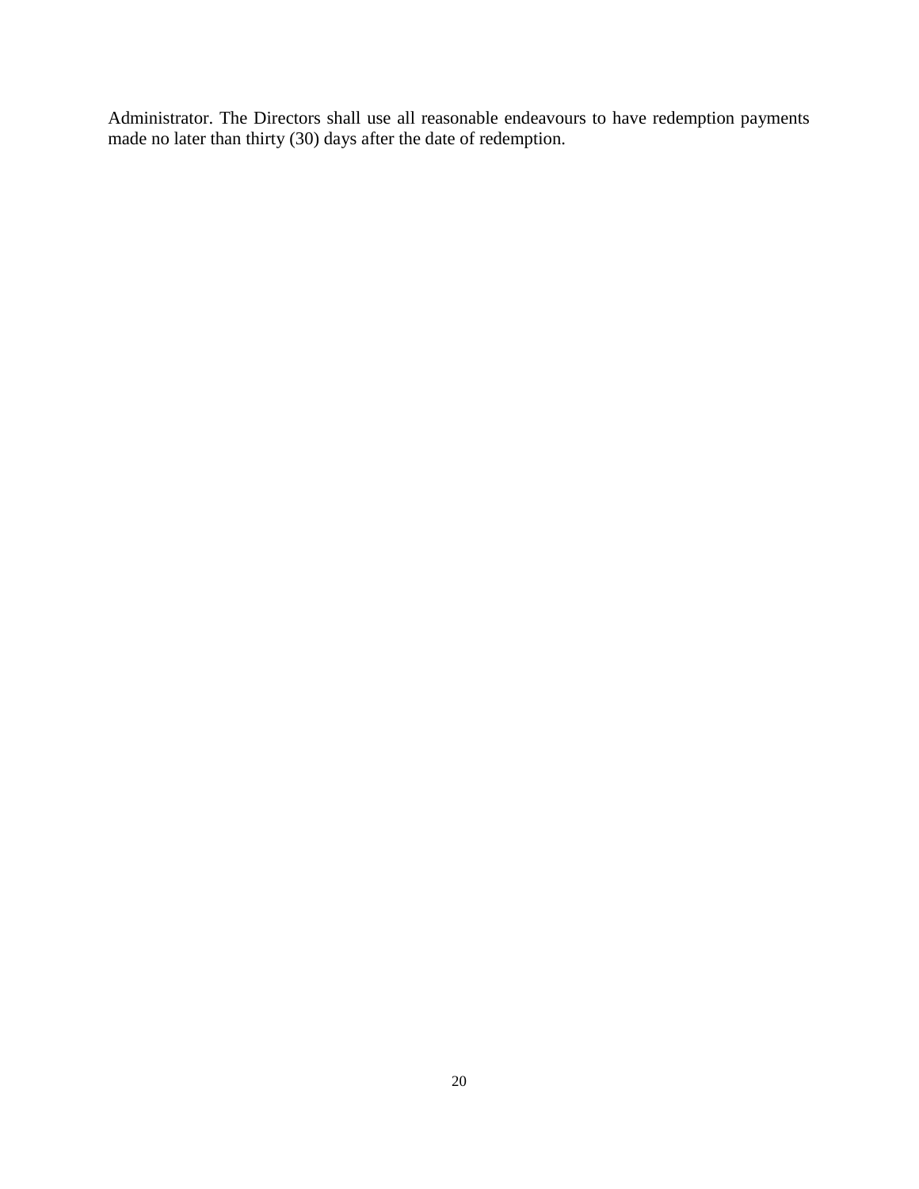Administrator. The Directors shall use all reasonable endeavours to have redemption payments made no later than thirty (30) days after the date of redemption.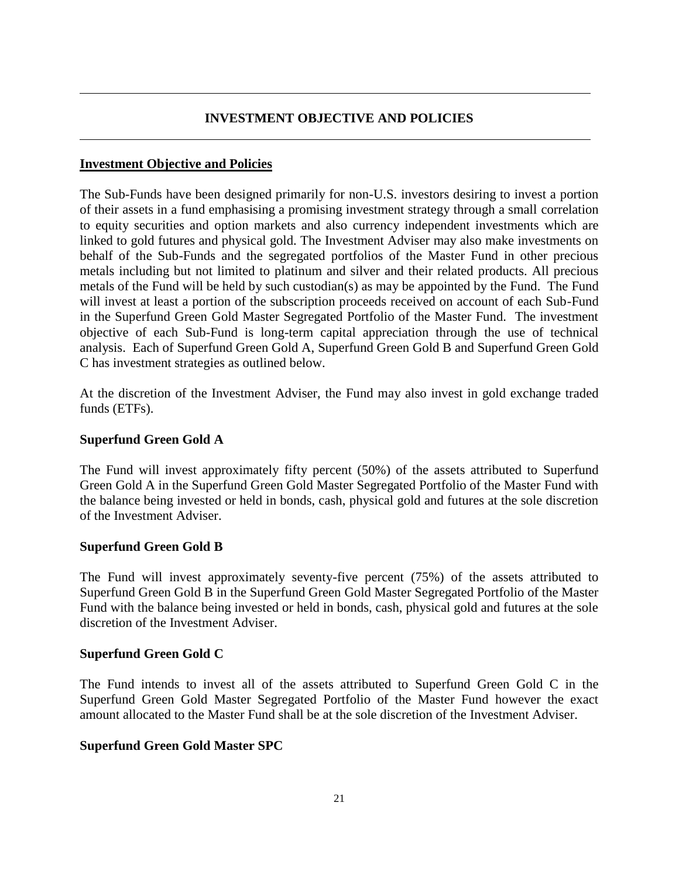## INVESTMENT OBJECTIVE AND POLICIES

### Investment Objective and Policies

The Sub-Funds have been designed primarily for non-U.S. investors desiring to invest a portion of their assets in a fund emphasising a promising investment strategy through a small correlation to equity securities and option markets and also currency independent investments which are linked to gold futures and physical gold. The Investment Adviser may also make investments on behalf of the Sub-Funds and the segregated portfolios of the Master Fund in other precious metals including but not limited to platinum and silver and their related products. All precious metals of the Fund will be held by such custodian(s) as may be appointed by the Fund. The Fund will invest at least a portion of the subscription proceeds received on account of each Sub-Fund in the Superfund Green Gold Master Segregated Portfolio of the Master Fund. The investment objective of each Sub-Fund is long-term capital appreciation through the use of technical analysis. Each of Superfund Green Gold A, Superfund Green Gold B and Superfund Green Gold C has investment strategies as outlined below.

At the discretion of the Investment Adviser, the Fund may also invest in gold exchange traded funds (ETFs).

**Superfund Green Gold A**

The Fund will invest approximately fifty percent (50%) of the assets attributed to Superfund Green Gold A in the Superfund Green Gold Master Segregated Portfolio of the Master Fund with the balance being invested or held in bonds, cash, physical gold and futures at the sole discretion of the Investment Adviser.

**Superfund Green Gold B**

The Fund will invest approximately seventy-five percent (75%) of the assets attributed to Superfund Green Gold B in the Superfund Green Gold Master Segregated Portfolio of the Master Fund with the balance being invested or held in bonds, cash, physical gold and futures at the sole discretion of the Investment Adviser.

**Superfund Green Gold C**

The Fund intends to invest all of the assets attributed to Superfund Green Gold C in the Superfund Green Gold Master Segregated Portfolio of the Master Fund however the exact amount allocated to the Master Fund shall be at the sole discretion of the Investment Adviser.

**Superfund Green Gold Master SPC**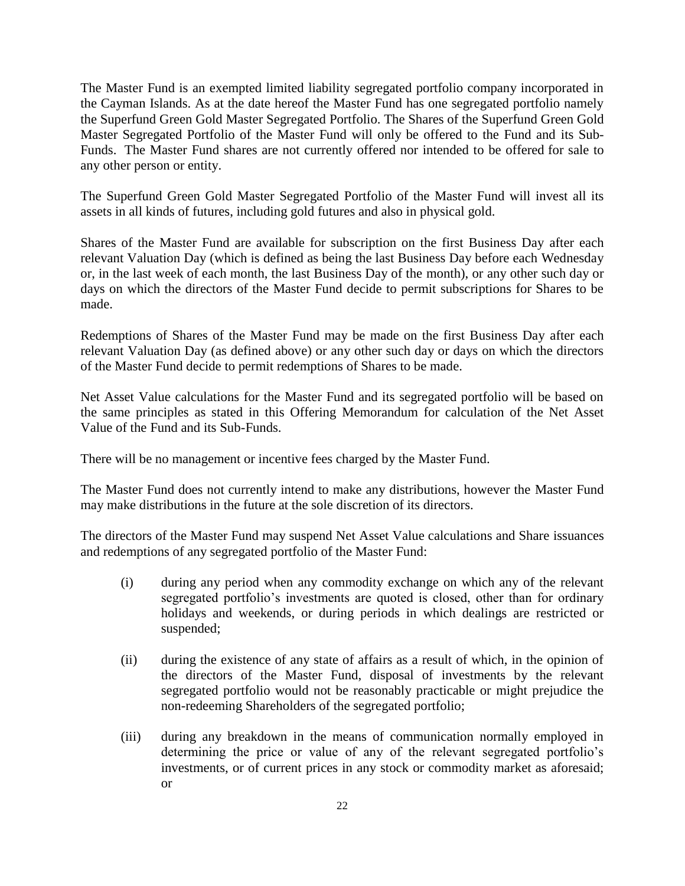The Master Fund is an exempted limited liability segregated portfolio company incorporated in the Cayman Islands. As at the date hereof the Master Fund has one segregated portfolio namely the Superfund Green Gold Master Segregated Portfolio. The Shares of the Superfund Green Gold Master Segregated Portfolio of the Master Fund will only be offered to the Fund and its Sub-Funds. The Master Fund shares are not currently offered nor intended to be offered for sale to any other person or entity.

The Superfund Green Gold Master Segregated Portfolio of the Master Fund will invest all its assets in all kinds of futures, including gold futures and also in physical gold.

Shares of the Master Fund are available for subscription on the first Business Day after each relevant Valuation Day (which is defined as being the last Business Day before each Wednesday or, in the last week of each month, the last Business Day of the month), or any other such day or days on which the directors of the Master Fund decide to permit subscriptions for Shares to be made.

Redemptions of Shares of the Master Fund may be made on the first Business Day after each relevant Valuation Day (as defined above) or any other such day or days on which the directors of the Master Fund decide to permit redemptions of Shares to be made.

Net Asset Value calculations for the Master Fund and its segregated portfolio will be based on the same principles as stated in this Offering Memorandum for calculation of the Net Asset Value of the Fund and its Sub-Funds.

There will be no management or incentive fees charged by the Master Fund.

The Master Fund does not currently intend to make any distributions, however the Master Fund may make distributions in the future at the sole discretion of its directors.

The directors of the Master Fund may suspend Net Asset Value calculations and Share issuances and redemptions of any segregated portfolio of the Master Fund:

(i) during any period when any commodity exchange on which any of the relevant segregated portfolio's investments are quoted is closed, other than for ordinary holidays and weekends, or during periods in which dealings are restricted or suspended;

(ii) during the existence of any state of affairs as a result of which, in the opinion of the directors of the Master Fund, disposal of investments by the relevant segregated portfolio would not be reasonably practicable or might prejudice the non-redeeming Shareholders of the segregated portfolio;

(iii) during any breakdown in the means of communication normally employed in determining the price or value of any of the relevant segregated portfolio's investments, or of current prices in any stock or commodity market as aforesaid; or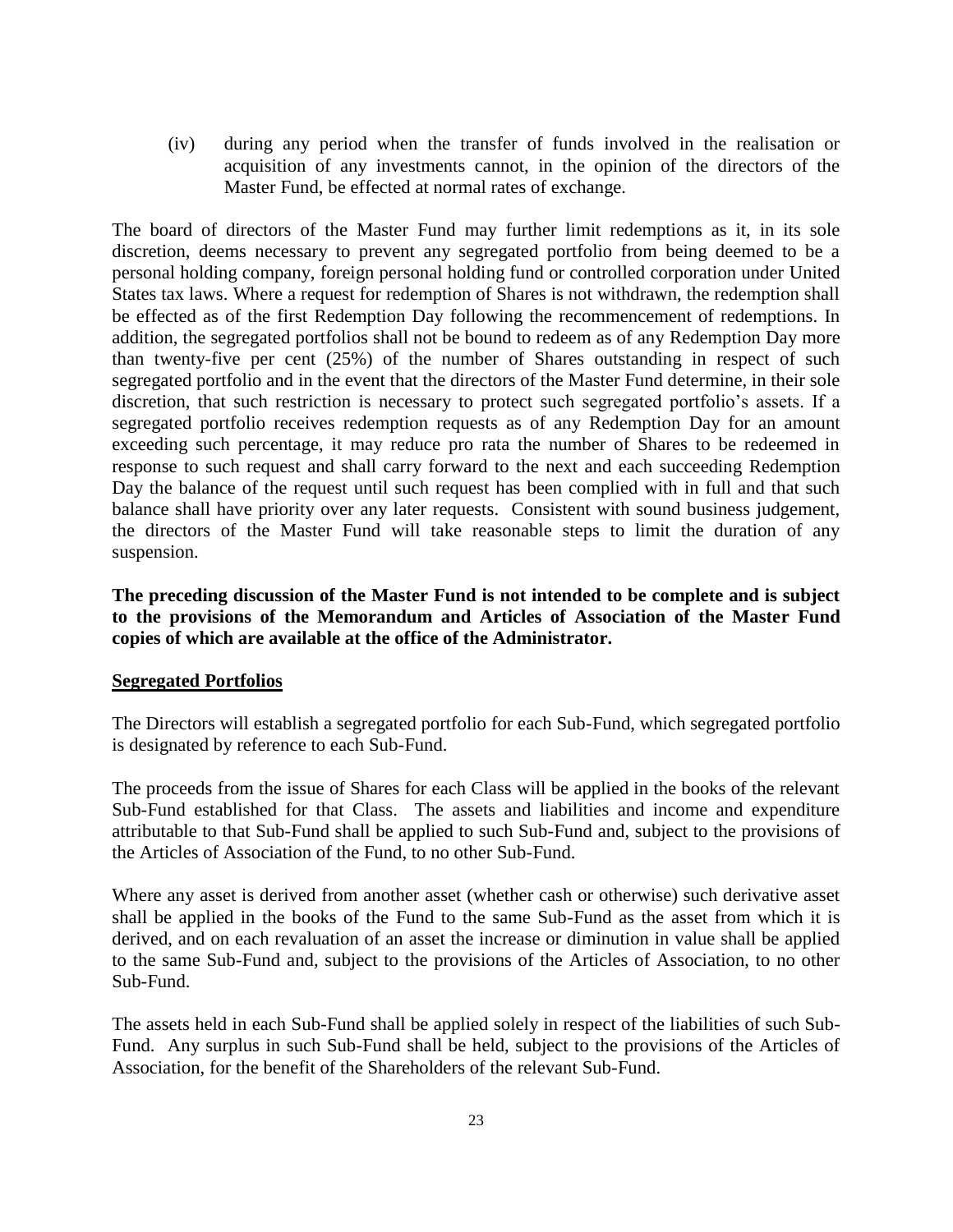(iv) during any period when the transfer of funds involved in the realisation or acquisition of any investments cannot, in the opinion of the directors of the Master Fund, be effected at normal rates of exchange.

The board of directors of the Master Fund may further limit redemptions as it, in its sole discretion, deems necessary to prevent any segregated portfolio from being deemed to be a personal holding company, foreign personal holding fund or controlled corporation under United States tax laws. Where a request for redemption of Shares is not withdrawn, the redemption shall be effected as of the first Redemption Day following the recommencement of redemptions. In addition, the segregated portfolios shall not be bound to redeem as of any Redemption Day more than twenty-five per cent (25%) of the number of Shares outstanding in respect of such segregated portfolio and in the event that the directors of the Master Fund determine, in their sole discretion, that such restriction is necessary to protect such segregated portfolio's assets. If a segregated portfolio receives redemption requests as of any Redemption Day for an amount exceeding such percentage, it may reduce pro rata the number of Shares to be redeemed in response to such request and shall carry forward to the next and each succeeding Redemption Day the balance of the request until such request has been complied with in full and that such balance shall have priority over any later requests. Consistent with sound business judgement, the directors of the Master Fund will take reasonable steps to limit the duration of any suspension.

**The preceding discussion of the Master Fund is not intended to be complete and is subject to the provisions of the Memorandum and Articles of Association of the Master Fund copies of which are available at the office of the Administrator.**

## Segregated Portfolios

The Directors will establish a segregated portfolio for each Sub-Fund, which segregated portfolio is designated by reference to each Sub-Fund.

The proceeds from the issue of Shares for each Class will be applied in the books of the relevant Sub-Fund established for that Class. The assets and liabilities and income and expenditure attributable to that Sub-Fund shall be applied to such Sub-Fund and, subject to the provisions of the Articles of Association of the Fund, to no other Sub-Fund.

Where any asset is derived from another asset (whether cash or otherwise) such derivative asset shall be applied in the books of the Fund to the same Sub-Fund as the asset from which it is derived, and on each revaluation of an asset the increase or diminution in value shall be applied to the same Sub-Fund and, subject to the provisions of the Articles of Association, to no other Sub-Fund.

The assets held in each Sub-Fund shall be applied solely in respect of the liabilities of such Sub-Fund. Any surplus in such Sub-Fund shall be held, subject to the provisions of the Articles of Association, for the benefit of the Shareholders of the relevant Sub-Fund.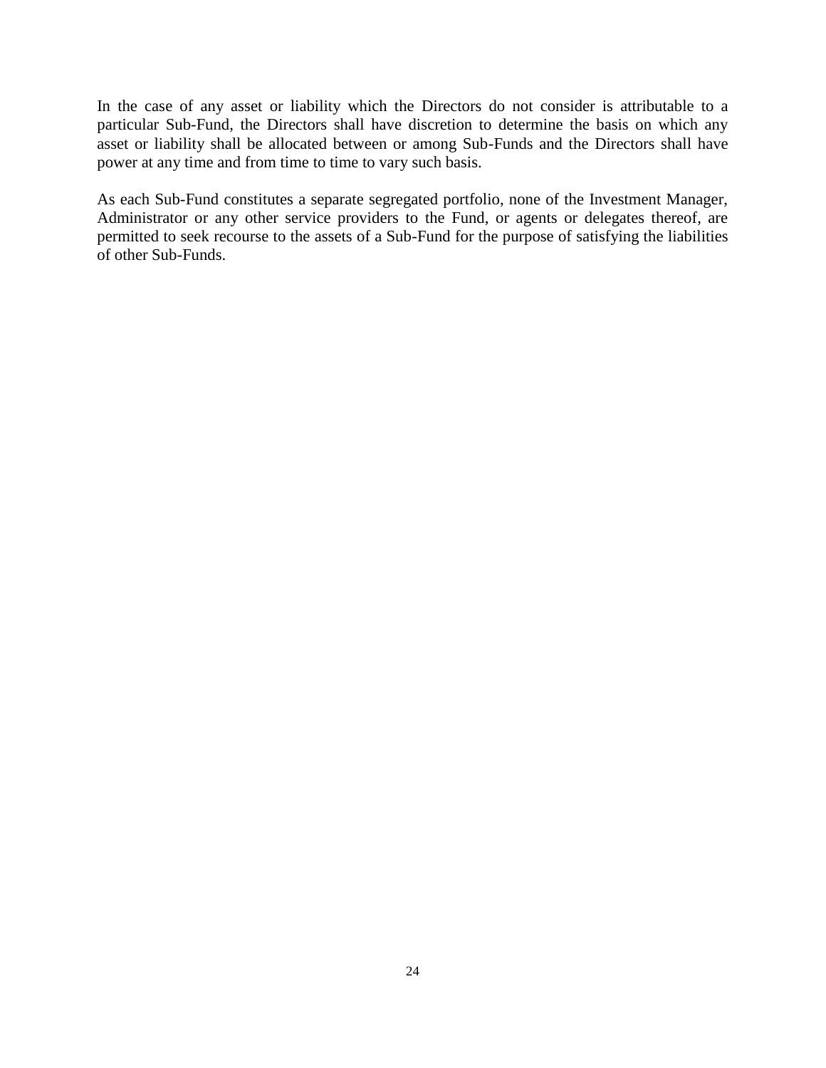In the case of any asset or liability which the Directors do not consider is attributable to a particular Sub-Fund, the Directors shall have discretion to determine the basis on which any asset or liability shall be allocated between or among Sub-Funds and the Directors shall have power at any time and from time to time to vary such basis.

As each Sub-Fund constitutes a separate segregated portfolio, none of the Investment Manager, Administrator or any other service providers to the Fund, or agents or delegates thereof, are permitted to seek recourse to the assets of a Sub-Fund for the purpose of satisfying the liabilities of other Sub-Funds.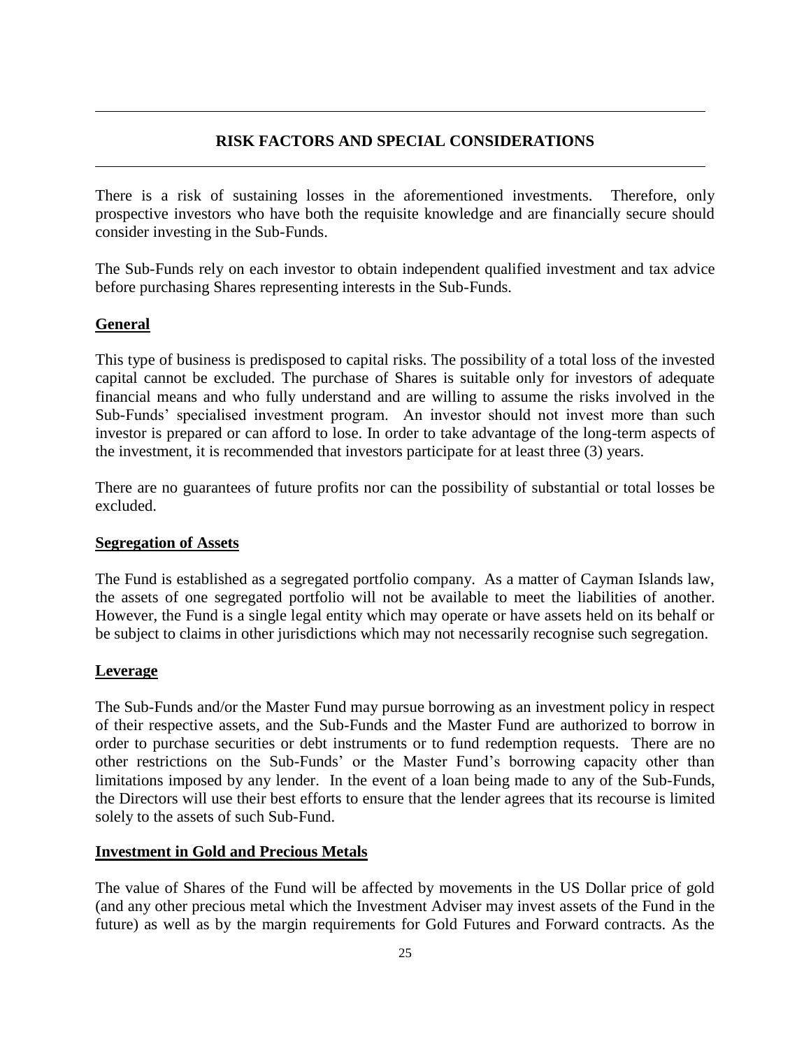## RISK FACTORS AND SPECIAL CONSIDERATIONS

There is a risk of sustaining losses in the aforementioned investments. Therefore, only prospective investors who have both the requisite knowledge and are financially secure should consider investing in the Sub-Funds.

The Sub-Funds rely on each investor to obtain independent qualified investment and tax advice before purchasing Shares representing interests in the Sub-Funds.

### General

This type of business is predisposed to capital risks. The possibility of a total loss of the invested capital cannot be excluded. The purchase of Shares is suitable only for investors of adequate financial means and who fully understand and are willing to assume the risks involved in the Sub-Funds' specialised investment program. An investor should not invest more than such investor is prepared or can afford to lose. In order to take advantage of the long-term aspects of the investment, it is recommended that investors participate for at least three (3) years.

There are no guarantees of future profits nor can the possibility of substantial or total losses be excluded.

### Segregation of Assets

The Fund is established as a segregated portfolio company. As a matter of Cayman Islands law, the assets of one segregated portfolio will not be available to meet the liabilities of another. However, the Fund is a single legal entity which may operate or have assets held on its behalf or be subject to claims in other jurisdictions which may not necessarily recognise such segregation.

### Leverage

The Sub-Funds and/or the Master Fund may pursue borrowing as an investment policy in respect of their respective assets, and the Sub-Funds and the Master Fund are authorized to borrow in order to purchase securities or debt instruments or to fund redemption requests. There are no other restrictions on the Sub-Funds' or the Master Fund's borrowing capacity other than limitations imposed by any lender. In the event of a loan being made to any of the Sub-Funds, the Directors will use their best efforts to ensure that the lender agrees that its recourse is limited solely to the assets of such Sub-Fund.

### Investment in Gold and Precious Metals

The value of Shares of the Fund will be affected by movements in the US Dollar price of gold (and any other precious metal which the Investment Adviser may invest assets of the Fund in the future) as well as by the margin requirements for Gold Futures and Forward contracts. As the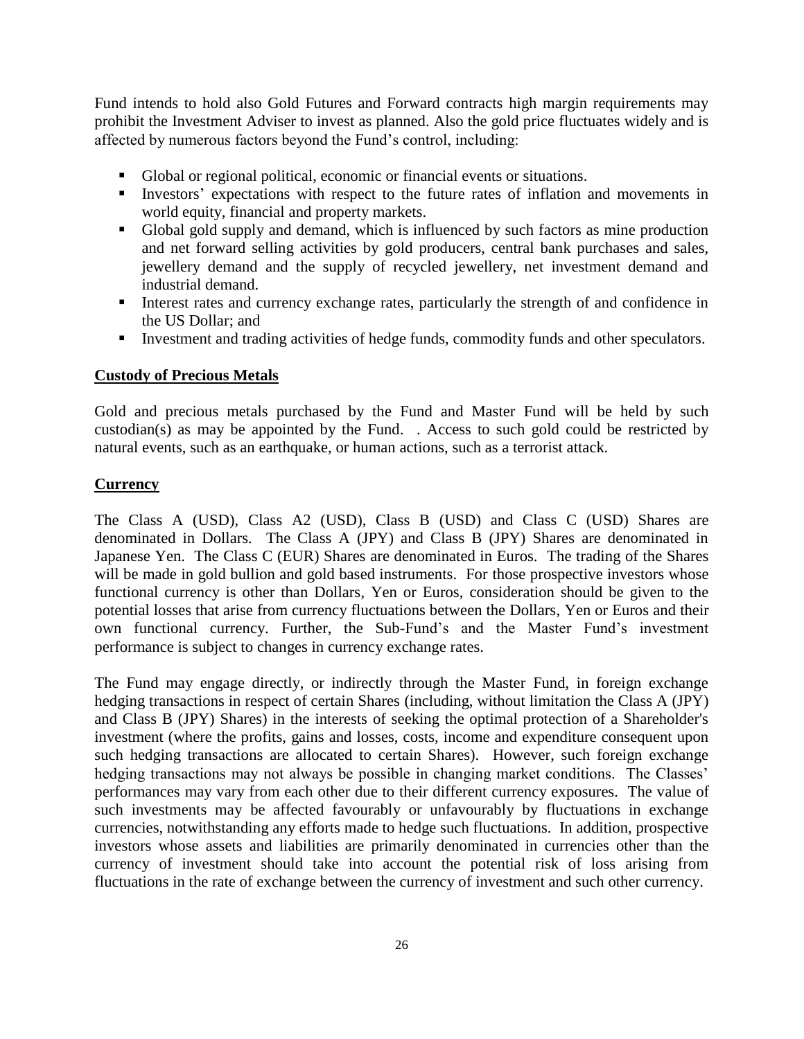Fund intends to hold also Gold Futures and Forward contracts high margin requirements may prohibit the Investment Adviser to invest as planned. Also the gold price fluctuates widely and is affected by numerous factors beyond the Fund's control, including:

- Global or regional political, economic or financial events or situations.
- Investors' expectations with respect to the future rates of inflation and movements in world equity, financial and property markets.
- Global gold supply and demand, which is influenced by such factors as mine production and net forward selling activities by gold producers, central bank purchases and sales, jewellery demand and the supply of recycled jewellery, net investment demand and industrial demand.
- Interest rates and currency exchange rates, particularly the strength of and confidence in the US Dollar; and
- Investment and trading activities of hedge funds, commodity funds and other speculators.

**Custody of Precious Metals**

Gold and precious metals purchased by the Fund and Master Fund will be held by such custodian(s) as may be appointed by the Fund. . Access to such gold could be restricted by natural events, such as an earthquake, or human actions, such as a terrorist attack.

**Currency**

The Class A (USD), Class A2 (USD), Class B (USD) and Class C (USD) Shares are denominated in Dollars. The Class A (JPY) and Class B (JPY) Shares are denominated in Japanese Yen. The Class C (EUR) Shares are denominated in Euros. The trading of the Shares will be made in gold bullion and gold based instruments. For those prospective investors whose functional currency is other than Dollars, Yen or Euros, consideration should be given to the potential losses that arise from currency fluctuations between the Dollars, Yen or Euros and their own functional currency. Further, the Sub-Fund's and the Master Fund's investment performance is subject to changes in currency exchange rates.

The Fund may engage directly, or indirectly through the Master Fund, in foreign exchange hedging transactions in respect of certain Shares (including, without limitation the Class A (JPY) and Class B (JPY) Shares) in the interests of seeking the optimal protection of a Shareholder's investment (where the profits, gains and losses, costs, income and expenditure consequent upon such hedging transactions are allocated to certain Shares). However, such foreign exchange hedging transactions may not always be possible in changing market conditions. The Classes' performances may vary from each other due to their different currency exposures. The value of such investments may be affected favourably or unfavourably by fluctuations in exchange currencies, notwithstanding any efforts made to hedge such fluctuations. In addition, prospective investors whose assets and liabilities are primarily denominated in currencies other than the currency of investment should take into account the potential risk of loss arising from fluctuations in the rate of exchange between the currency of investment and such other currency.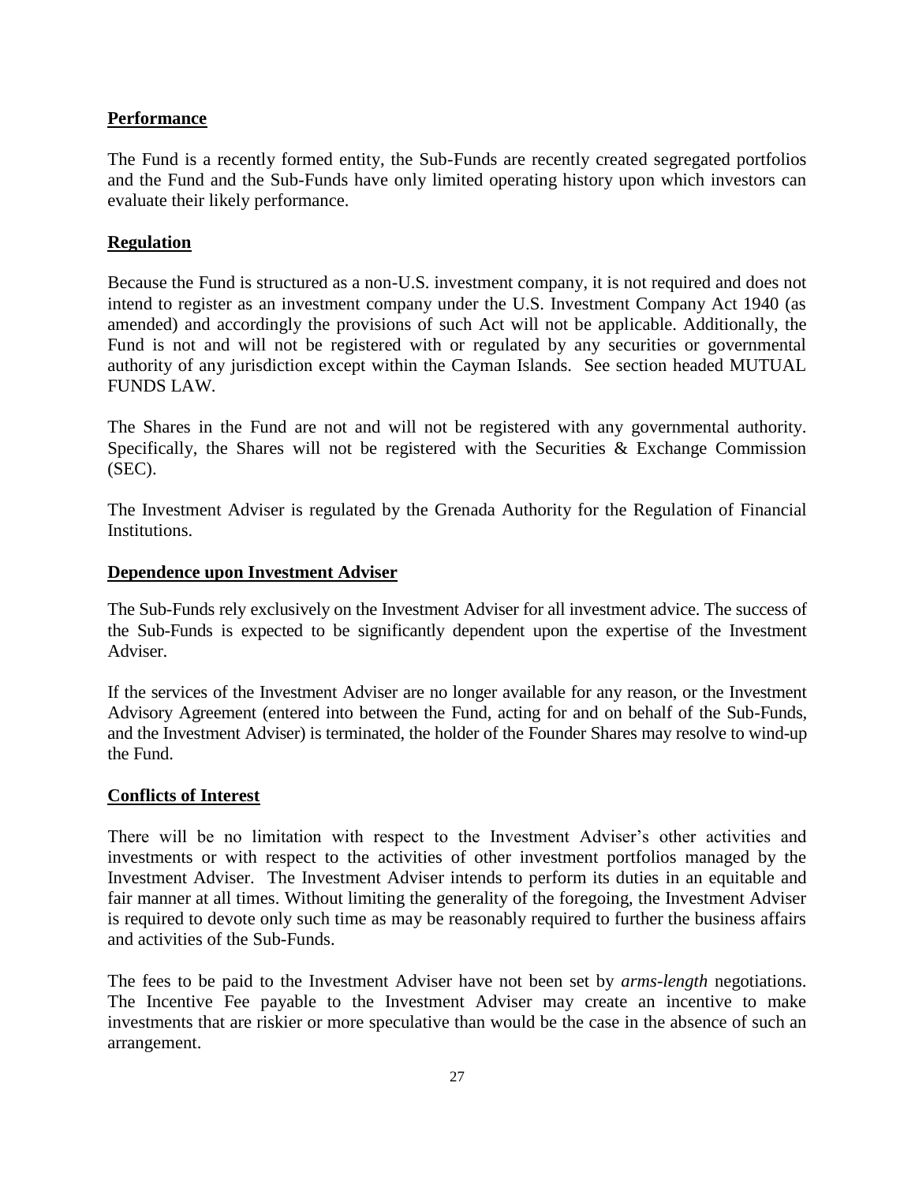**Performance**

The Fund is a recently formed entity, the Sub-Funds are recently created segregated portfolios and the Fund and the Sub-Funds have only limited operating history upon which investors can evaluate their likely performance.

**Regulation**

Because the Fund is structured as a non-U.S. investment company, it is not required and does not intend to register as an investment company under the U.S. Investment Company Act 1940 (as amended) and accordingly the provisions of such Act will not be applicable. Additionally, the Fund is not and will not be registered with or regulated by any securities or governmental authority of any jurisdiction except within the Cayman Islands. See section headed MUTUAL FUNDS LAW.

The Shares in the Fund are not and will not be registered with any governmental authority. Specifically, the Shares will not be registered with the Securities & Exchange Commission (SEC).

The Investment Adviser is regulated by the Grenada Authority for the Regulation of Financial Institutions.

**Dependence upon Investment Adviser**

The Sub-Funds rely exclusively on the Investment Adviser for all investment advice. The success of the Sub-Funds is expected to be significantly dependent upon the expertise of the Investment Adviser.

If the services of the Investment Adviser are no longer available for any reason, or the Investment Advisory Agreement (entered into between the Fund, acting for and on behalf of the Sub-Funds, and the Investment Adviser) is terminated, the holder of the Founder Shares may resolve to wind-up the Fund.

**Conflicts of Interest**

There will be no limitation with respect to the Investment Adviser's other activities and investments or with respect to the activities of other investment portfolios managed by the Investment Adviser. The Investment Adviser intends to perform its duties in an equitable and fair manner at all times. Without limiting the generality of the foregoing, the Investment Adviser is required to devote only such time as may be reasonably required to further the business affairs and activities of the Sub-Funds.

The fees to be paid to the Investment Adviser have not been set by *arms-length* negotiations. The Incentive Fee payable to the Investment Adviser may create an incentive to make investments that are riskier or more speculative than would be the case in the absence of such an arrangement.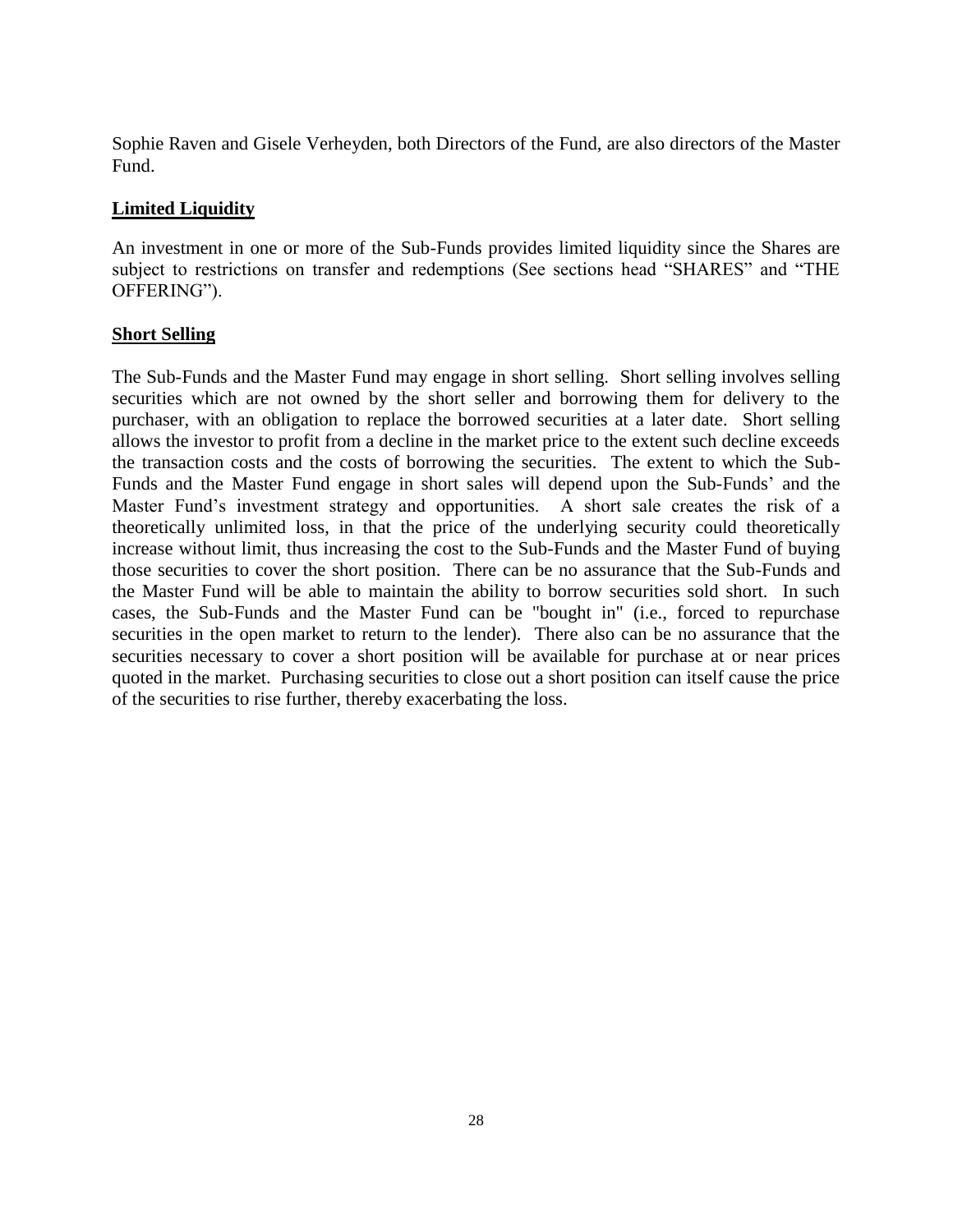Sophie Raven and Gisele Verheyden, both Directors of the Fund, are also directors of the Master Fund.

**Limited Liquidity**

An investment in one or more of the Sub-Funds provides limited liquidity since the Shares are subject to restrictions on transfer and redemptions (See sections head "SHARES" and "THE OFFERING").

**Short Selling**

The Sub-Funds and the Master Fund may engage in short selling. Short selling involves selling securities which are not owned by the short seller and borrowing them for delivery to the purchaser, with an obligation to replace the borrowed securities at a later date. Short selling allows the investor to profit from a decline in the market price to the extent such decline exceeds the transaction costs and the costs of borrowing the securities. The extent to which the Sub-Funds and the Master Fund engage in short sales will depend upon the Sub-Funds' and the Master Fund's investment strategy and opportunities. A short sale creates the risk of a theoretically unlimited loss, in that the price of the underlying security could theoretically increase without limit, thus increasing the cost to the Sub-Funds and the Master Fund of buying those securities to cover the short position. There can be no assurance that the Sub-Funds and the Master Fund will be able to maintain the ability to borrow securities sold short. In such cases, the Sub-Funds and the Master Fund can be "bought in" (i.e., forced to repurchase securities in the open market to return to the lender). There also can be no assurance that the securities necessary to cover a short position will be available for purchase at or near prices quoted in the market. Purchasing securities to close out a short position can itself cause the price of the securities to rise further, thereby exacerbating the loss.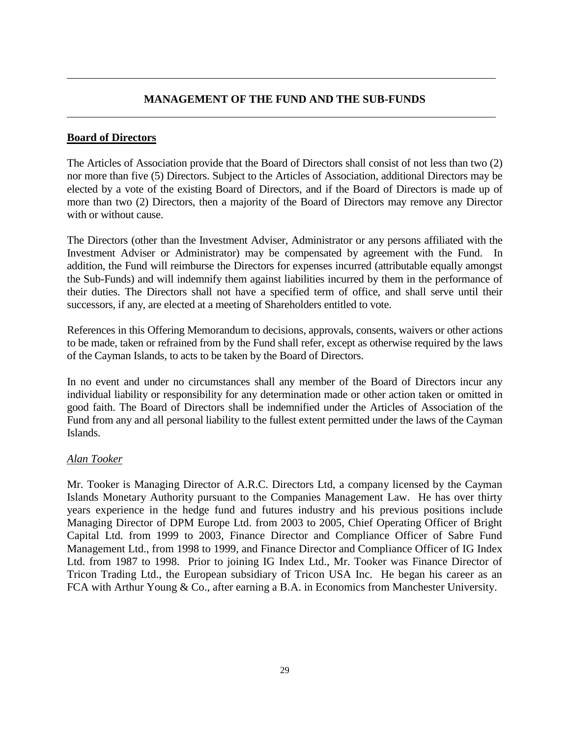## MANAGEMENT OF THE FUND AND THE SUB-FUNDS

### Board of Directors

The Articles of Association provide that the Board of Directors shall consist of not less than two (2) nor more than five (5) Directors. Subject to the Articles of Association, additional Directors may be elected by a vote of the existing Board of Directors, and if the Board of Directors is made up of more than two (2) Directors, then a majority of the Board of Directors may remove any Director with or without cause.

The Directors (other than the Investment Adviser, Administrator or any persons affiliated with the Investment Adviser or Administrator) may be compensated by agreement with the Fund. In addition, the Fund will reimburse the Directors for expenses incurred (attributable equally amongst the Sub-Funds) and will indemnify them against liabilities incurred by them in the performance of their duties. The Directors shall not have a specified term of office, and shall serve until their successors, if any, are elected at a meeting of Shareholders entitled to vote.

References in this Offering Memorandum to decisions, approvals, consents, waivers or other actions to be made, taken or refrained from by the Fund shall refer, except as otherwise required by the laws of the Cayman Islands, to acts to be taken by the Board of Directors.

In no event and under no circumstances shall any member of the Board of Directors incur any individual liability or responsibility for any determination made or other action taken or omitted in good faith. The Board of Directors shall be indemnified under the Articles of Association of the Fund from any and all personal liability to the fullest extent permitted under the laws of the Cayman Islands.

*Alan Tooker*

Mr. Tooker is Managing Director of A.R.C. Directors Ltd, a company licensed by the Cayman Islands Monetary Authority pursuant to the Companies Management Law. He has over thirty years experience in the hedge fund and futures industry and his previous positions include Managing Director of DPM Europe Ltd. from 2003 to 2005, Chief Operating Officer of Bright Capital Ltd. from 1999 to 2003, Finance Director and Compliance Officer of Sabre Fund Management Ltd., from 1998 to 1999, and Finance Director and Compliance Officer of IG Index Ltd. from 1987 to 1998. Prior to joining IG Index Ltd., Mr. Tooker was Finance Director of Tricon Trading Ltd., the European subsidiary of Tricon USA Inc. He began his career as an FCA with Arthur Young & Co., after earning a B.A. in Economics from Manchester University.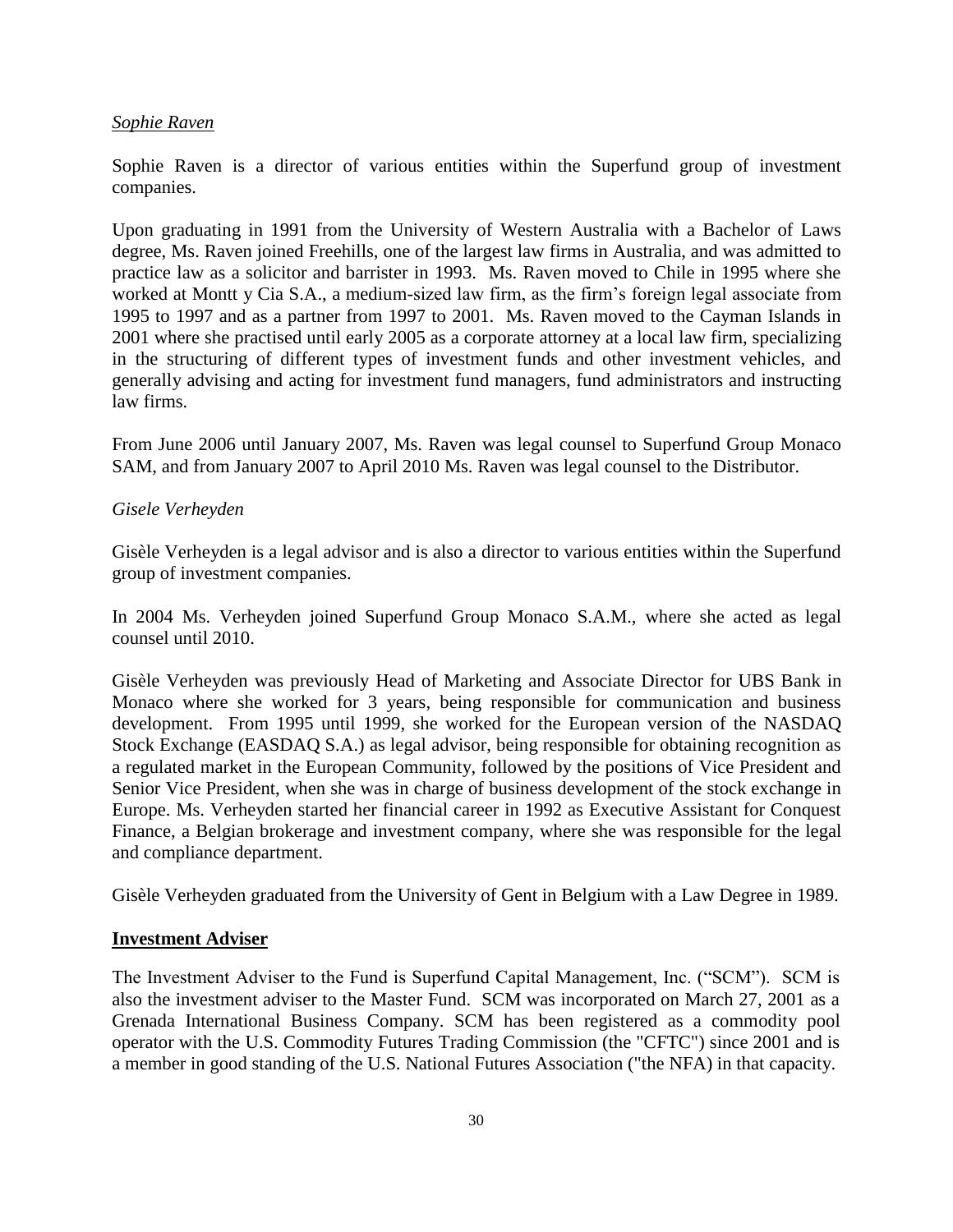*Sophie Raven*

Sophie Raven is a director of various entities within the Superfund group of investment companies.

Upon graduating in 1991 from the University of Western Australia with a Bachelor of Laws degree, Ms. Raven joined Freehills, one of the largest law firms in Australia, and was admitted to practice law as a solicitor and barrister in 1993. Ms. Raven moved to Chile in 1995 where she worked at Montt y Cia S.A., a medium-sized law firm, as the firm's foreign legal associate from 1995 to 1997 and as a partner from 1997 to 2001. Ms. Raven moved to the Cayman Islands in 2001 where she practised until early 2005 as a corporate attorney at a local law firm, specializing in the structuring of different types of investment funds and other investment vehicles, and generally advising and acting for investment fund managers, fund administrators and instructing law firms.

From June 2006 until January 2007, Ms. Raven was legal counsel to Superfund Group Monaco SAM, and from January 2007 to April 2010 Ms. Raven was legal counsel to the Distributor.

*Gisele Verheyden*

Gisèle Verheyden is a legal advisor and is also a director to various entities within the Superfund group of investment companies.

In 2004 Ms. Verheyden joined Superfund Group Monaco S.A.M., where she acted as legal counsel until 2010.

Gisèle Verheyden was previously Head of Marketing and Associate Director for UBS Bank in Monaco where she worked for 3 years, being responsible for communication and business development. From 1995 until 1999, she worked for the European version of the NASDAQ Stock Exchange (EASDAQ S.A.) as legal advisor, being responsible for obtaining recognition as a regulated market in the European Community, followed by the positions of Vice President and Senior Vice President, when she was in charge of business development of the stock exchange in Europe. Ms. Verheyden started her financial career in 1992 as Executive Assistant for Conquest Finance, a Belgian brokerage and investment company, where she was responsible for the legal and compliance department.

Gisèle Verheyden graduated from the University of Gent in Belgium with a Law Degree in 1989.

## Investment Adviser

The Investment Adviser to the Fund is Superfund Capital Management, Inc. ("SCM"). SCM is also the investment adviser to the Master Fund. SCM was incorporated on March 27, 2001 as a Grenada International Business Company. SCM has been registered as a commodity pool operator with the U.S. Commodity Futures Trading Commission (the "CFTC") since 2001 and is a member in good standing of the U.S. National Futures Association ("the NFA) in that capacity.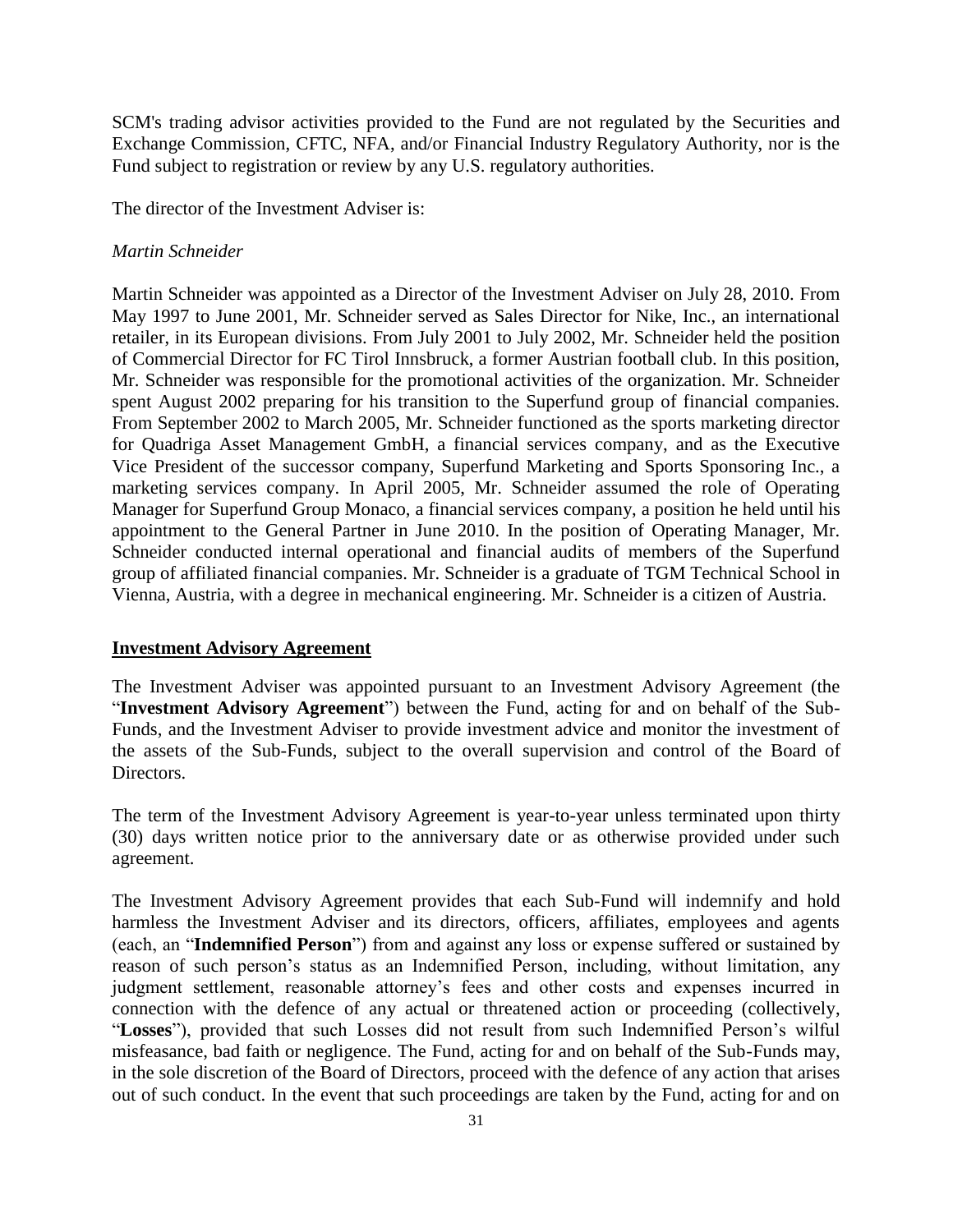SCM's trading advisor activities provided to the Fund are not regulated by the Securities and Exchange Commission, CFTC, NFA, and/or Financial Industry Regulatory Authority, nor is the Fund subject to registration or review by any U.S. regulatory authorities.

The director of the Investment Adviser is:

*Martin Schneider*

Martin Schneider was appointed as a Director of the Investment Adviser on July 28, 2010. From May 1997 to June 2001, Mr. Schneider served as Sales Director for Nike, Inc., an international retailer, in its European divisions. From July 2001 to July 2002, Mr. Schneider held the position of Commercial Director for FC Tirol Innsbruck, a former Austrian football club. In this position, Mr. Schneider was responsible for the promotional activities of the organization. Mr. Schneider spent August 2002 preparing for his transition to the Superfund group of financial companies. From September 2002 to March 2005, Mr. Schneider functioned as the sports marketing director for Quadriga Asset Management GmbH, a financial services company, and as the Executive Vice President of the successor company, Superfund Marketing and Sports Sponsoring Inc., a marketing services company. In April 2005, Mr. Schneider assumed the role of Operating Manager for Superfund Group Monaco, a financial services company, a position he held until his appointment to the General Partner in June 2010. In the position of Operating Manager, Mr. Schneider conducted internal operational and financial audits of members of the Superfund group of affiliated financial companies. Mr. Schneider is a graduate of TGM Technical School in Vienna, Austria, with a degree in mechanical engineering. Mr. Schneider is a citizen of Austria.

## Investment Advisory Agreement

The Investment Adviser was appointed pursuant to an Investment Advisory Agreement (the "**Investment Advisory Agreement**") between the Fund, acting for and on behalf of the Sub-Funds, and the Investment Adviser to provide investment advice and monitor the investment of the assets of the Sub-Funds, subject to the overall supervision and control of the Board of Directors.

The term of the Investment Advisory Agreement is year-to-year unless terminated upon thirty (30) days written notice prior to the anniversary date or as otherwise provided under such agreement.

The Investment Advisory Agreement provides that each Sub-Fund will indemnify and hold harmless the Investment Adviser and its directors, officers, affiliates, employees and agents (each, an "**Indemnified Person**") from and against any loss or expense suffered or sustained by reason of such person's status as an Indemnified Person, including, without limitation, any judgment settlement, reasonable attorney's fees and other costs and expenses incurred in connection with the defence of any actual or threatened action or proceeding (collectively, "**Losses**"), provided that such Losses did not result from such Indemnified Person's wilful misfeasance, bad faith or negligence. The Fund, acting for and on behalf of the Sub-Funds may, in the sole discretion of the Board of Directors, proceed with the defence of any action that arises out of such conduct. In the event that such proceedings are taken by the Fund, acting for and on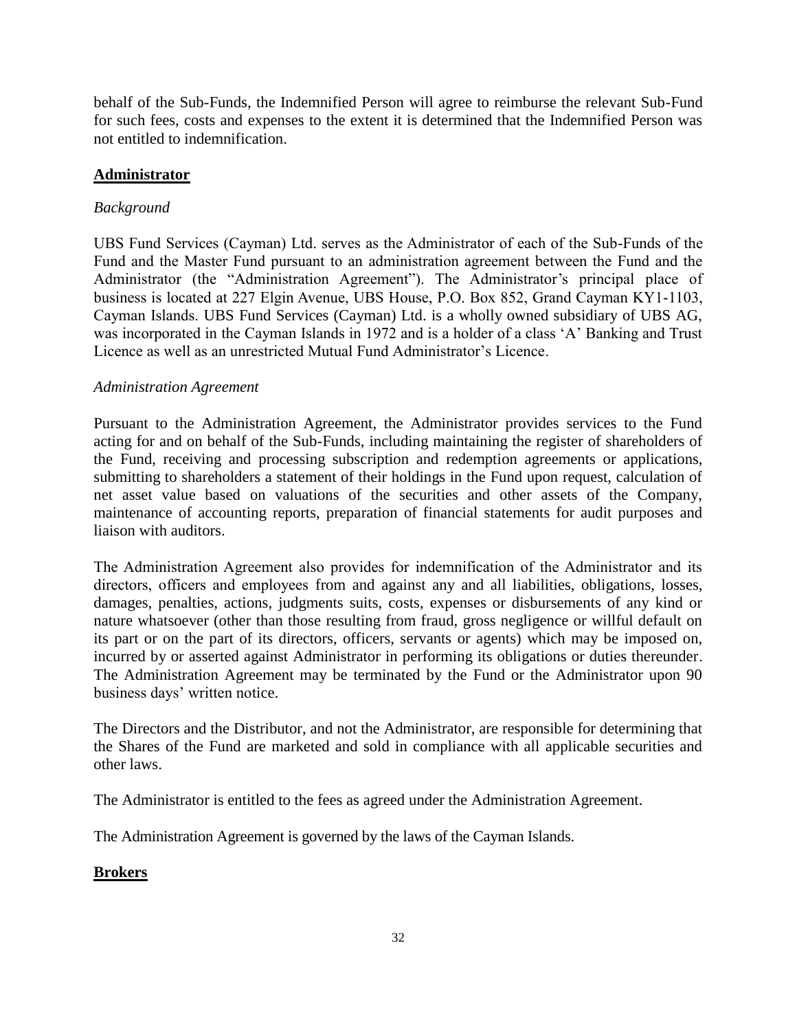behalf of the Sub-Funds, the Indemnified Person will agree to reimburse the relevant Sub-Fund for such fees, costs and expenses to the extent it is determined that the Indemnified Person was not entitled to indemnification.

## Administrator

*Background*

UBS Fund Services (Cayman) Ltd. serves as the Administrator of each of the Sub-Funds of the Fund and the Master Fund pursuant to an administration agreement between the Fund and the Administrator (the "Administration Agreement"). The Administrator's principal place of business is located at 227 Elgin Avenue, UBS House, P.O. Box 852, Grand Cayman KY1-1103, Cayman Islands. UBS Fund Services (Cayman) Ltd. is a wholly owned subsidiary of UBS AG, was incorporated in the Cayman Islands in 1972 and is a holder of a class 'A' Banking and Trust Licence as well as an unrestricted Mutual Fund Administrator's Licence.

*Administration Agreement*

Pursuant to the Administration Agreement, the Administrator provides services to the Fund acting for and on behalf of the Sub-Funds, including maintaining the register of shareholders of the Fund, receiving and processing subscription and redemption agreements or applications, submitting to shareholders a statement of their holdings in the Fund upon request, calculation of net asset value based on valuations of the securities and other assets of the Company, maintenance of accounting reports, preparation of financial statements for audit purposes and liaison with auditors.

The Administration Agreement also provides for indemnification of the Administrator and its directors, officers and employees from and against any and all liabilities, obligations, losses, damages, penalties, actions, judgments suits, costs, expenses or disbursements of any kind or nature whatsoever (other than those resulting from fraud, gross negligence or willful default on its part or on the part of its directors, officers, servants or agents) which may be imposed on, incurred by or asserted against Administrator in performing its obligations or duties thereunder. The Administration Agreement may be terminated by the Fund or the Administrator upon 90 business days' written notice.

The Directors and the Distributor, and not the Administrator, are responsible for determining that the Shares of the Fund are marketed and sold in compliance with all applicable securities and other laws.

The Administrator is entitled to the fees as agreed under the Administration Agreement.

The Administration Agreement is governed by the laws of the Cayman Islands.

## Brokers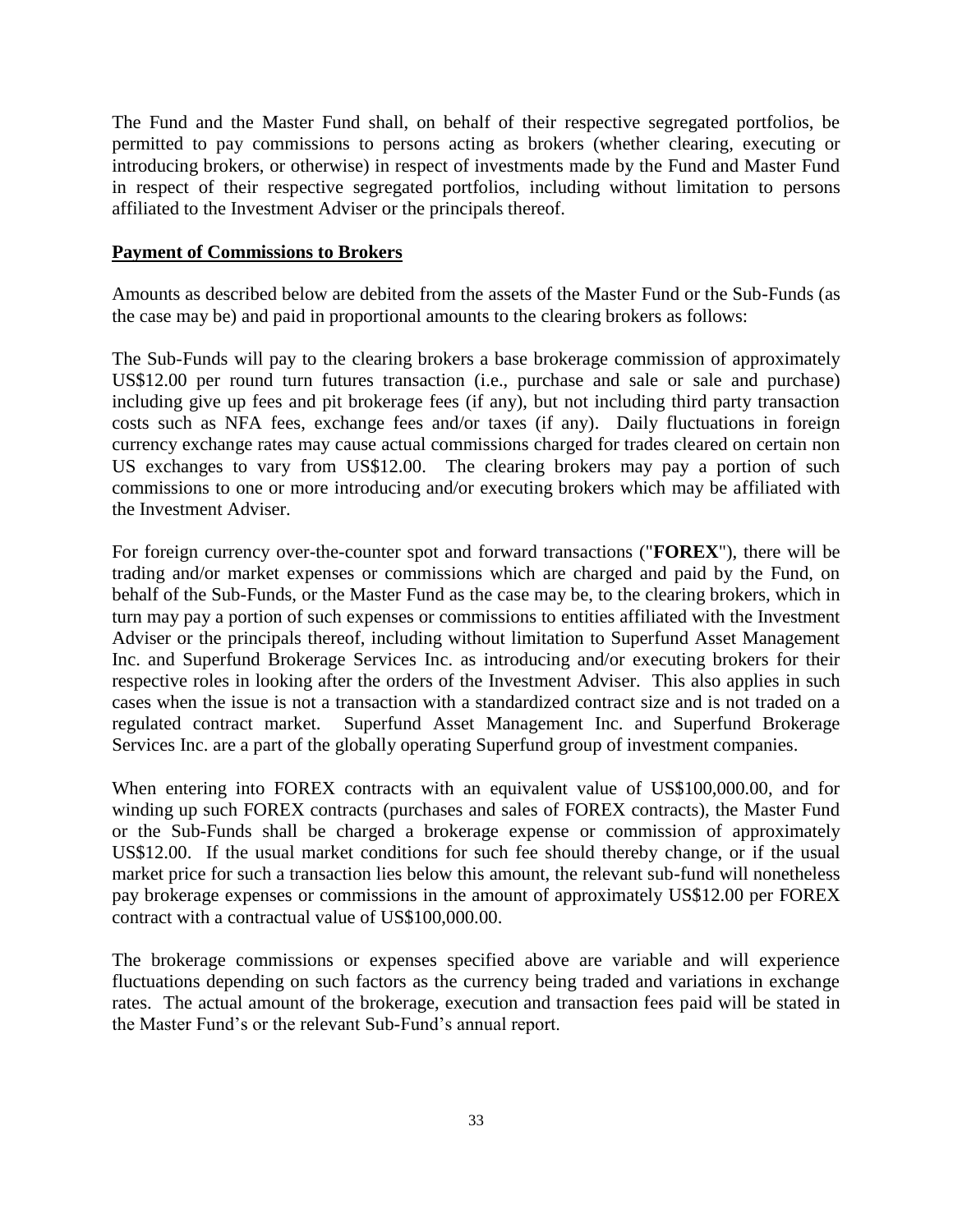The Fund and the Master Fund shall, on behalf of their respective segregated portfolios, be permitted to pay commissions to persons acting as brokers (whether clearing, executing or introducing brokers, or otherwise) in respect of investments made by the Fund and Master Fund in respect of their respective segregated portfolios, including without limitation to persons affiliated to the Investment Adviser or the principals thereof.

**Payment of Commissions to Brokers**

Amounts as described below are debited from the assets of the Master Fund or the Sub-Funds (as the case may be) and paid in proportional amounts to the clearing brokers as follows:

The Sub-Funds will pay to the clearing brokers a base brokerage commission of approximately US$12.00 per round turn futures transaction (i.e., purchase and sale or sale and purchase) including give up fees and pit brokerage fees (if any), but not including third party transaction costs such as NFA fees, exchange fees and/or taxes (if any). Daily fluctuations in foreign currency exchange rates may cause actual commissions charged for trades cleared on certain non US exchanges to vary from US$12.00. The clearing brokers may pay a portion of such commissions to one or more introducing and/or executing brokers which may be affiliated with the Investment Adviser.

For foreign currency over-the-counter spot and forward transactions ("**FOREX**"), there will be trading and/or market expenses or commissions which are charged and paid by the Fund, on behalf of the Sub-Funds, or the Master Fund as the case may be, to the clearing brokers, which in turn may pay a portion of such expenses or commissions to entities affiliated with the Investment Adviser or the principals thereof, including without limitation to Superfund Asset Management Inc. and Superfund Brokerage Services Inc. as introducing and/or executing brokers for their respective roles in looking after the orders of the Investment Adviser. This also applies in such cases when the issue is not a transaction with a standardized contract size and is not traded on a regulated contract market. Superfund Asset Management Inc. and Superfund Brokerage Services Inc. are a part of the globally operating Superfund group of investment companies.

When entering into FOREX contracts with an equivalent value of US$100,000.00, and for winding up such FOREX contracts (purchases and sales of FOREX contracts), the Master Fund or the Sub-Funds shall be charged a brokerage expense or commission of approximately US$12.00. If the usual market conditions for such fee should thereby change, or if the usual market price for such a transaction lies below this amount, the relevant sub-fund will nonetheless pay brokerage expenses or commissions in the amount of approximately US$12.00 per FOREX contract with a contractual value of US$100,000.00.

The brokerage commissions or expenses specified above are variable and will experience fluctuations depending on such factors as the currency being traded and variations in exchange rates. The actual amount of the brokerage, execution and transaction fees paid will be stated in the Master Fund's or the relevant Sub-Fund's annual report.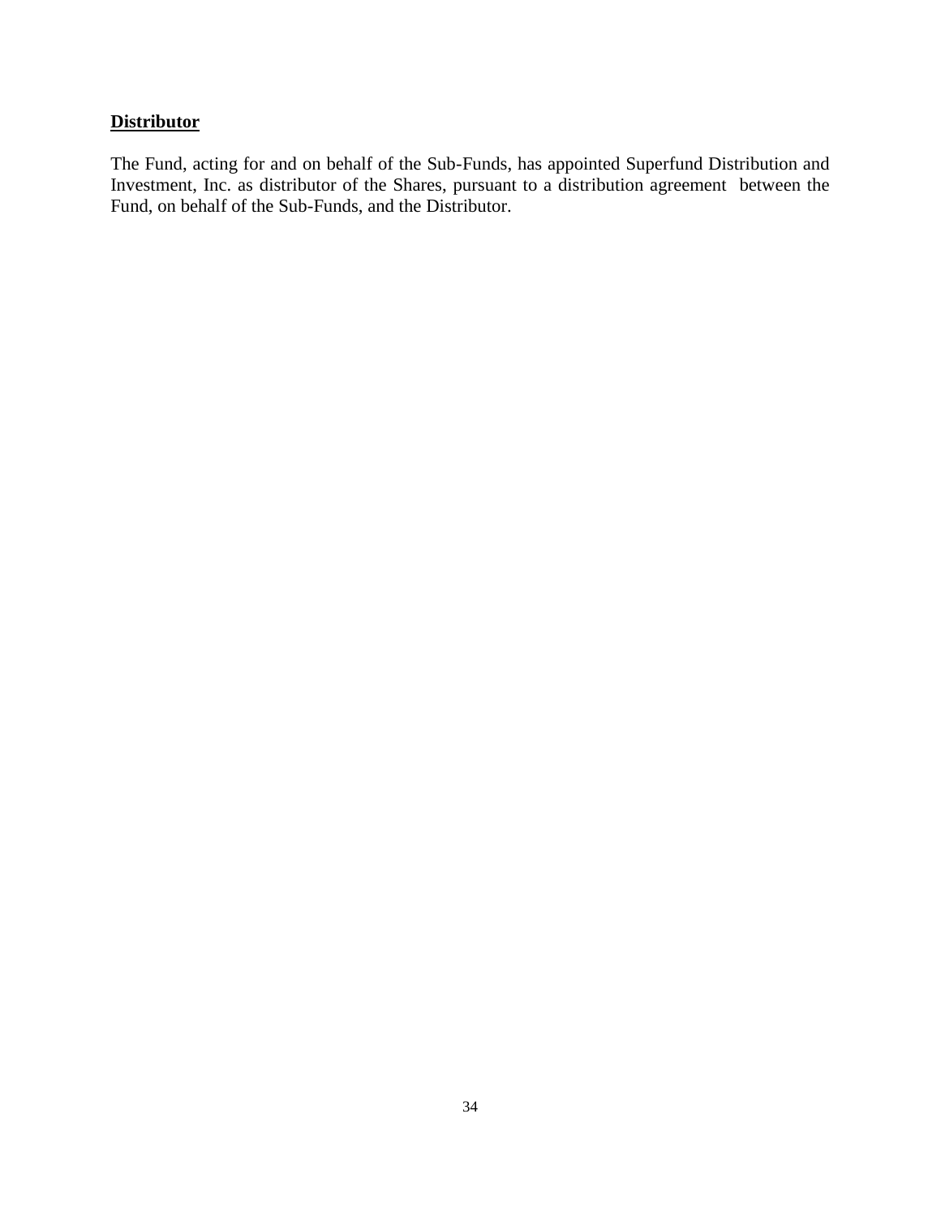**Distributor**

The Fund, acting for and on behalf of the Sub-Funds, has appointed Superfund Distribution and Investment, Inc. as distributor of the Shares, pursuant to a distribution agreement between the Fund, on behalf of the Sub-Funds, and the Distributor.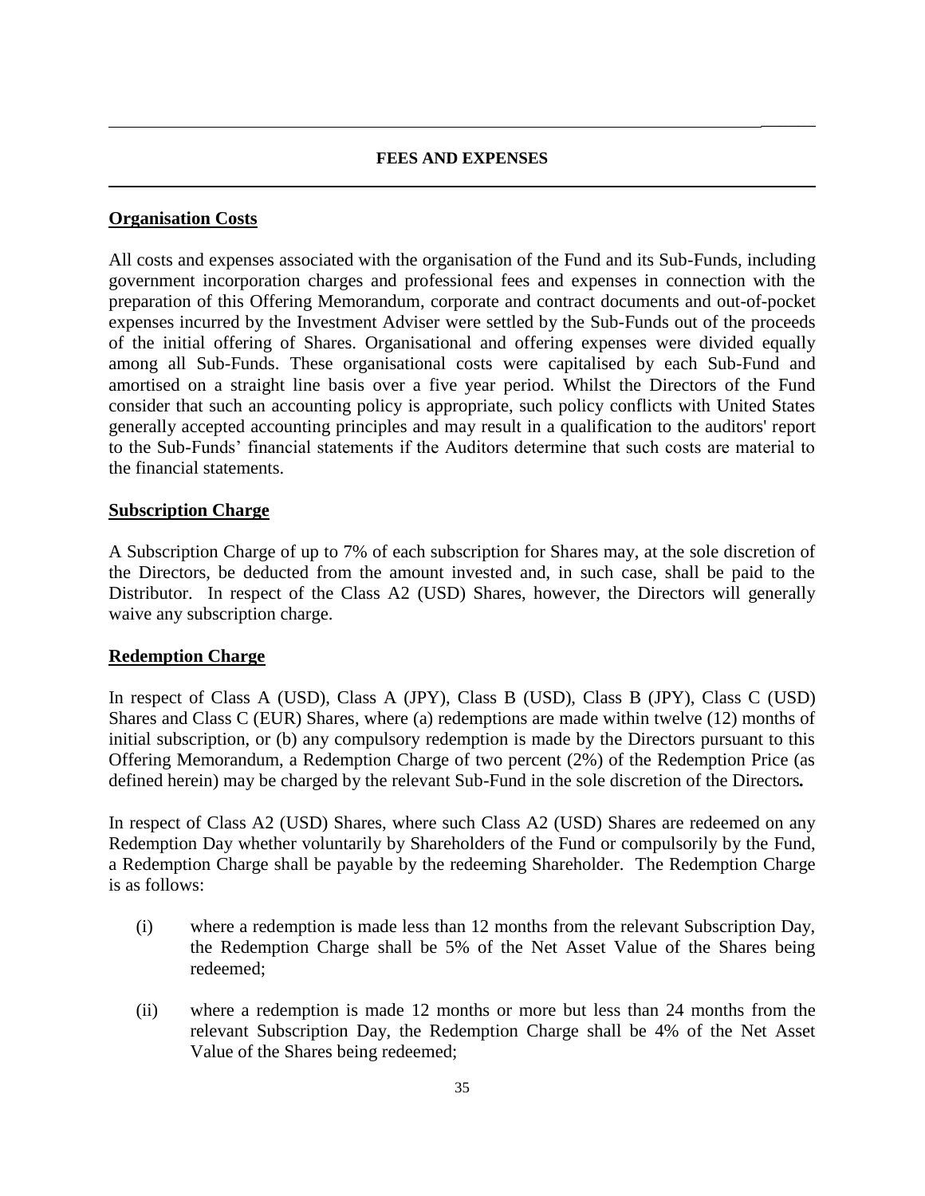## FEES AND EXPENSES

### Organisation Costs

All costs and expenses associated with the organisation of the Fund and its Sub-Funds, including government incorporation charges and professional fees and expenses in connection with the preparation of this Offering Memorandum, corporate and contract documents and out-of-pocket expenses incurred by the Investment Adviser were settled by the Sub-Funds out of the proceeds of the initial offering of Shares. Organisational and offering expenses were divided equally among all Sub-Funds. These organisational costs were capitalised by each Sub-Fund and amortised on a straight line basis over a five year period. Whilst the Directors of the Fund consider that such an accounting policy is appropriate, such policy conflicts with United States generally accepted accounting principles and may result in a qualification to the auditors' report to the Sub-Funds' financial statements if the Auditors determine that such costs are material to the financial statements.

### Subscription Charge

A Subscription Charge of up to 7% of each subscription for Shares may, at the sole discretion of the Directors, be deducted from the amount invested and, in such case, shall be paid to the Distributor. In respect of the Class A2 (USD) Shares, however, the Directors will generally waive any subscription charge.

### Redemption Charge

In respect of Class A (USD), Class A (JPY), Class B (USD), Class B (JPY), Class C (USD) Shares and Class C (EUR) Shares, where (a) redemptions are made within twelve (12) months of initial subscription, or (b) any compulsory redemption is made by the Directors pursuant to this Offering Memorandum, a Redemption Charge of two percent (2%) of the Redemption Price (as defined herein) may be charged by the relevant Sub-Fund in the sole discretion of the Directors**.**

In respect of Class A2 (USD) Shares, where such Class A2 (USD) Shares are redeemed on any Redemption Day whether voluntarily by Shareholders of the Fund or compulsorily by the Fund, a Redemption Charge shall be payable by the redeeming Shareholder. The Redemption Charge is as follows:

(i) where a redemption is made less than 12 months from the relevant Subscription Day, the Redemption Charge shall be 5% of the Net Asset Value of the Shares being redeemed;

(ii) where a redemption is made 12 months or more but less than 24 months from the relevant Subscription Day, the Redemption Charge shall be 4% of the Net Asset Value of the Shares being redeemed;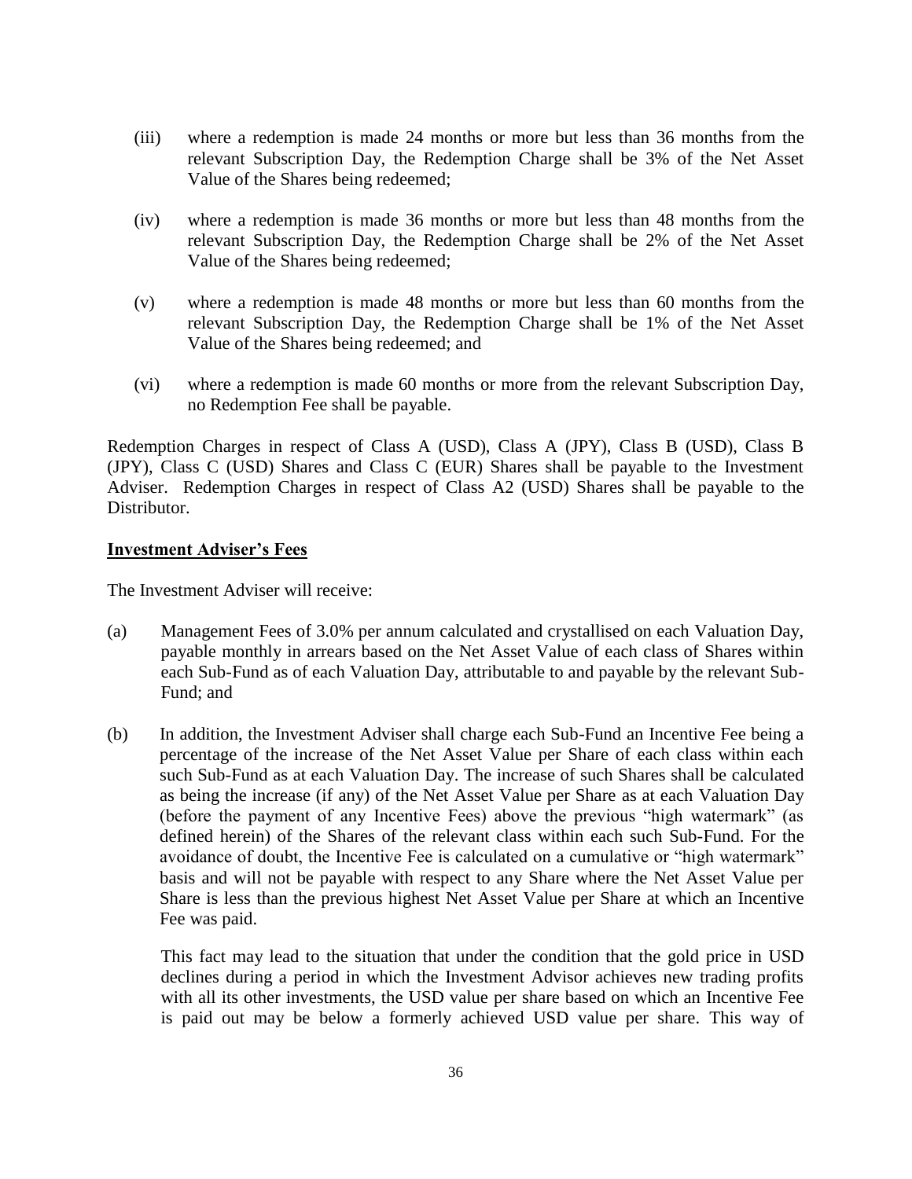(iii) where a redemption is made 24 months or more but less than 36 months from the relevant Subscription Day, the Redemption Charge shall be 3% of the Net Asset Value of the Shares being redeemed;

(iv) where a redemption is made 36 months or more but less than 48 months from the relevant Subscription Day, the Redemption Charge shall be 2% of the Net Asset Value of the Shares being redeemed;

(v) where a redemption is made 48 months or more but less than 60 months from the relevant Subscription Day, the Redemption Charge shall be 1% of the Net Asset Value of the Shares being redeemed; and

(vi) where a redemption is made 60 months or more from the relevant Subscription Day, no Redemption Fee shall be payable.

Redemption Charges in respect of Class A (USD), Class A (JPY), Class B (USD), Class B (JPY), Class C (USD) Shares and Class C (EUR) Shares shall be payable to the Investment Adviser. Redemption Charges in respect of Class A2 (USD) Shares shall be payable to the Distributor.

**Investment Adviser's Fees**

The Investment Adviser will receive:

(a) Management Fees of 3.0% per annum calculated and crystallised on each Valuation Day, payable monthly in arrears based on the Net Asset Value of each class of Shares within each Sub-Fund as of each Valuation Day, attributable to and payable by the relevant Sub-Fund; and

(b) In addition, the Investment Adviser shall charge each Sub-Fund an Incentive Fee being a percentage of the increase of the Net Asset Value per Share of each class within each such Sub-Fund as at each Valuation Day. The increase of such Shares shall be calculated as being the increase (if any) of the Net Asset Value per Share as at each Valuation Day (before the payment of any Incentive Fees) above the previous "high watermark" (as defined herein) of the Shares of the relevant class within each such Sub-Fund. For the avoidance of doubt, the Incentive Fee is calculated on a cumulative or "high watermark" basis and will not be payable with respect to any Share where the Net Asset Value per Share is less than the previous highest Net Asset Value per Share at which an Incentive Fee was paid.

This fact may lead to the situation that under the condition that the gold price in USD declines during a period in which the Investment Advisor achieves new trading profits with all its other investments, the USD value per share based on which an Incentive Fee is paid out may be below a formerly achieved USD value per share. This way of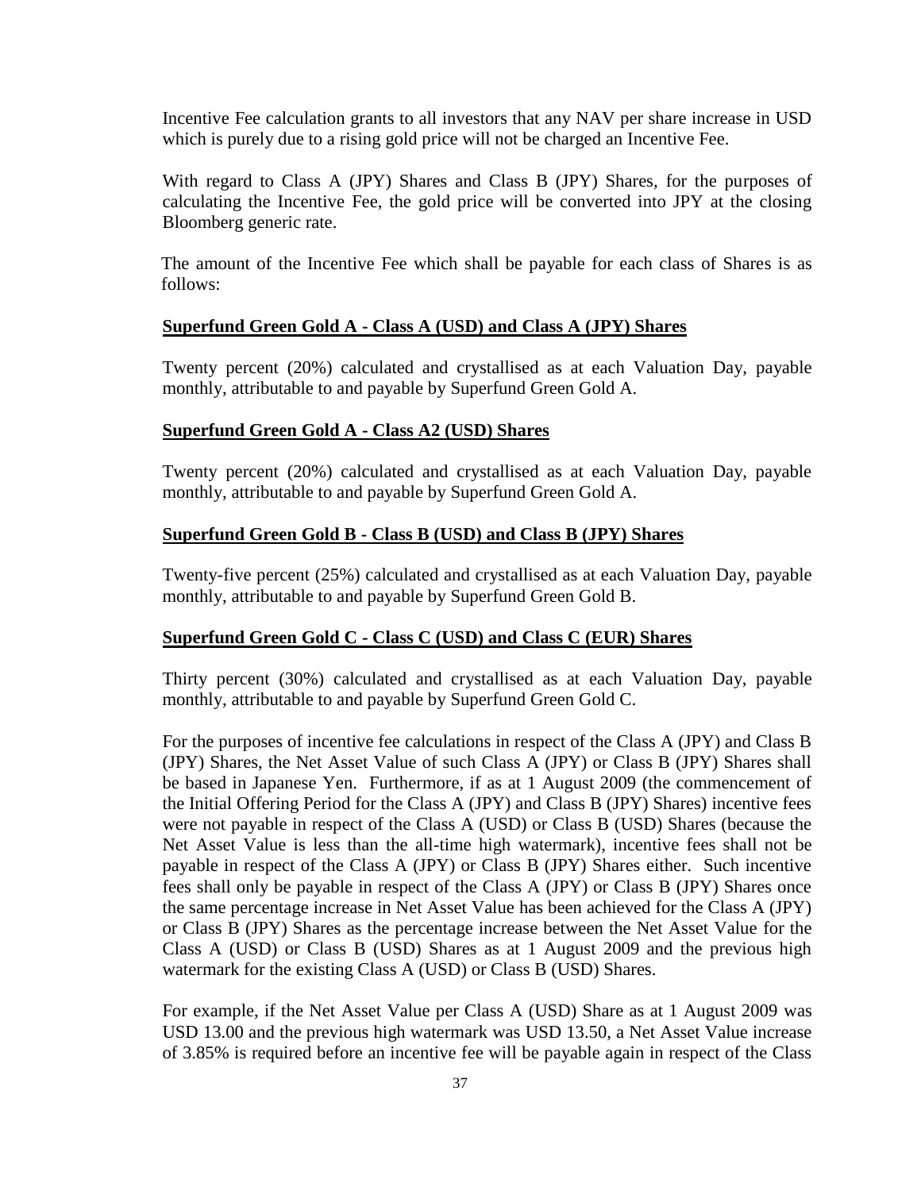Incentive Fee calculation grants to all investors that any NAV per share increase in USD which is purely due to a rising gold price will not be charged an Incentive Fee.

With regard to Class A (JPY) Shares and Class B (JPY) Shares, for the purposes of calculating the Incentive Fee, the gold price will be converted into JPY at the closing Bloomberg generic rate.

The amount of the Incentive Fee which shall be payable for each class of Shares is as follows:

**Superfund Green Gold A - Class A (USD) and Class A (JPY) Shares**

Twenty percent (20%) calculated and crystallised as at each Valuation Day, payable monthly, attributable to and payable by Superfund Green Gold A.

**Superfund Green Gold A - Class A2 (USD) Shares**

Twenty percent (20%) calculated and crystallised as at each Valuation Day, payable monthly, attributable to and payable by Superfund Green Gold A.

**Superfund Green Gold B - Class B (USD) and Class B (JPY) Shares**

Twenty-five percent (25%) calculated and crystallised as at each Valuation Day, payable monthly, attributable to and payable by Superfund Green Gold B.

**Superfund Green Gold C - Class C (USD) and Class C (EUR) Shares**

Thirty percent (30%) calculated and crystallised as at each Valuation Day, payable monthly, attributable to and payable by Superfund Green Gold C.

For the purposes of incentive fee calculations in respect of the Class A (JPY) and Class B (JPY) Shares, the Net Asset Value of such Class A (JPY) or Class B (JPY) Shares shall be based in Japanese Yen. Furthermore, if as at 1 August 2009 (the commencement of the Initial Offering Period for the Class A (JPY) and Class B (JPY) Shares) incentive fees were not payable in respect of the Class A (USD) or Class B (USD) Shares (because the Net Asset Value is less than the all-time high watermark), incentive fees shall not be payable in respect of the Class A (JPY) or Class B (JPY) Shares either. Such incentive fees shall only be payable in respect of the Class A (JPY) or Class B (JPY) Shares once the same percentage increase in Net Asset Value has been achieved for the Class A (JPY) or Class B (JPY) Shares as the percentage increase between the Net Asset Value for the Class A (USD) or Class B (USD) Shares as at 1 August 2009 and the previous high watermark for the existing Class A (USD) or Class B (USD) Shares.

For example, if the Net Asset Value per Class A (USD) Share as at 1 August 2009 was USD 13.00 and the previous high watermark was USD 13.50, a Net Asset Value increase of 3.85% is required before an incentive fee will be payable again in respect of the Class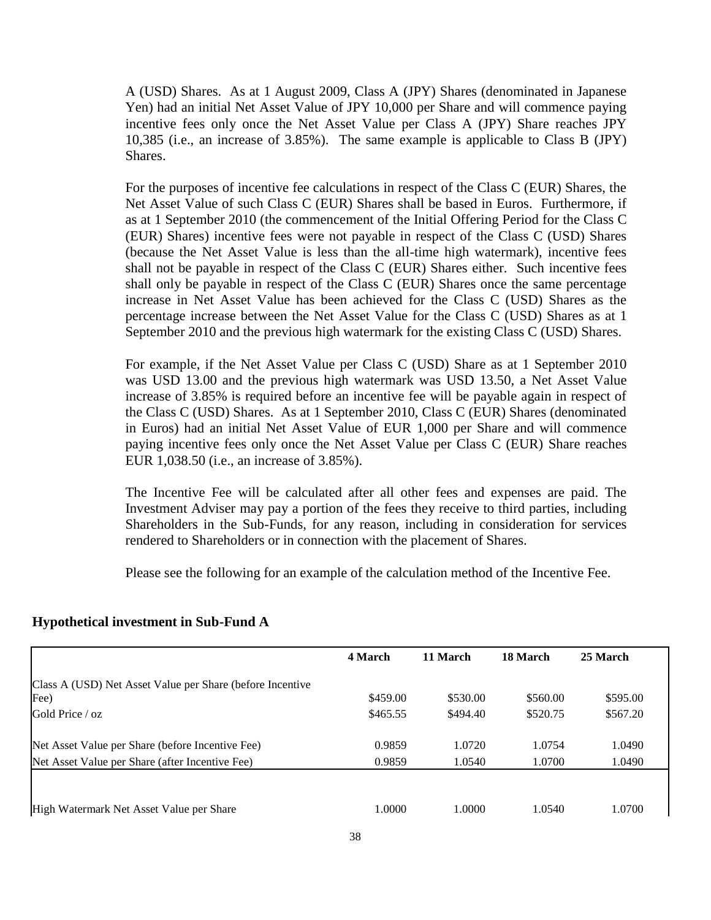A (USD) Shares. As at 1 August 2009, Class A (JPY) Shares (denominated in Japanese Yen) had an initial Net Asset Value of JPY 10,000 per Share and will commence paying incentive fees only once the Net Asset Value per Class A (JPY) Share reaches JPY 10,385 (i.e., an increase of 3.85%). The same example is applicable to Class B (JPY) Shares.

For the purposes of incentive fee calculations in respect of the Class C (EUR) Shares, the Net Asset Value of such Class C (EUR) Shares shall be based in Euros. Furthermore, if as at 1 September 2010 (the commencement of the Initial Offering Period for the Class C (EUR) Shares) incentive fees were not payable in respect of the Class C (USD) Shares (because the Net Asset Value is less than the all-time high watermark), incentive fees shall not be payable in respect of the Class C (EUR) Shares either. Such incentive fees shall only be payable in respect of the Class C (EUR) Shares once the same percentage increase in Net Asset Value has been achieved for the Class C (USD) Shares as the percentage increase between the Net Asset Value for the Class C (USD) Shares as at 1 September 2010 and the previous high watermark for the existing Class C (USD) Shares.

For example, if the Net Asset Value per Class C (USD) Share as at 1 September 2010 was USD 13.00 and the previous high watermark was USD 13.50, a Net Asset Value increase of 3.85% is required before an incentive fee will be payable again in respect of the Class C (USD) Shares. As at 1 September 2010, Class C (EUR) Shares (denominated in Euros) had an initial Net Asset Value of EUR 1,000 per Share and will commence paying incentive fees only once the Net Asset Value per Class C (EUR) Share reaches EUR 1,038.50 (i.e., an increase of 3.85%).

The Incentive Fee will be calculated after all other fees and expenses are paid. The Investment Adviser may pay a portion of the fees they receive to third parties, including Shareholders in the Sub-Funds, for any reason, including in consideration for services rendered to Shareholders or in connection with the placement of Shares.

Please see the following for an example of the calculation method of the Incentive Fee.

**Hypothetical investment in Sub-Fund A**

| | 4 March | 11 March | 18 March | 25 March |
|---|---|---|---|---|
| Class A (USD) Net Asset Value per Share (before Incentive Fee) | $459.00 | $530.00 | $560.00 | $595.00 |
| Gold Price / oz | $465.55 | $494.40 | $520.75 | $567.20 |
| Net Asset Value per Share (before Incentive Fee) | 0.9859 | 1.0720 | 1.0754 | 1.0490 |
| Net Asset Value per Share (after Incentive Fee) | 0.9859 | 1.0540 | 1.0700 | 1.0490 |
| High Watermark Net Asset Value per Share | 1.0000 | 1.0000 | 1.0540 | 1.0700 |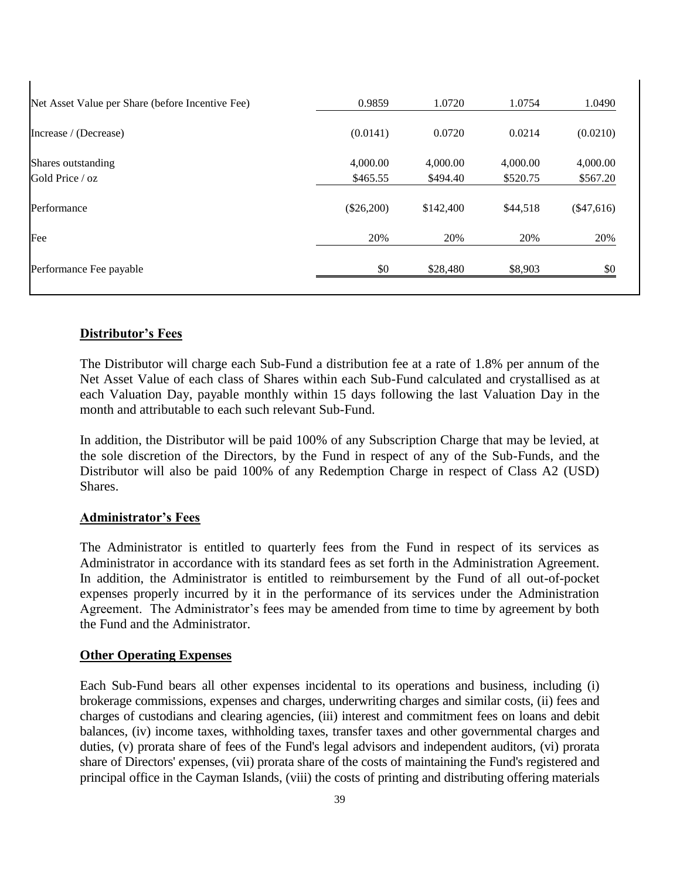| | | | | |
|---|---|---|---|---|
| Net Asset Value per Share (before Incentive Fee) | 0.9859 | 1.0720 | 1.0754 | 1.0490 |
| Increase / (Decrease) | (0.0141) | 0.0720 | 0.0214 | (0.0210) |
| Shares outstanding | 4,000.00 | 4,000.00 | 4,000.00 | 4,000.00 |
| Gold Price / oz | $465.55 | $494.40 | $520.75 | $567.20 |
| Performance | ($26,200) | $142,400 | $44,518 | ($47,616) |
| Fee | 20% | 20% | 20% | 20% |
| Performance Fee payable | $0 | $28,480 | $8,903 | $0 |

**Distributor's Fees**

The Distributor will charge each Sub-Fund a distribution fee at a rate of 1.8% per annum of the Net Asset Value of each class of Shares within each Sub-Fund calculated and crystallised as at each Valuation Day, payable monthly within 15 days following the last Valuation Day in the month and attributable to each such relevant Sub-Fund.

In addition, the Distributor will be paid 100% of any Subscription Charge that may be levied, at the sole discretion of the Directors, by the Fund in respect of any of the Sub-Funds, and the Distributor will also be paid 100% of any Redemption Charge in respect of Class A2 (USD) Shares.

**Administrator's Fees**

The Administrator is entitled to quarterly fees from the Fund in respect of its services as Administrator in accordance with its standard fees as set forth in the Administration Agreement. In addition, the Administrator is entitled to reimbursement by the Fund of all out-of-pocket expenses properly incurred by it in the performance of its services under the Administration Agreement. The Administrator's fees may be amended from time to time by agreement by both the Fund and the Administrator.

**Other Operating Expenses**

Each Sub-Fund bears all other expenses incidental to its operations and business, including (i) brokerage commissions, expenses and charges, underwriting charges and similar costs, (ii) fees and charges of custodians and clearing agencies, (iii) interest and commitment fees on loans and debit balances, (iv) income taxes, withholding taxes, transfer taxes and other governmental charges and duties, (v) prorata share of fees of the Fund's legal advisors and independent auditors, (vi) prorata share of Directors' expenses, (vii) prorata share of the costs of maintaining the Fund's registered and principal office in the Cayman Islands, (viii) the costs of printing and distributing offering materials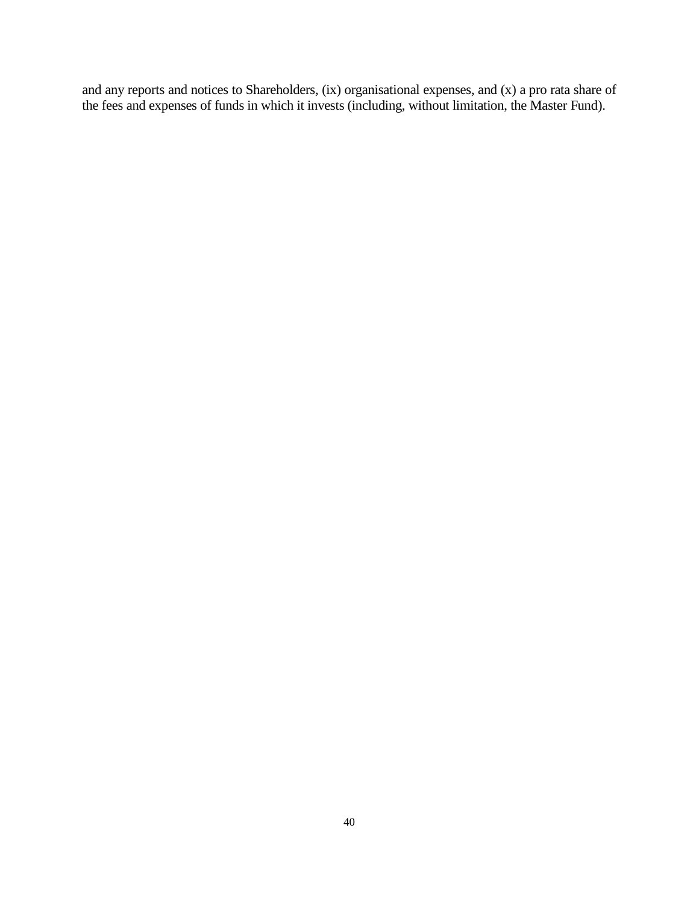and any reports and notices to Shareholders, (ix) organisational expenses, and (x) a pro rata share of the fees and expenses of funds in which it invests (including, without limitation, the Master Fund).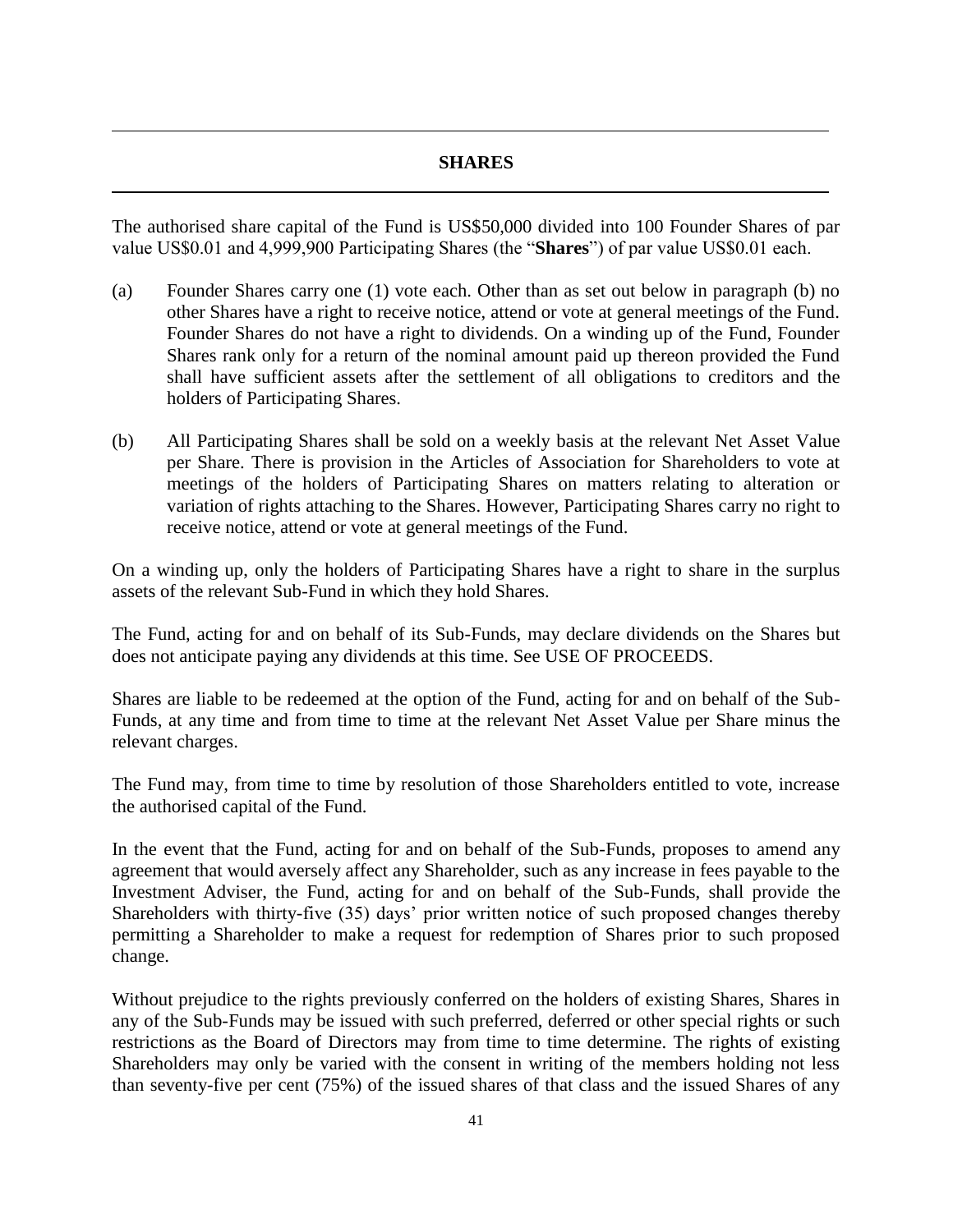## SHARES

The authorised share capital of the Fund is US$50,000 divided into 100 Founder Shares of par value US$0.01 and 4,999,900 Participating Shares (the "**Shares**") of par value US$0.01 each.

(a) Founder Shares carry one (1) vote each. Other than as set out below in paragraph (b) no other Shares have a right to receive notice, attend or vote at general meetings of the Fund. Founder Shares do not have a right to dividends. On a winding up of the Fund, Founder Shares rank only for a return of the nominal amount paid up thereon provided the Fund shall have sufficient assets after the settlement of all obligations to creditors and the holders of Participating Shares.

(b) All Participating Shares shall be sold on a weekly basis at the relevant Net Asset Value per Share. There is provision in the Articles of Association for Shareholders to vote at meetings of the holders of Participating Shares on matters relating to alteration or variation of rights attaching to the Shares. However, Participating Shares carry no right to receive notice, attend or vote at general meetings of the Fund.

On a winding up, only the holders of Participating Shares have a right to share in the surplus assets of the relevant Sub-Fund in which they hold Shares.

The Fund, acting for and on behalf of its Sub-Funds, may declare dividends on the Shares but does not anticipate paying any dividends at this time. See USE OF PROCEEDS.

Shares are liable to be redeemed at the option of the Fund, acting for and on behalf of the Sub-Funds, at any time and from time to time at the relevant Net Asset Value per Share minus the relevant charges.

The Fund may, from time to time by resolution of those Shareholders entitled to vote, increase the authorised capital of the Fund.

In the event that the Fund, acting for and on behalf of the Sub-Funds, proposes to amend any agreement that would aversely affect any Shareholder, such as any increase in fees payable to the Investment Adviser, the Fund, acting for and on behalf of the Sub-Funds, shall provide the Shareholders with thirty-five (35) days' prior written notice of such proposed changes thereby permitting a Shareholder to make a request for redemption of Shares prior to such proposed change.

Without prejudice to the rights previously conferred on the holders of existing Shares, Shares in any of the Sub-Funds may be issued with such preferred, deferred or other special rights or such restrictions as the Board of Directors may from time to time determine. The rights of existing Shareholders may only be varied with the consent in writing of the members holding not less than seventy-five per cent (75%) of the issued shares of that class and the issued Shares of any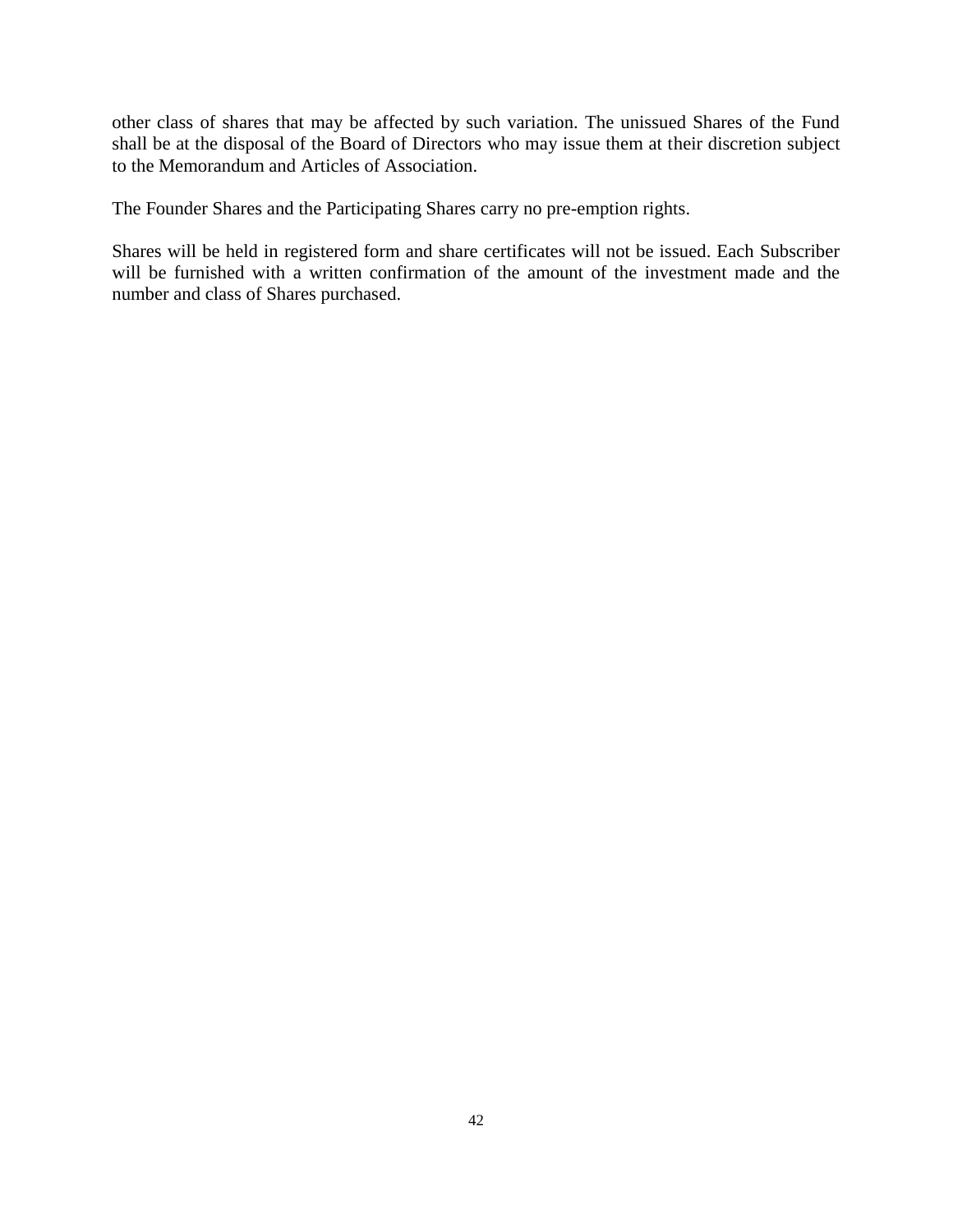other class of shares that may be affected by such variation. The unissued Shares of the Fund shall be at the disposal of the Board of Directors who may issue them at their discretion subject to the Memorandum and Articles of Association.

The Founder Shares and the Participating Shares carry no pre-emption rights.

Shares will be held in registered form and share certificates will not be issued. Each Subscriber will be furnished with a written confirmation of the amount of the investment made and the number and class of Shares purchased.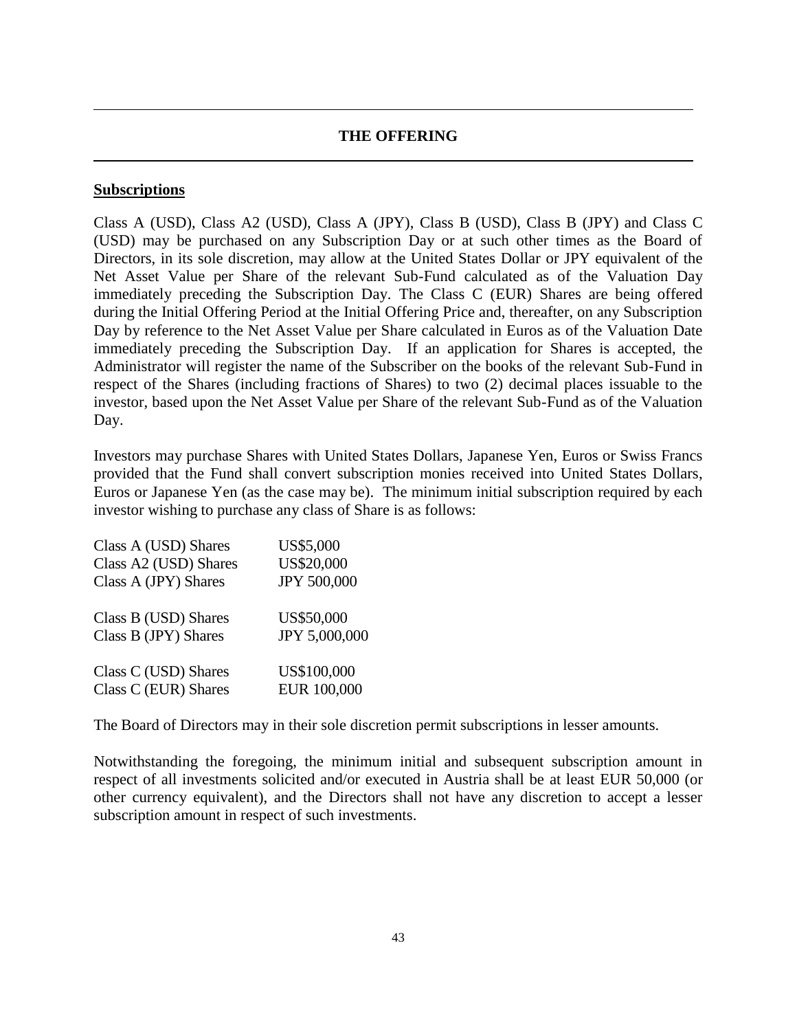## THE OFFERING

**Subscriptions**

Class A (USD), Class A2 (USD), Class A (JPY), Class B (USD), Class B (JPY) and Class C (USD) may be purchased on any Subscription Day or at such other times as the Board of Directors, in its sole discretion, may allow at the United States Dollar or JPY equivalent of the Net Asset Value per Share of the relevant Sub-Fund calculated as of the Valuation Day immediately preceding the Subscription Day. The Class C (EUR) Shares are being offered during the Initial Offering Period at the Initial Offering Price and, thereafter, on any Subscription Day by reference to the Net Asset Value per Share calculated in Euros as of the Valuation Date immediately preceding the Subscription Day. If an application for Shares is accepted, the Administrator will register the name of the Subscriber on the books of the relevant Sub-Fund in respect of the Shares (including fractions of Shares) to two (2) decimal places issuable to the investor, based upon the Net Asset Value per Share of the relevant Sub-Fund as of the Valuation Day.

Investors may purchase Shares with United States Dollars, Japanese Yen, Euros or Swiss Francs provided that the Fund shall convert subscription monies received into United States Dollars, Euros or Japanese Yen (as the case may be). The minimum initial subscription required by each investor wishing to purchase any class of Share is as follows:

| | |
|---|---|
| Class A (USD) Shares | US$5,000 |
| Class A2 (USD) Shares | US$20,000 |
| Class A (JPY) Shares | JPY 500,000 |
| Class B (USD) Shares | US$50,000 |
| Class B (JPY) Shares | JPY 5,000,000 |
| Class C (USD) Shares | US$100,000 |
| Class C (EUR) Shares | EUR 100,000 |

The Board of Directors may in their sole discretion permit subscriptions in lesser amounts.

Notwithstanding the foregoing, the minimum initial and subsequent subscription amount in respect of all investments solicited and/or executed in Austria shall be at least EUR 50,000 (or other currency equivalent), and the Directors shall not have any discretion to accept a lesser subscription amount in respect of such investments.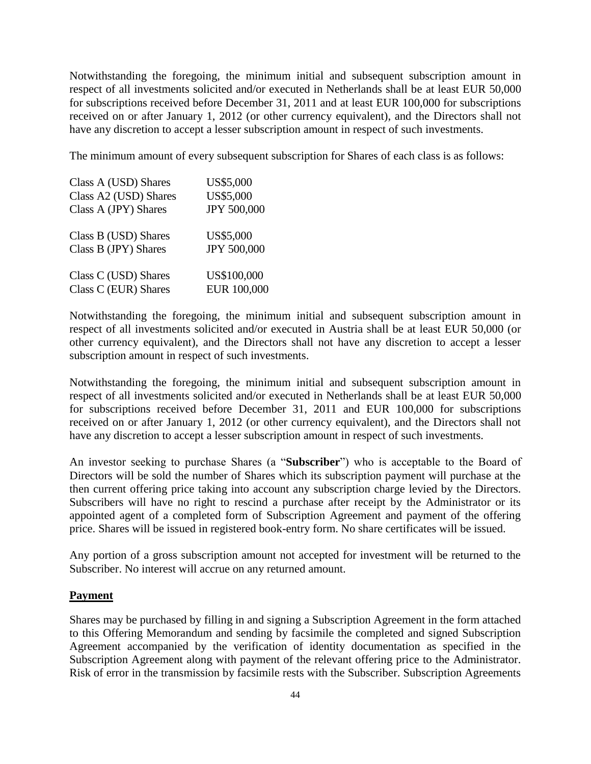Notwithstanding the foregoing, the minimum initial and subsequent subscription amount in respect of all investments solicited and/or executed in Netherlands shall be at least EUR 50,000 for subscriptions received before December 31, 2011 and at least EUR 100,000 for subscriptions received on or after January 1, 2012 (or other currency equivalent), and the Directors shall not have any discretion to accept a lesser subscription amount in respect of such investments.

The minimum amount of every subsequent subscription for Shares of each class is as follows:

| | |
|---|---|
| Class A (USD) Shares | US$5,000 |
| Class A2 (USD) Shares | US$5,000 |
| Class A (JPY) Shares | JPY 500,000 |
| Class B (USD) Shares | US$5,000 |
| Class B (JPY) Shares | JPY 500,000 |
| Class C (USD) Shares | US$100,000 |
| Class C (EUR) Shares | EUR 100,000 |

Notwithstanding the foregoing, the minimum initial and subsequent subscription amount in respect of all investments solicited and/or executed in Austria shall be at least EUR 50,000 (or other currency equivalent), and the Directors shall not have any discretion to accept a lesser subscription amount in respect of such investments.

Notwithstanding the foregoing, the minimum initial and subsequent subscription amount in respect of all investments solicited and/or executed in Netherlands shall be at least EUR 50,000 for subscriptions received before December 31, 2011 and EUR 100,000 for subscriptions received on or after January 1, 2012 (or other currency equivalent), and the Directors shall not have any discretion to accept a lesser subscription amount in respect of such investments.

An investor seeking to purchase Shares (a "**Subscriber**") who is acceptable to the Board of Directors will be sold the number of Shares which its subscription payment will purchase at the then current offering price taking into account any subscription charge levied by the Directors. Subscribers will have no right to rescind a purchase after receipt by the Administrator or its appointed agent of a completed form of Subscription Agreement and payment of the offering price. Shares will be issued in registered book-entry form. No share certificates will be issued.

Any portion of a gross subscription amount not accepted for investment will be returned to the Subscriber. No interest will accrue on any returned amount.

## Payment

Shares may be purchased by filling in and signing a Subscription Agreement in the form attached to this Offering Memorandum and sending by facsimile the completed and signed Subscription Agreement accompanied by the verification of identity documentation as specified in the Subscription Agreement along with payment of the relevant offering price to the Administrator. Risk of error in the transmission by facsimile rests with the Subscriber. Subscription Agreements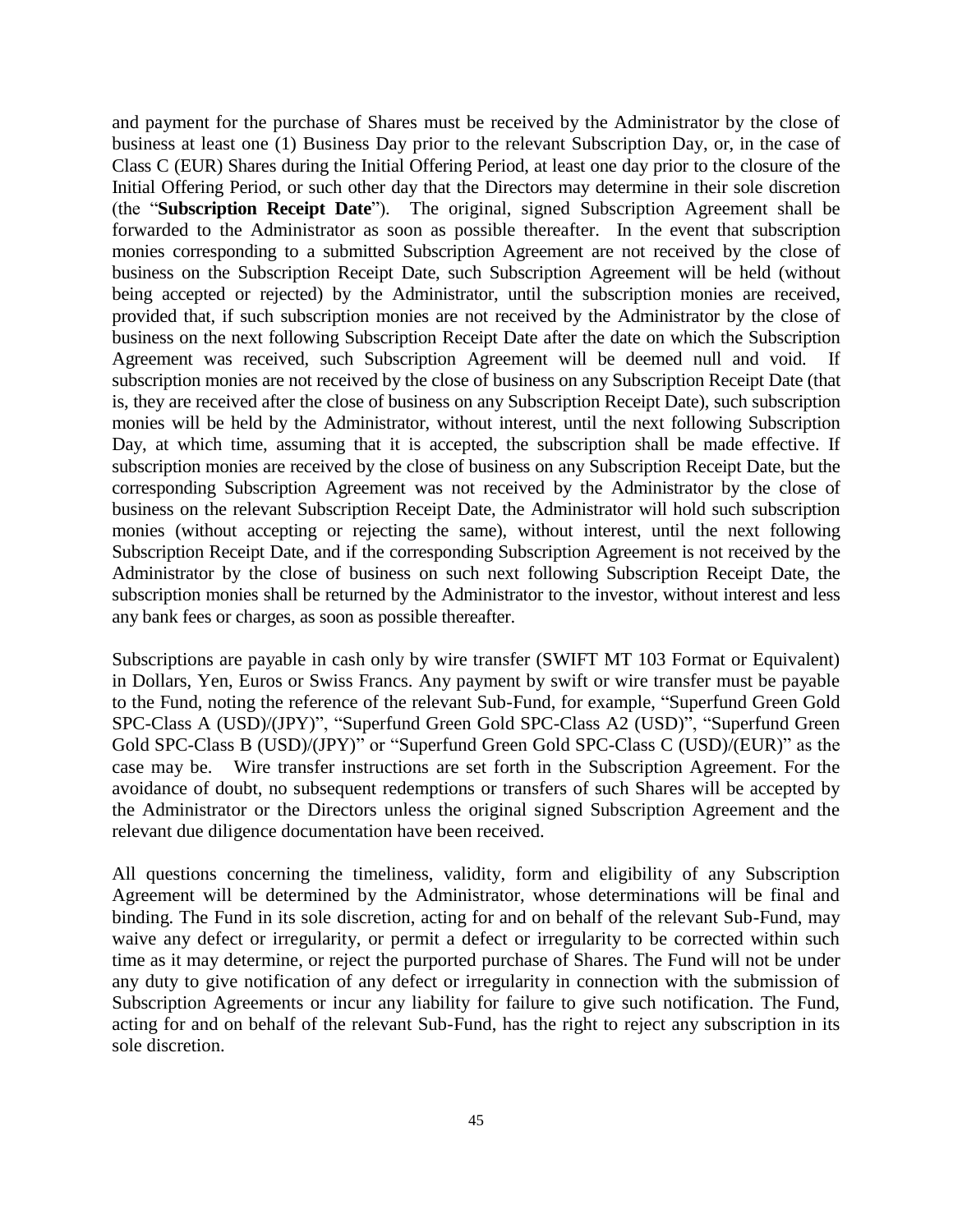and payment for the purchase of Shares must be received by the Administrator by the close of business at least one (1) Business Day prior to the relevant Subscription Day, or, in the case of Class C (EUR) Shares during the Initial Offering Period, at least one day prior to the closure of the Initial Offering Period, or such other day that the Directors may determine in their sole discretion (the "**Subscription Receipt Date**"). The original, signed Subscription Agreement shall be forwarded to the Administrator as soon as possible thereafter. In the event that subscription monies corresponding to a submitted Subscription Agreement are not received by the close of business on the Subscription Receipt Date, such Subscription Agreement will be held (without being accepted or rejected) by the Administrator, until the subscription monies are received, provided that, if such subscription monies are not received by the Administrator by the close of business on the next following Subscription Receipt Date after the date on which the Subscription Agreement was received, such Subscription Agreement will be deemed null and void. If subscription monies are not received by the close of business on any Subscription Receipt Date (that is, they are received after the close of business on any Subscription Receipt Date), such subscription monies will be held by the Administrator, without interest, until the next following Subscription Day, at which time, assuming that it is accepted, the subscription shall be made effective. If subscription monies are received by the close of business on any Subscription Receipt Date, but the corresponding Subscription Agreement was not received by the Administrator by the close of business on the relevant Subscription Receipt Date, the Administrator will hold such subscription monies (without accepting or rejecting the same), without interest, until the next following Subscription Receipt Date, and if the corresponding Subscription Agreement is not received by the Administrator by the close of business on such next following Subscription Receipt Date, the subscription monies shall be returned by the Administrator to the investor, without interest and less any bank fees or charges, as soon as possible thereafter.

Subscriptions are payable in cash only by wire transfer (SWIFT MT 103 Format or Equivalent) in Dollars, Yen, Euros or Swiss Francs. Any payment by swift or wire transfer must be payable to the Fund, noting the reference of the relevant Sub-Fund, for example, "Superfund Green Gold SPC-Class A (USD)/(JPY)", "Superfund Green Gold SPC-Class A2 (USD)", "Superfund Green Gold SPC-Class B (USD)/(JPY)" or "Superfund Green Gold SPC-Class C (USD)/(EUR)" as the case may be. Wire transfer instructions are set forth in the Subscription Agreement. For the avoidance of doubt, no subsequent redemptions or transfers of such Shares will be accepted by the Administrator or the Directors unless the original signed Subscription Agreement and the relevant due diligence documentation have been received.

All questions concerning the timeliness, validity, form and eligibility of any Subscription Agreement will be determined by the Administrator, whose determinations will be final and binding. The Fund in its sole discretion, acting for and on behalf of the relevant Sub-Fund, may waive any defect or irregularity, or permit a defect or irregularity to be corrected within such time as it may determine, or reject the purported purchase of Shares. The Fund will not be under any duty to give notification of any defect or irregularity in connection with the submission of Subscription Agreements or incur any liability for failure to give such notification. The Fund, acting for and on behalf of the relevant Sub-Fund, has the right to reject any subscription in its sole discretion.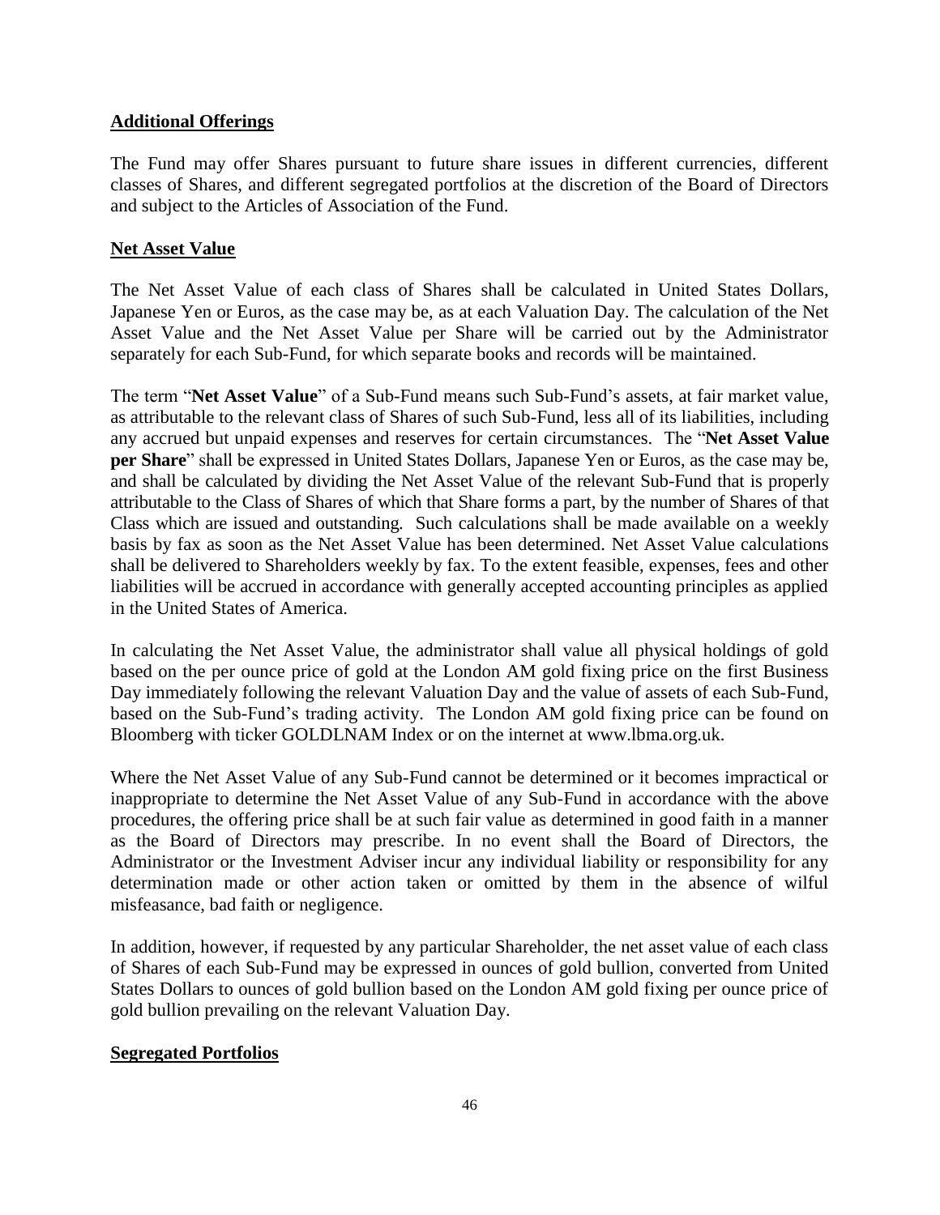## Additional Offerings

The Fund may offer Shares pursuant to future share issues in different currencies, different classes of Shares, and different segregated portfolios at the discretion of the Board of Directors and subject to the Articles of Association of the Fund.

## Net Asset Value

The Net Asset Value of each class of Shares shall be calculated in United States Dollars, Japanese Yen or Euros, as the case may be, as at each Valuation Day. The calculation of the Net Asset Value and the Net Asset Value per Share will be carried out by the Administrator separately for each Sub-Fund, for which separate books and records will be maintained.

The term "**Net Asset Value**" of a Sub-Fund means such Sub-Fund's assets, at fair market value, as attributable to the relevant class of Shares of such Sub-Fund, less all of its liabilities, including any accrued but unpaid expenses and reserves for certain circumstances. The "**Net Asset Value per Share**" shall be expressed in United States Dollars, Japanese Yen or Euros, as the case may be, and shall be calculated by dividing the Net Asset Value of the relevant Sub-Fund that is properly attributable to the Class of Shares of which that Share forms a part, by the number of Shares of that Class which are issued and outstanding. Such calculations shall be made available on a weekly basis by fax as soon as the Net Asset Value has been determined. Net Asset Value calculations shall be delivered to Shareholders weekly by fax. To the extent feasible, expenses, fees and other liabilities will be accrued in accordance with generally accepted accounting principles as applied in the United States of America.

In calculating the Net Asset Value, the administrator shall value all physical holdings of gold based on the per ounce price of gold at the London AM gold fixing price on the first Business Day immediately following the relevant Valuation Day and the value of assets of each Sub-Fund, based on the Sub-Fund's trading activity. The London AM gold fixing price can be found on Bloomberg with ticker GOLDLNAM Index or on the internet at www.lbma.org.uk.

Where the Net Asset Value of any Sub-Fund cannot be determined or it becomes impractical or inappropriate to determine the Net Asset Value of any Sub-Fund in accordance with the above procedures, the offering price shall be at such fair value as determined in good faith in a manner as the Board of Directors may prescribe. In no event shall the Board of Directors, the Administrator or the Investment Adviser incur any individual liability or responsibility for any determination made or other action taken or omitted by them in the absence of wilful misfeasance, bad faith or negligence.

In addition, however, if requested by any particular Shareholder, the net asset value of each class of Shares of each Sub-Fund may be expressed in ounces of gold bullion, converted from United States Dollars to ounces of gold bullion based on the London AM gold fixing per ounce price of gold bullion prevailing on the relevant Valuation Day.

## Segregated Portfolios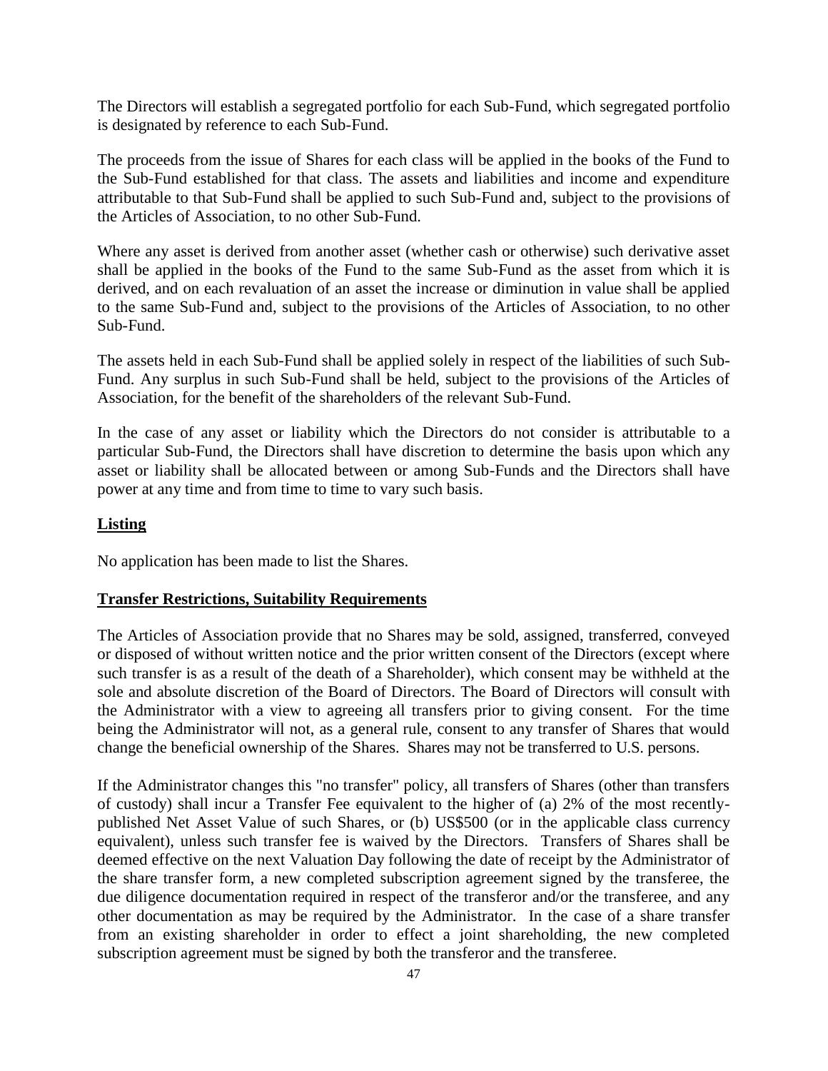The Directors will establish a segregated portfolio for each Sub-Fund, which segregated portfolio is designated by reference to each Sub-Fund.

The proceeds from the issue of Shares for each class will be applied in the books of the Fund to the Sub-Fund established for that class. The assets and liabilities and income and expenditure attributable to that Sub-Fund shall be applied to such Sub-Fund and, subject to the provisions of the Articles of Association, to no other Sub-Fund.

Where any asset is derived from another asset (whether cash or otherwise) such derivative asset shall be applied in the books of the Fund to the same Sub-Fund as the asset from which it is derived, and on each revaluation of an asset the increase or diminution in value shall be applied to the same Sub-Fund and, subject to the provisions of the Articles of Association, to no other Sub-Fund.

The assets held in each Sub-Fund shall be applied solely in respect of the liabilities of such Sub-Fund. Any surplus in such Sub-Fund shall be held, subject to the provisions of the Articles of Association, for the benefit of the shareholders of the relevant Sub-Fund.

In the case of any asset or liability which the Directors do not consider is attributable to a particular Sub-Fund, the Directors shall have discretion to determine the basis upon which any asset or liability shall be allocated between or among Sub-Funds and the Directors shall have power at any time and from time to time to vary such basis.

## Listing

No application has been made to list the Shares.

## Transfer Restrictions, Suitability Requirements

The Articles of Association provide that no Shares may be sold, assigned, transferred, conveyed or disposed of without written notice and the prior written consent of the Directors (except where such transfer is as a result of the death of a Shareholder), which consent may be withheld at the sole and absolute discretion of the Board of Directors. The Board of Directors will consult with the Administrator with a view to agreeing all transfers prior to giving consent. For the time being the Administrator will not, as a general rule, consent to any transfer of Shares that would change the beneficial ownership of the Shares. Shares may not be transferred to U.S. persons.

If the Administrator changes this "no transfer" policy, all transfers of Shares (other than transfers of custody) shall incur a Transfer Fee equivalent to the higher of (a) 2% of the most recently-published Net Asset Value of such Shares, or (b) US$500 (or in the applicable class currency equivalent), unless such transfer fee is waived by the Directors. Transfers of Shares shall be deemed effective on the next Valuation Day following the date of receipt by the Administrator of the share transfer form, a new completed subscription agreement signed by the transferee, the due diligence documentation required in respect of the transferor and/or the transferee, and any other documentation as may be required by the Administrator. In the case of a share transfer from an existing shareholder in order to effect a joint shareholding, the new completed subscription agreement must be signed by both the transferor and the transferee.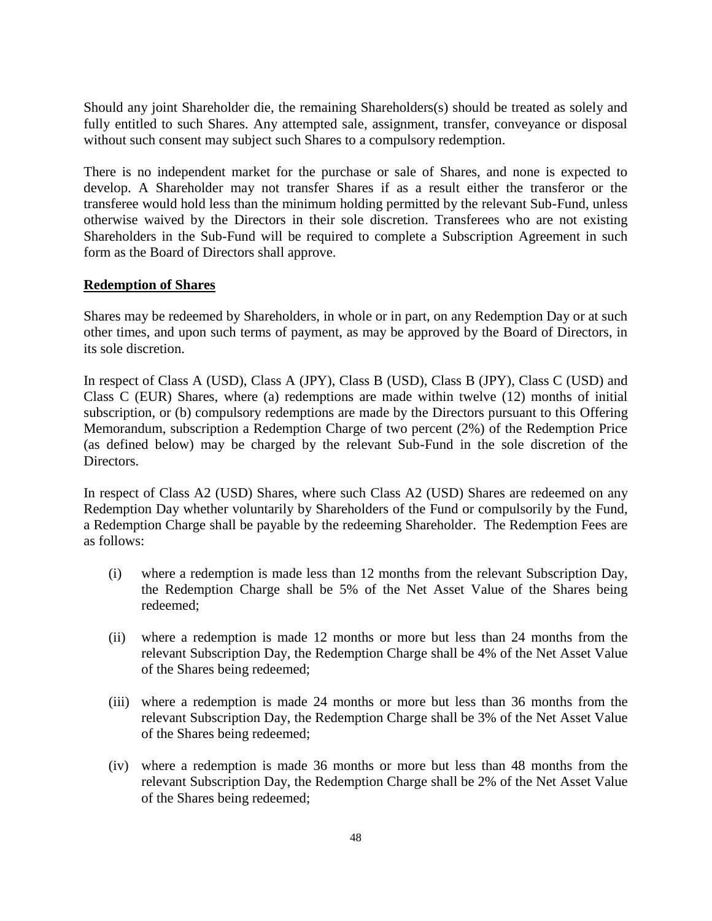Should any joint Shareholder die, the remaining Shareholders(s) should be treated as solely and fully entitled to such Shares. Any attempted sale, assignment, transfer, conveyance or disposal without such consent may subject such Shares to a compulsory redemption.

There is no independent market for the purchase or sale of Shares, and none is expected to develop. A Shareholder may not transfer Shares if as a result either the transferor or the transferee would hold less than the minimum holding permitted by the relevant Sub-Fund, unless otherwise waived by the Directors in their sole discretion. Transferees who are not existing Shareholders in the Sub-Fund will be required to complete a Subscription Agreement in such form as the Board of Directors shall approve.

**Redemption of Shares**

Shares may be redeemed by Shareholders, in whole or in part, on any Redemption Day or at such other times, and upon such terms of payment, as may be approved by the Board of Directors, in its sole discretion.

In respect of Class A (USD), Class A (JPY), Class B (USD), Class B (JPY), Class C (USD) and Class C (EUR) Shares, where (a) redemptions are made within twelve (12) months of initial subscription, or (b) compulsory redemptions are made by the Directors pursuant to this Offering Memorandum, subscription a Redemption Charge of two percent (2%) of the Redemption Price (as defined below) may be charged by the relevant Sub-Fund in the sole discretion of the Directors.

In respect of Class A2 (USD) Shares, where such Class A2 (USD) Shares are redeemed on any Redemption Day whether voluntarily by Shareholders of the Fund or compulsorily by the Fund, a Redemption Charge shall be payable by the redeeming Shareholder. The Redemption Fees are as follows:

(i) where a redemption is made less than 12 months from the relevant Subscription Day, the Redemption Charge shall be 5% of the Net Asset Value of the Shares being redeemed;

(ii) where a redemption is made 12 months or more but less than 24 months from the relevant Subscription Day, the Redemption Charge shall be 4% of the Net Asset Value of the Shares being redeemed;

(iii) where a redemption is made 24 months or more but less than 36 months from the relevant Subscription Day, the Redemption Charge shall be 3% of the Net Asset Value of the Shares being redeemed;

(iv) where a redemption is made 36 months or more but less than 48 months from the relevant Subscription Day, the Redemption Charge shall be 2% of the Net Asset Value of the Shares being redeemed;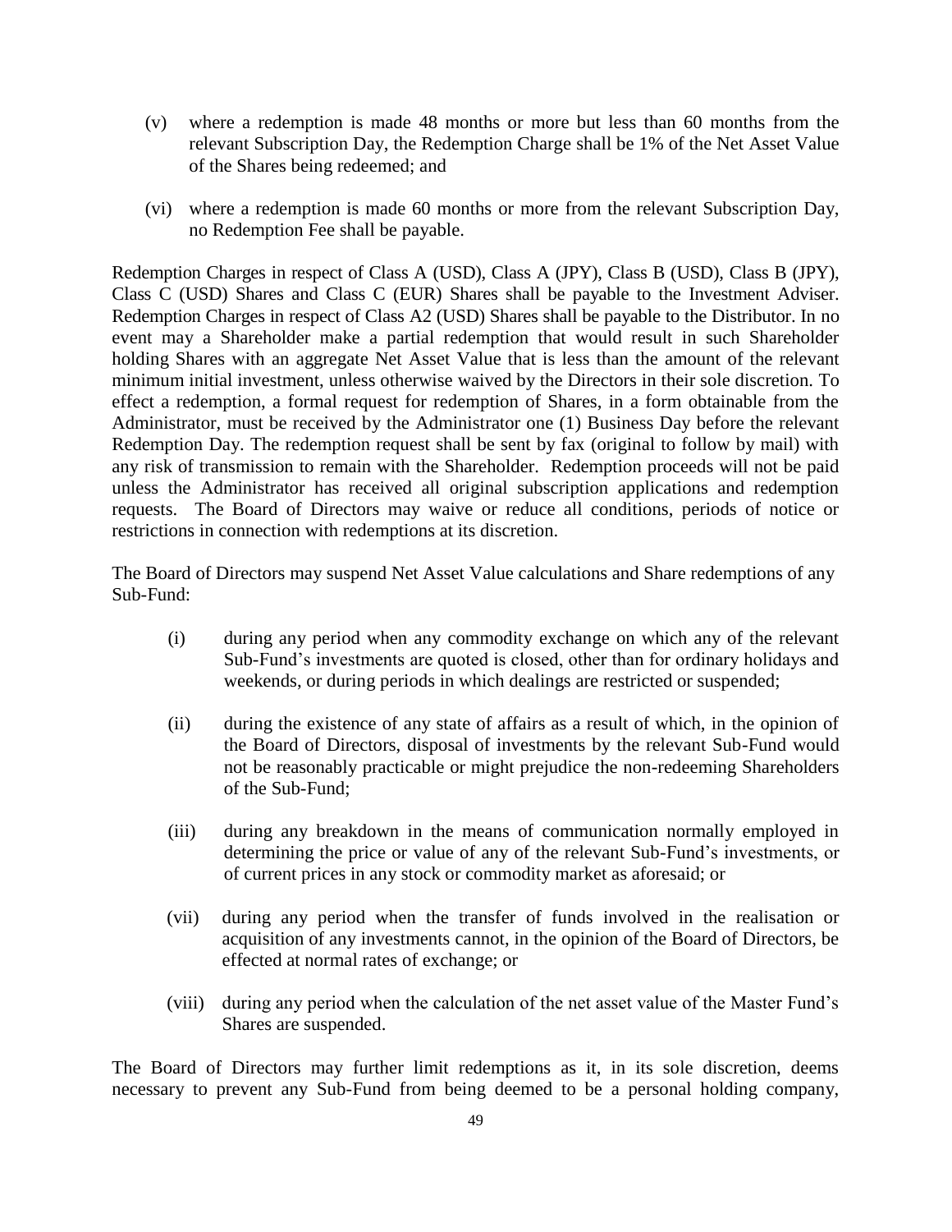(v) where a redemption is made 48 months or more but less than 60 months from the relevant Subscription Day, the Redemption Charge shall be 1% of the Net Asset Value of the Shares being redeemed; and

(vi) where a redemption is made 60 months or more from the relevant Subscription Day, no Redemption Fee shall be payable.

Redemption Charges in respect of Class A (USD), Class A (JPY), Class B (USD), Class B (JPY), Class C (USD) Shares and Class C (EUR) Shares shall be payable to the Investment Adviser. Redemption Charges in respect of Class A2 (USD) Shares shall be payable to the Distributor. In no event may a Shareholder make a partial redemption that would result in such Shareholder holding Shares with an aggregate Net Asset Value that is less than the amount of the relevant minimum initial investment, unless otherwise waived by the Directors in their sole discretion. To effect a redemption, a formal request for redemption of Shares, in a form obtainable from the Administrator, must be received by the Administrator one (1) Business Day before the relevant Redemption Day. The redemption request shall be sent by fax (original to follow by mail) with any risk of transmission to remain with the Shareholder. Redemption proceeds will not be paid unless the Administrator has received all original subscription applications and redemption requests. The Board of Directors may waive or reduce all conditions, periods of notice or restrictions in connection with redemptions at its discretion.

The Board of Directors may suspend Net Asset Value calculations and Share redemptions of any Sub-Fund:

(i) during any period when any commodity exchange on which any of the relevant Sub-Fund's investments are quoted is closed, other than for ordinary holidays and weekends, or during periods in which dealings are restricted or suspended;

(ii) during the existence of any state of affairs as a result of which, in the opinion of the Board of Directors, disposal of investments by the relevant Sub-Fund would not be reasonably practicable or might prejudice the non-redeeming Shareholders of the Sub-Fund;

(iii) during any breakdown in the means of communication normally employed in determining the price or value of any of the relevant Sub-Fund's investments, or of current prices in any stock or commodity market as aforesaid; or

(vii) during any period when the transfer of funds involved in the realisation or acquisition of any investments cannot, in the opinion of the Board of Directors, be effected at normal rates of exchange; or

(viii) during any period when the calculation of the net asset value of the Master Fund's Shares are suspended.

The Board of Directors may further limit redemptions as it, in its sole discretion, deems necessary to prevent any Sub-Fund from being deemed to be a personal holding company,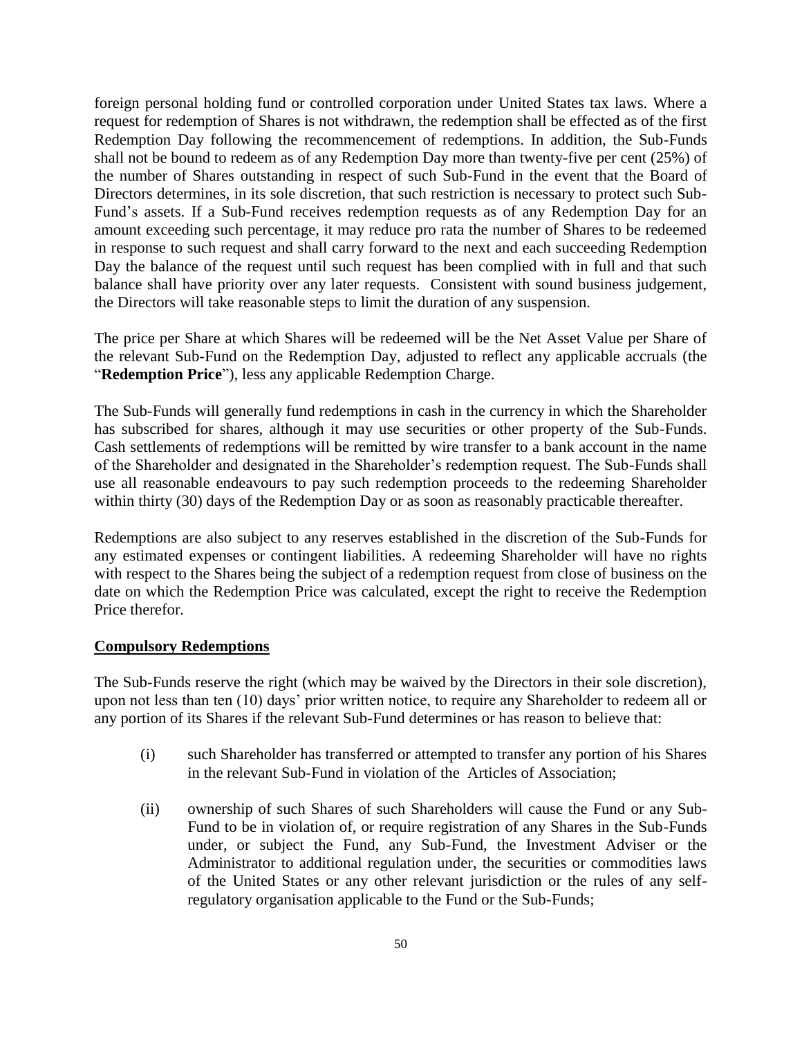foreign personal holding fund or controlled corporation under United States tax laws. Where a request for redemption of Shares is not withdrawn, the redemption shall be effected as of the first Redemption Day following the recommencement of redemptions. In addition, the Sub-Funds shall not be bound to redeem as of any Redemption Day more than twenty-five per cent (25%) of the number of Shares outstanding in respect of such Sub-Fund in the event that the Board of Directors determines, in its sole discretion, that such restriction is necessary to protect such Sub-Fund's assets. If a Sub-Fund receives redemption requests as of any Redemption Day for an amount exceeding such percentage, it may reduce pro rata the number of Shares to be redeemed in response to such request and shall carry forward to the next and each succeeding Redemption Day the balance of the request until such request has been complied with in full and that such balance shall have priority over any later requests. Consistent with sound business judgement, the Directors will take reasonable steps to limit the duration of any suspension.

The price per Share at which Shares will be redeemed will be the Net Asset Value per Share of the relevant Sub-Fund on the Redemption Day, adjusted to reflect any applicable accruals (the "**Redemption Price**"), less any applicable Redemption Charge.

The Sub-Funds will generally fund redemptions in cash in the currency in which the Shareholder has subscribed for shares, although it may use securities or other property of the Sub-Funds. Cash settlements of redemptions will be remitted by wire transfer to a bank account in the name of the Shareholder and designated in the Shareholder's redemption request. The Sub-Funds shall use all reasonable endeavours to pay such redemption proceeds to the redeeming Shareholder within thirty (30) days of the Redemption Day or as soon as reasonably practicable thereafter.

Redemptions are also subject to any reserves established in the discretion of the Sub-Funds for any estimated expenses or contingent liabilities. A redeeming Shareholder will have no rights with respect to the Shares being the subject of a redemption request from close of business on the date on which the Redemption Price was calculated, except the right to receive the Redemption Price therefor.

**Compulsory Redemptions**

The Sub-Funds reserve the right (which may be waived by the Directors in their sole discretion), upon not less than ten (10) days' prior written notice, to require any Shareholder to redeem all or any portion of its Shares if the relevant Sub-Fund determines or has reason to believe that:

(i) such Shareholder has transferred or attempted to transfer any portion of his Shares in the relevant Sub-Fund in violation of the Articles of Association;

(ii) ownership of such Shares of such Shareholders will cause the Fund or any Sub-Fund to be in violation of, or require registration of any Shares in the Sub-Funds under, or subject the Fund, any Sub-Fund, the Investment Adviser or the Administrator to additional regulation under, the securities or commodities laws of the United States or any other relevant jurisdiction or the rules of any self-regulatory organisation applicable to the Fund or the Sub-Funds;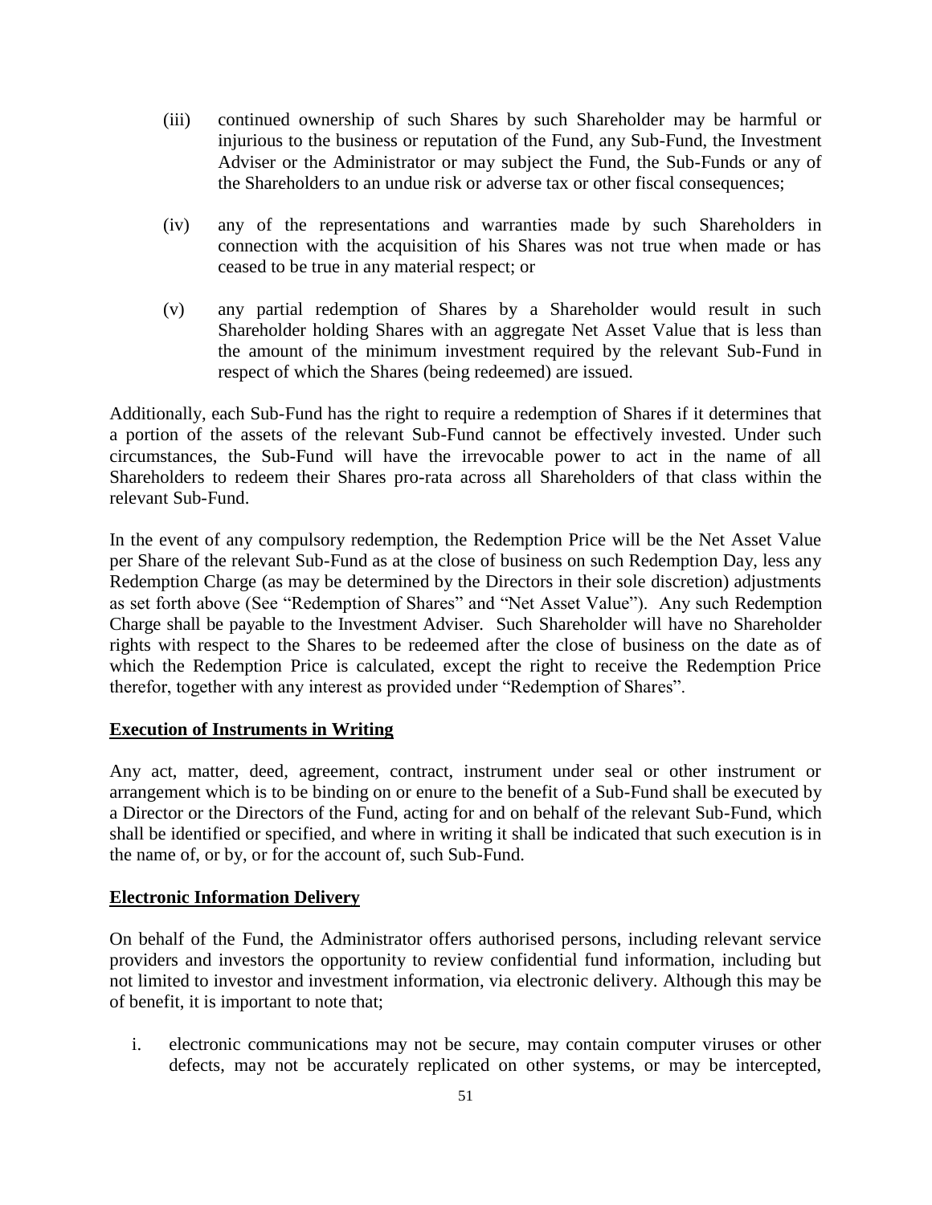(iii) continued ownership of such Shares by such Shareholder may be harmful or injurious to the business or reputation of the Fund, any Sub-Fund, the Investment Adviser or the Administrator or may subject the Fund, the Sub-Funds or any of the Shareholders to an undue risk or adverse tax or other fiscal consequences;

(iv) any of the representations and warranties made by such Shareholders in connection with the acquisition of his Shares was not true when made or has ceased to be true in any material respect; or

(v) any partial redemption of Shares by a Shareholder would result in such Shareholder holding Shares with an aggregate Net Asset Value that is less than the amount of the minimum investment required by the relevant Sub-Fund in respect of which the Shares (being redeemed) are issued.

Additionally, each Sub-Fund has the right to require a redemption of Shares if it determines that a portion of the assets of the relevant Sub-Fund cannot be effectively invested. Under such circumstances, the Sub-Fund will have the irrevocable power to act in the name of all Shareholders to redeem their Shares pro-rata across all Shareholders of that class within the relevant Sub-Fund.

In the event of any compulsory redemption, the Redemption Price will be the Net Asset Value per Share of the relevant Sub-Fund as at the close of business on such Redemption Day, less any Redemption Charge (as may be determined by the Directors in their sole discretion) adjustments as set forth above (See "Redemption of Shares" and "Net Asset Value"). Any such Redemption Charge shall be payable to the Investment Adviser. Such Shareholder will have no Shareholder rights with respect to the Shares to be redeemed after the close of business on the date as of which the Redemption Price is calculated, except the right to receive the Redemption Price therefor, together with any interest as provided under "Redemption of Shares".

**Execution of Instruments in Writing**

Any act, matter, deed, agreement, contract, instrument under seal or other instrument or arrangement which is to be binding on or enure to the benefit of a Sub-Fund shall be executed by a Director or the Directors of the Fund, acting for and on behalf of the relevant Sub-Fund, which shall be identified or specified, and where in writing it shall be indicated that such execution is in the name of, or by, or for the account of, such Sub-Fund.

**Electronic Information Delivery**

On behalf of the Fund, the Administrator offers authorised persons, including relevant service providers and investors the opportunity to review confidential fund information, including but not limited to investor and investment information, via electronic delivery. Although this may be of benefit, it is important to note that;

i. electronic communications may not be secure, may contain computer viruses or other defects, may not be accurately replicated on other systems, or may be intercepted,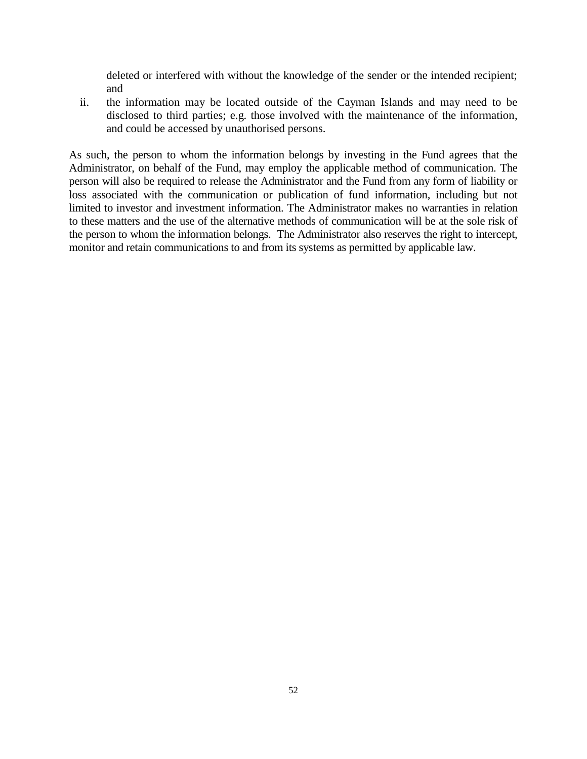deleted or interfered with without the knowledge of the sender or the intended recipient; and

ii. the information may be located outside of the Cayman Islands and may need to be disclosed to third parties; e.g. those involved with the maintenance of the information, and could be accessed by unauthorised persons.

As such, the person to whom the information belongs by investing in the Fund agrees that the Administrator, on behalf of the Fund, may employ the applicable method of communication. The person will also be required to release the Administrator and the Fund from any form of liability or loss associated with the communication or publication of fund information, including but not limited to investor and investment information. The Administrator makes no warranties in relation to these matters and the use of the alternative methods of communication will be at the sole risk of the person to whom the information belongs. The Administrator also reserves the right to intercept, monitor and retain communications to and from its systems as permitted by applicable law.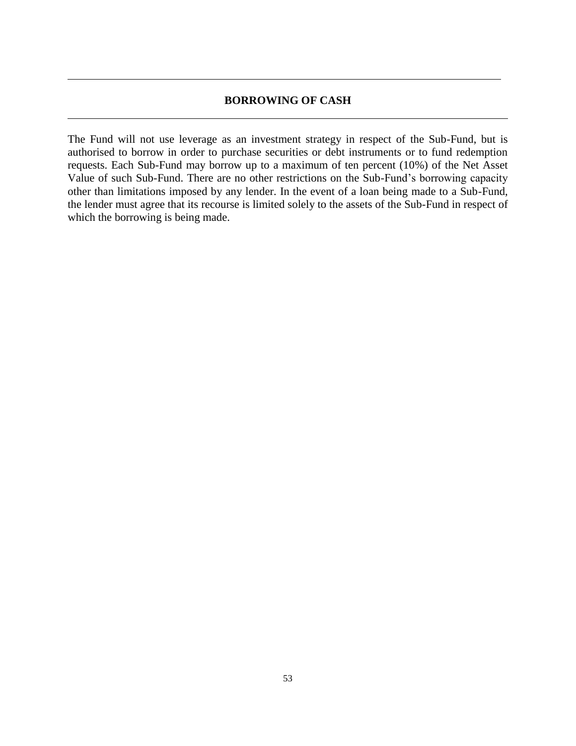## BORROWING OF CASH

The Fund will not use leverage as an investment strategy in respect of the Sub-Fund, but is authorised to borrow in order to purchase securities or debt instruments or to fund redemption requests. Each Sub-Fund may borrow up to a maximum of ten percent (10%) of the Net Asset Value of such Sub-Fund. There are no other restrictions on the Sub-Fund's borrowing capacity other than limitations imposed by any lender. In the event of a loan being made to a Sub-Fund, the lender must agree that its recourse is limited solely to the assets of the Sub-Fund in respect of which the borrowing is being made.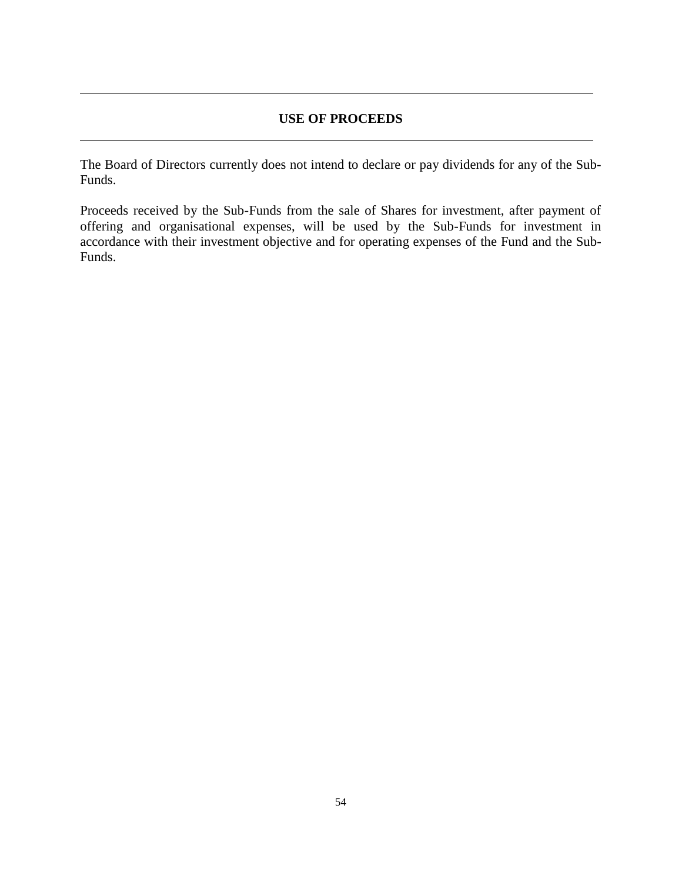## USE OF PROCEEDS

The Board of Directors currently does not intend to declare or pay dividends for any of the Sub-Funds.

Proceeds received by the Sub-Funds from the sale of Shares for investment, after payment of offering and organisational expenses, will be used by the Sub-Funds for investment in accordance with their investment objective and for operating expenses of the Fund and the Sub-Funds.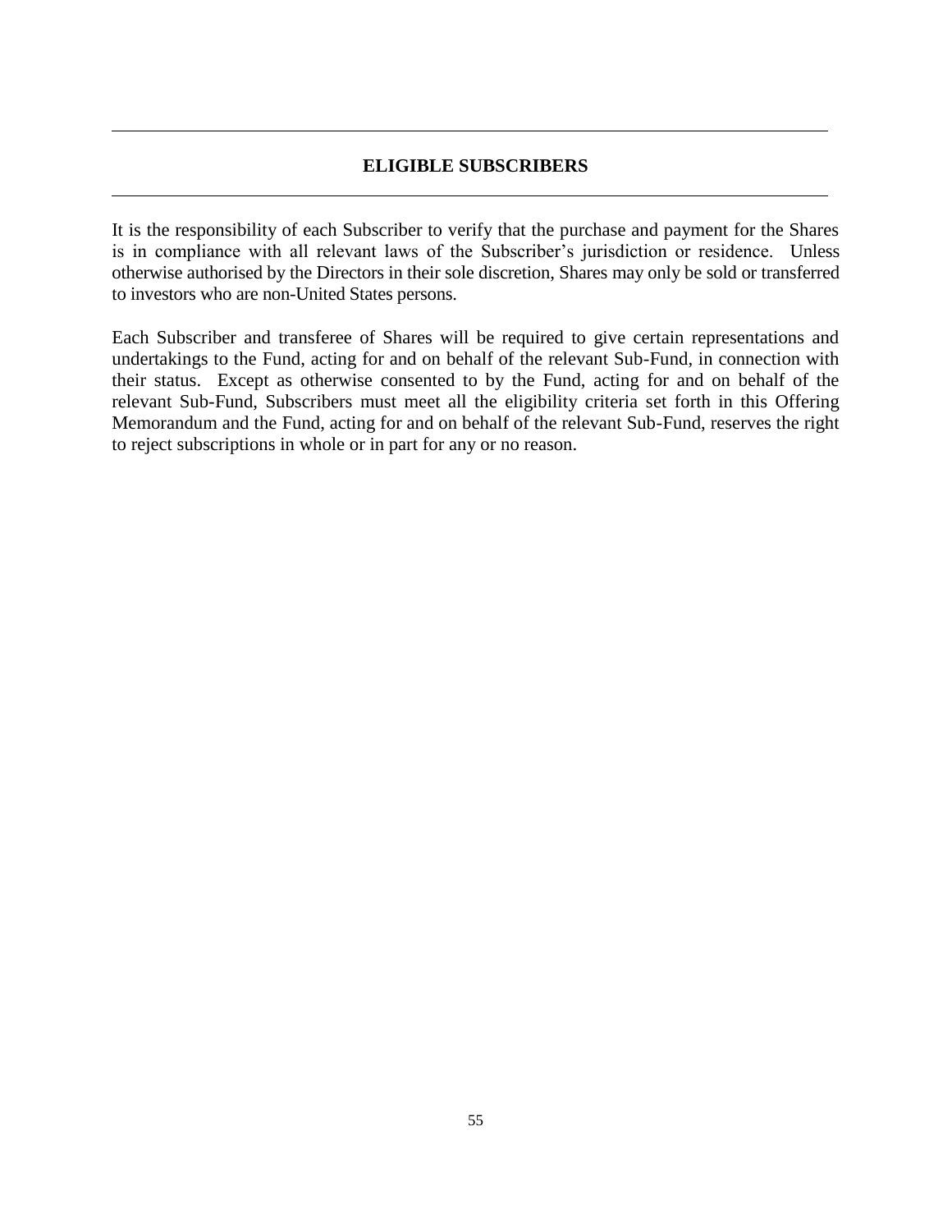## ELIGIBLE SUBSCRIBERS

It is the responsibility of each Subscriber to verify that the purchase and payment for the Shares is in compliance with all relevant laws of the Subscriber's jurisdiction or residence. Unless otherwise authorised by the Directors in their sole discretion, Shares may only be sold or transferred to investors who are non-United States persons.

Each Subscriber and transferee of Shares will be required to give certain representations and undertakings to the Fund, acting for and on behalf of the relevant Sub-Fund, in connection with their status. Except as otherwise consented to by the Fund, acting for and on behalf of the relevant Sub-Fund, Subscribers must meet all the eligibility criteria set forth in this Offering Memorandum and the Fund, acting for and on behalf of the relevant Sub-Fund, reserves the right to reject subscriptions in whole or in part for any or no reason.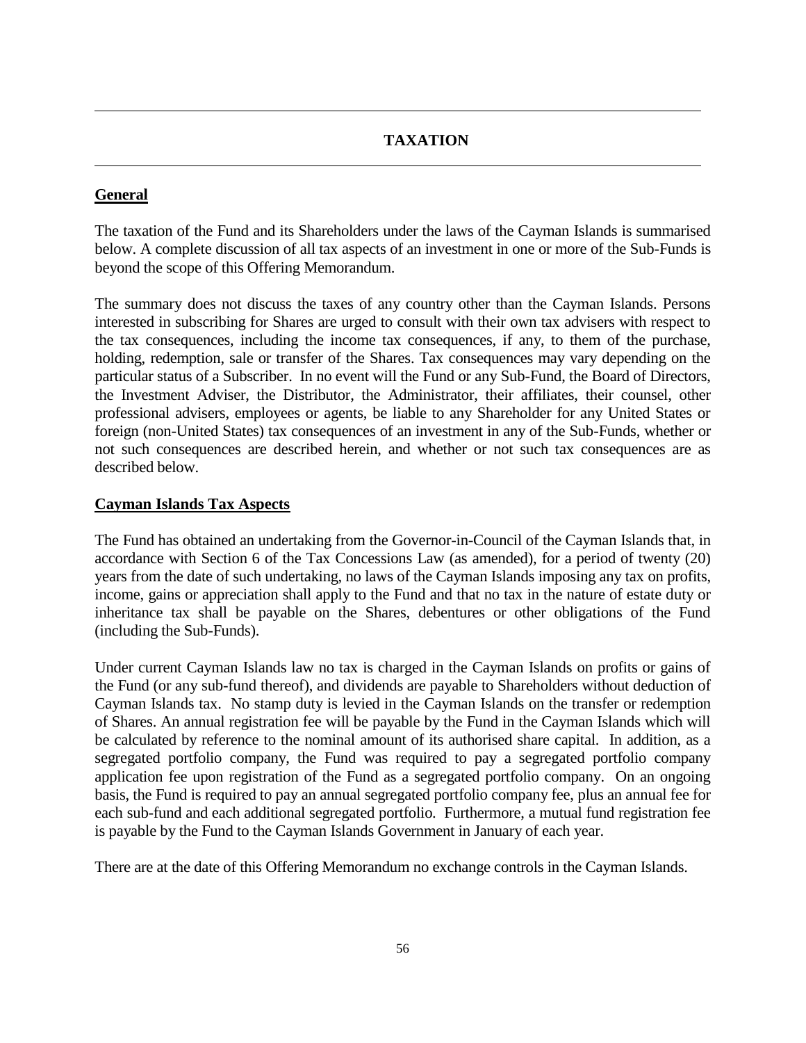# TAXATION

## General

The taxation of the Fund and its Shareholders under the laws of the Cayman Islands is summarised below. A complete discussion of all tax aspects of an investment in one or more of the Sub-Funds is beyond the scope of this Offering Memorandum.

The summary does not discuss the taxes of any country other than the Cayman Islands. Persons interested in subscribing for Shares are urged to consult with their own tax advisers with respect to the tax consequences, including the income tax consequences, if any, to them of the purchase, holding, redemption, sale or transfer of the Shares. Tax consequences may vary depending on the particular status of a Subscriber. In no event will the Fund or any Sub-Fund, the Board of Directors, the Investment Adviser, the Distributor, the Administrator, their affiliates, their counsel, other professional advisers, employees or agents, be liable to any Shareholder for any United States or foreign (non-United States) tax consequences of an investment in any of the Sub-Funds, whether or not such consequences are described herein, and whether or not such tax consequences are as described below.

## Cayman Islands Tax Aspects

The Fund has obtained an undertaking from the Governor-in-Council of the Cayman Islands that, in accordance with Section 6 of the Tax Concessions Law (as amended), for a period of twenty (20) years from the date of such undertaking, no laws of the Cayman Islands imposing any tax on profits, income, gains or appreciation shall apply to the Fund and that no tax in the nature of estate duty or inheritance tax shall be payable on the Shares, debentures or other obligations of the Fund (including the Sub-Funds).

Under current Cayman Islands law no tax is charged in the Cayman Islands on profits or gains of the Fund (or any sub-fund thereof), and dividends are payable to Shareholders without deduction of Cayman Islands tax. No stamp duty is levied in the Cayman Islands on the transfer or redemption of Shares. An annual registration fee will be payable by the Fund in the Cayman Islands which will be calculated by reference to the nominal amount of its authorised share capital. In addition, as a segregated portfolio company, the Fund was required to pay a segregated portfolio company application fee upon registration of the Fund as a segregated portfolio company. On an ongoing basis, the Fund is required to pay an annual segregated portfolio company fee, plus an annual fee for each sub-fund and each additional segregated portfolio. Furthermore, a mutual fund registration fee is payable by the Fund to the Cayman Islands Government in January of each year.

There are at the date of this Offering Memorandum no exchange controls in the Cayman Islands.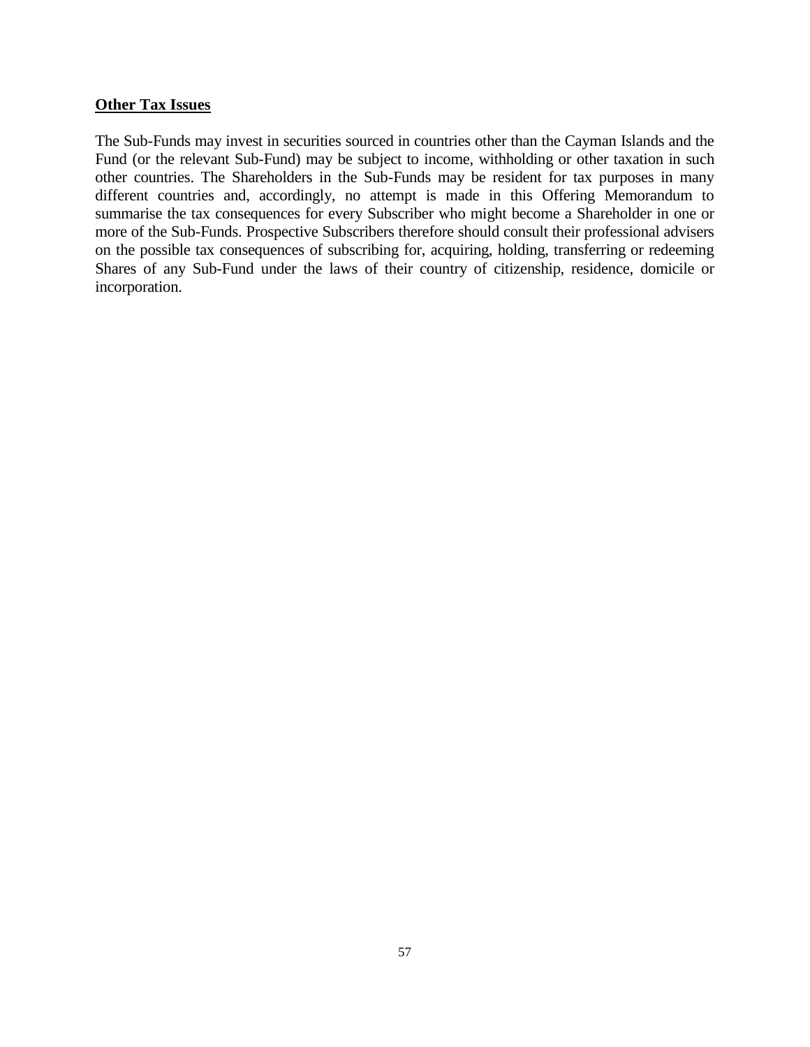**Other Tax Issues**

The Sub-Funds may invest in securities sourced in countries other than the Cayman Islands and the Fund (or the relevant Sub-Fund) may be subject to income, withholding or other taxation in such other countries. The Shareholders in the Sub-Funds may be resident for tax purposes in many different countries and, accordingly, no attempt is made in this Offering Memorandum to summarise the tax consequences for every Subscriber who might become a Shareholder in one or more of the Sub-Funds. Prospective Subscribers therefore should consult their professional advisers on the possible tax consequences of subscribing for, acquiring, holding, transferring or redeeming Shares of any Sub-Fund under the laws of their country of citizenship, residence, domicile or incorporation.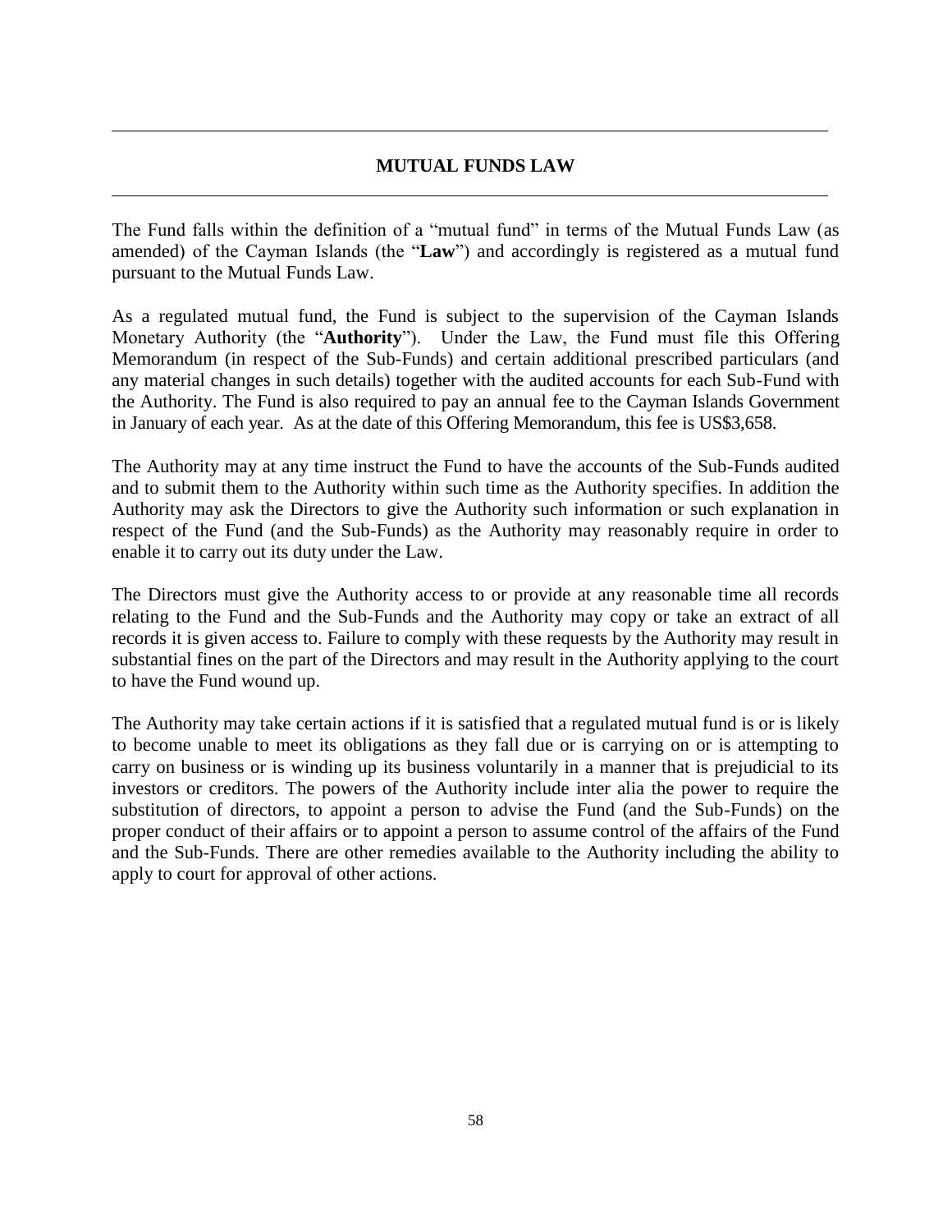## MUTUAL FUNDS LAW

The Fund falls within the definition of a "mutual fund" in terms of the Mutual Funds Law (as amended) of the Cayman Islands (the "**Law**") and accordingly is registered as a mutual fund pursuant to the Mutual Funds Law.

As a regulated mutual fund, the Fund is subject to the supervision of the Cayman Islands Monetary Authority (the "**Authority**"). Under the Law, the Fund must file this Offering Memorandum (in respect of the Sub-Funds) and certain additional prescribed particulars (and any material changes in such details) together with the audited accounts for each Sub-Fund with the Authority. The Fund is also required to pay an annual fee to the Cayman Islands Government in January of each year. As at the date of this Offering Memorandum, this fee is US$3,658.

The Authority may at any time instruct the Fund to have the accounts of the Sub-Funds audited and to submit them to the Authority within such time as the Authority specifies. In addition the Authority may ask the Directors to give the Authority such information or such explanation in respect of the Fund (and the Sub-Funds) as the Authority may reasonably require in order to enable it to carry out its duty under the Law.

The Directors must give the Authority access to or provide at any reasonable time all records relating to the Fund and the Sub-Funds and the Authority may copy or take an extract of all records it is given access to. Failure to comply with these requests by the Authority may result in substantial fines on the part of the Directors and may result in the Authority applying to the court to have the Fund wound up.

The Authority may take certain actions if it is satisfied that a regulated mutual fund is or is likely to become unable to meet its obligations as they fall due or is carrying on or is attempting to carry on business or is winding up its business voluntarily in a manner that is prejudicial to its investors or creditors. The powers of the Authority include inter alia the power to require the substitution of directors, to appoint a person to advise the Fund (and the Sub-Funds) on the proper conduct of their affairs or to appoint a person to assume control of the affairs of the Fund and the Sub-Funds. There are other remedies available to the Authority including the ability to apply to court for approval of other actions.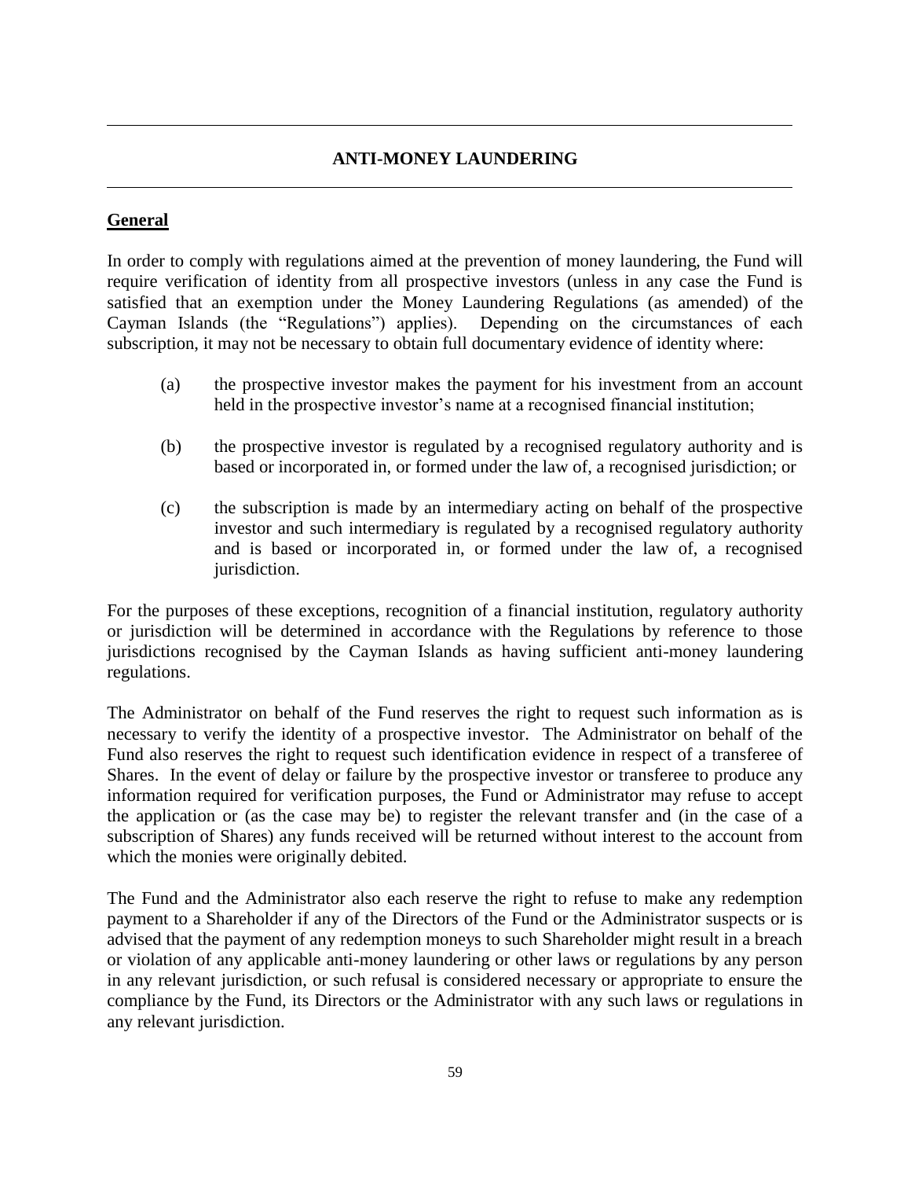# ANTI-MONEY LAUNDERING

## General

In order to comply with regulations aimed at the prevention of money laundering, the Fund will require verification of identity from all prospective investors (unless in any case the Fund is satisfied that an exemption under the Money Laundering Regulations (as amended) of the Cayman Islands (the "Regulations") applies). Depending on the circumstances of each subscription, it may not be necessary to obtain full documentary evidence of identity where:

(a) the prospective investor makes the payment for his investment from an account held in the prospective investor's name at a recognised financial institution;

(b) the prospective investor is regulated by a recognised regulatory authority and is based or incorporated in, or formed under the law of, a recognised jurisdiction; or

(c) the subscription is made by an intermediary acting on behalf of the prospective investor and such intermediary is regulated by a recognised regulatory authority and is based or incorporated in, or formed under the law of, a recognised jurisdiction.

For the purposes of these exceptions, recognition of a financial institution, regulatory authority or jurisdiction will be determined in accordance with the Regulations by reference to those jurisdictions recognised by the Cayman Islands as having sufficient anti-money laundering regulations.

The Administrator on behalf of the Fund reserves the right to request such information as is necessary to verify the identity of a prospective investor. The Administrator on behalf of the Fund also reserves the right to request such identification evidence in respect of a transferee of Shares. In the event of delay or failure by the prospective investor or transferee to produce any information required for verification purposes, the Fund or Administrator may refuse to accept the application or (as the case may be) to register the relevant transfer and (in the case of a subscription of Shares) any funds received will be returned without interest to the account from which the monies were originally debited.

The Fund and the Administrator also each reserve the right to refuse to make any redemption payment to a Shareholder if any of the Directors of the Fund or the Administrator suspects or is advised that the payment of any redemption moneys to such Shareholder might result in a breach or violation of any applicable anti-money laundering or other laws or regulations by any person in any relevant jurisdiction, or such refusal is considered necessary or appropriate to ensure the compliance by the Fund, its Directors or the Administrator with any such laws or regulations in any relevant jurisdiction.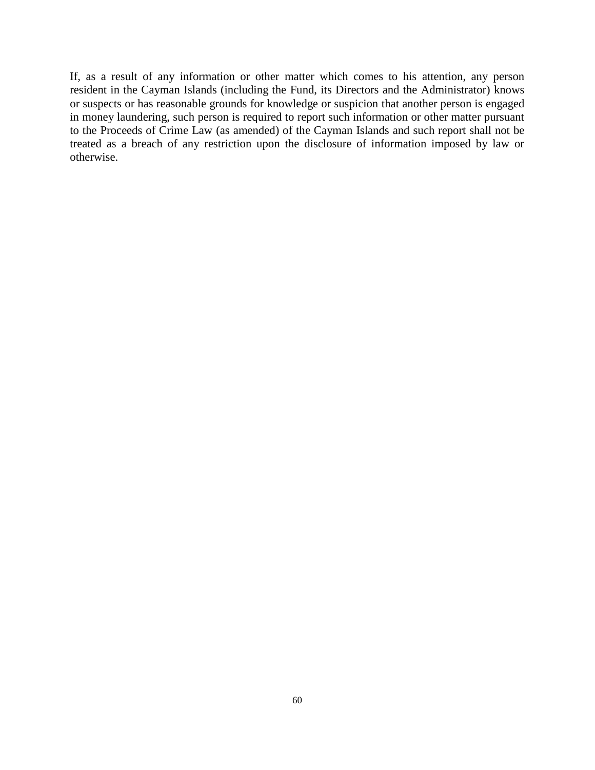If, as a result of any information or other matter which comes to his attention, any person resident in the Cayman Islands (including the Fund, its Directors and the Administrator) knows or suspects or has reasonable grounds for knowledge or suspicion that another person is engaged in money laundering, such person is required to report such information or other matter pursuant to the Proceeds of Crime Law (as amended) of the Cayman Islands and such report shall not be treated as a breach of any restriction upon the disclosure of information imposed by law or otherwise.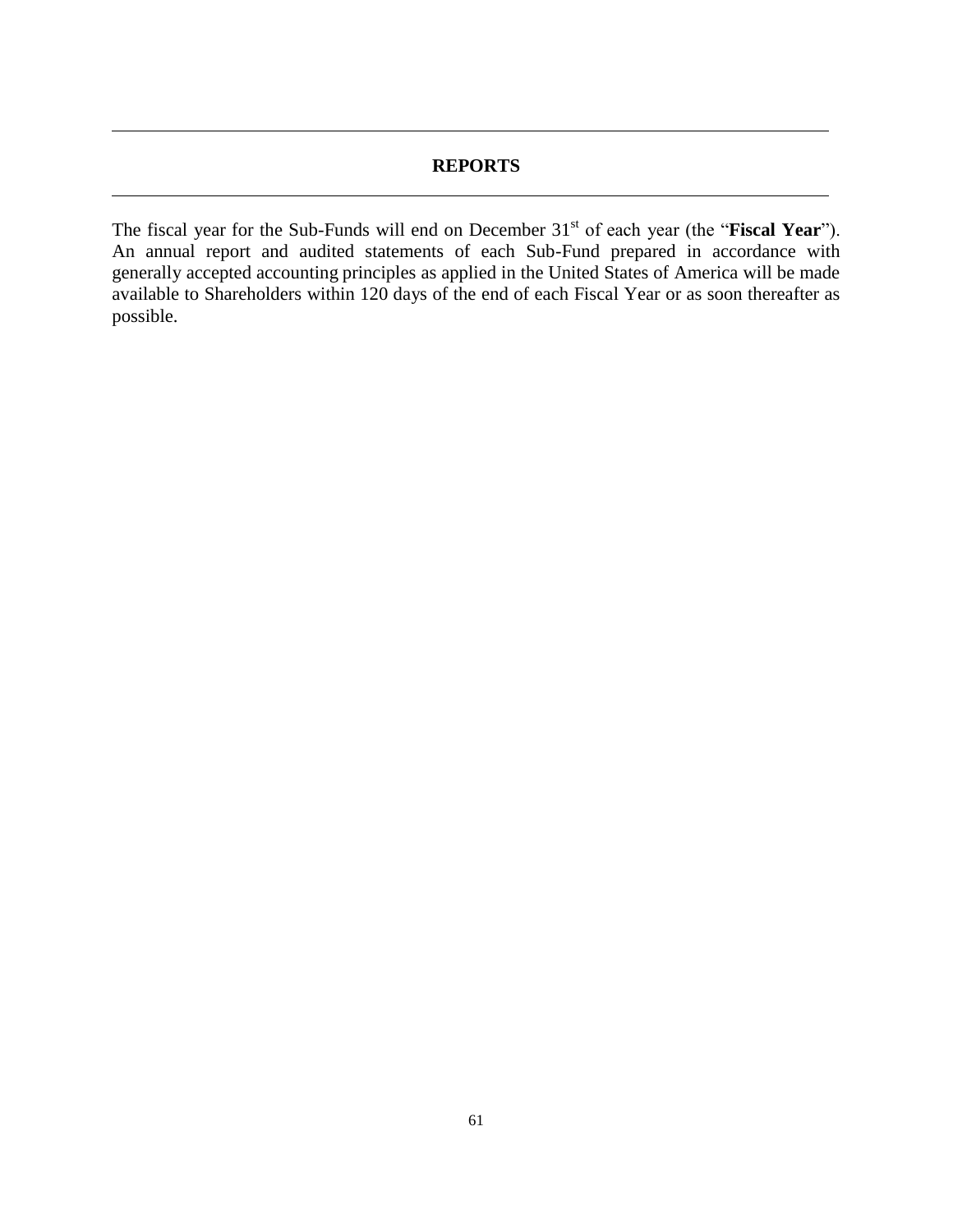## REPORTS

The fiscal year for the Sub-Funds will end on December 31st of each year (the "**Fiscal Year**"). An annual report and audited statements of each Sub-Fund prepared in accordance with generally accepted accounting principles as applied in the United States of America will be made available to Shareholders within 120 days of the end of each Fiscal Year or as soon thereafter as possible.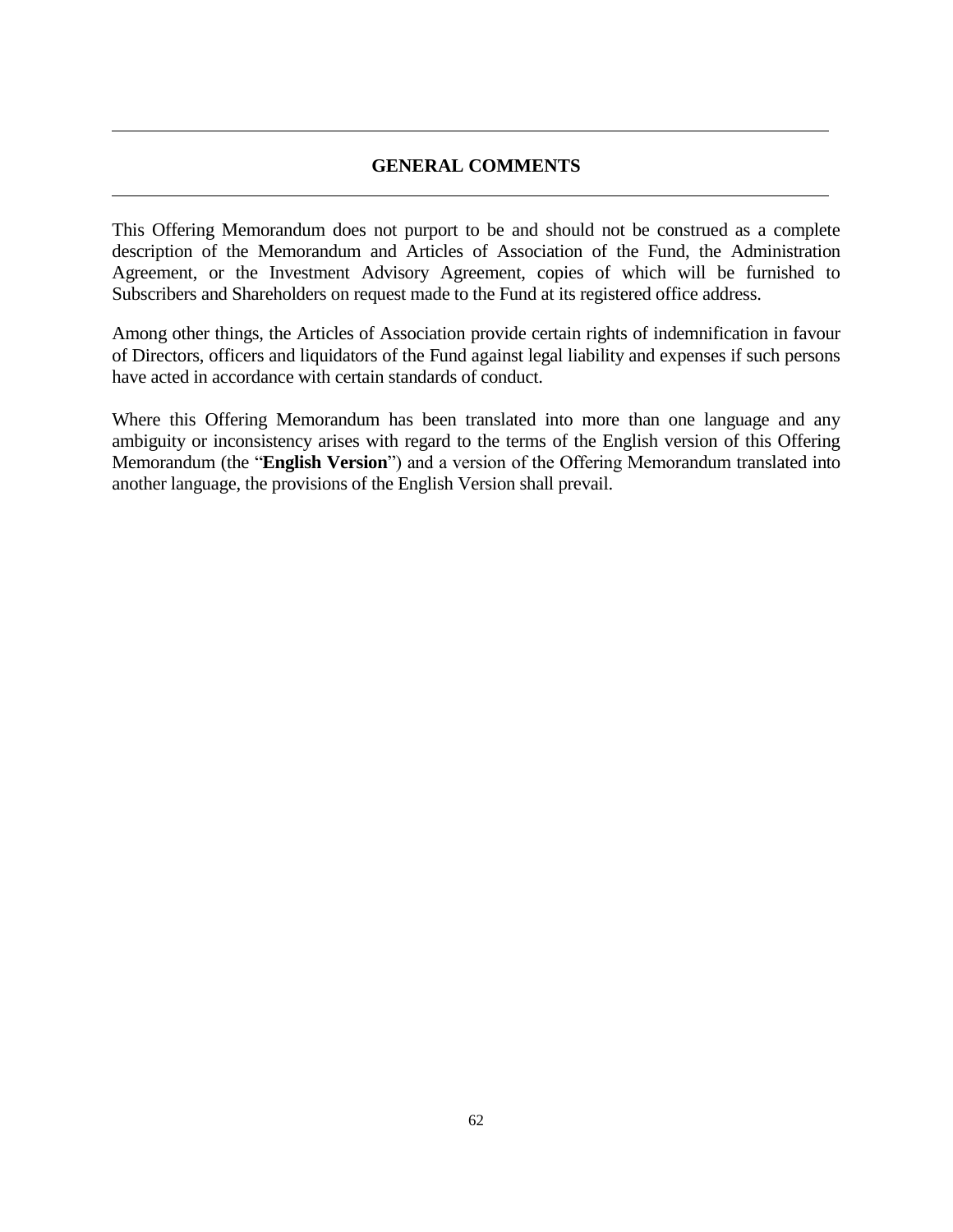## GENERAL COMMENTS

This Offering Memorandum does not purport to be and should not be construed as a complete description of the Memorandum and Articles of Association of the Fund, the Administration Agreement, or the Investment Advisory Agreement, copies of which will be furnished to Subscribers and Shareholders on request made to the Fund at its registered office address.

Among other things, the Articles of Association provide certain rights of indemnification in favour of Directors, officers and liquidators of the Fund against legal liability and expenses if such persons have acted in accordance with certain standards of conduct.

Where this Offering Memorandum has been translated into more than one language and any ambiguity or inconsistency arises with regard to the terms of the English version of this Offering Memorandum (the "**English Version**") and a version of the Offering Memorandum translated into another language, the provisions of the English Version shall prevail.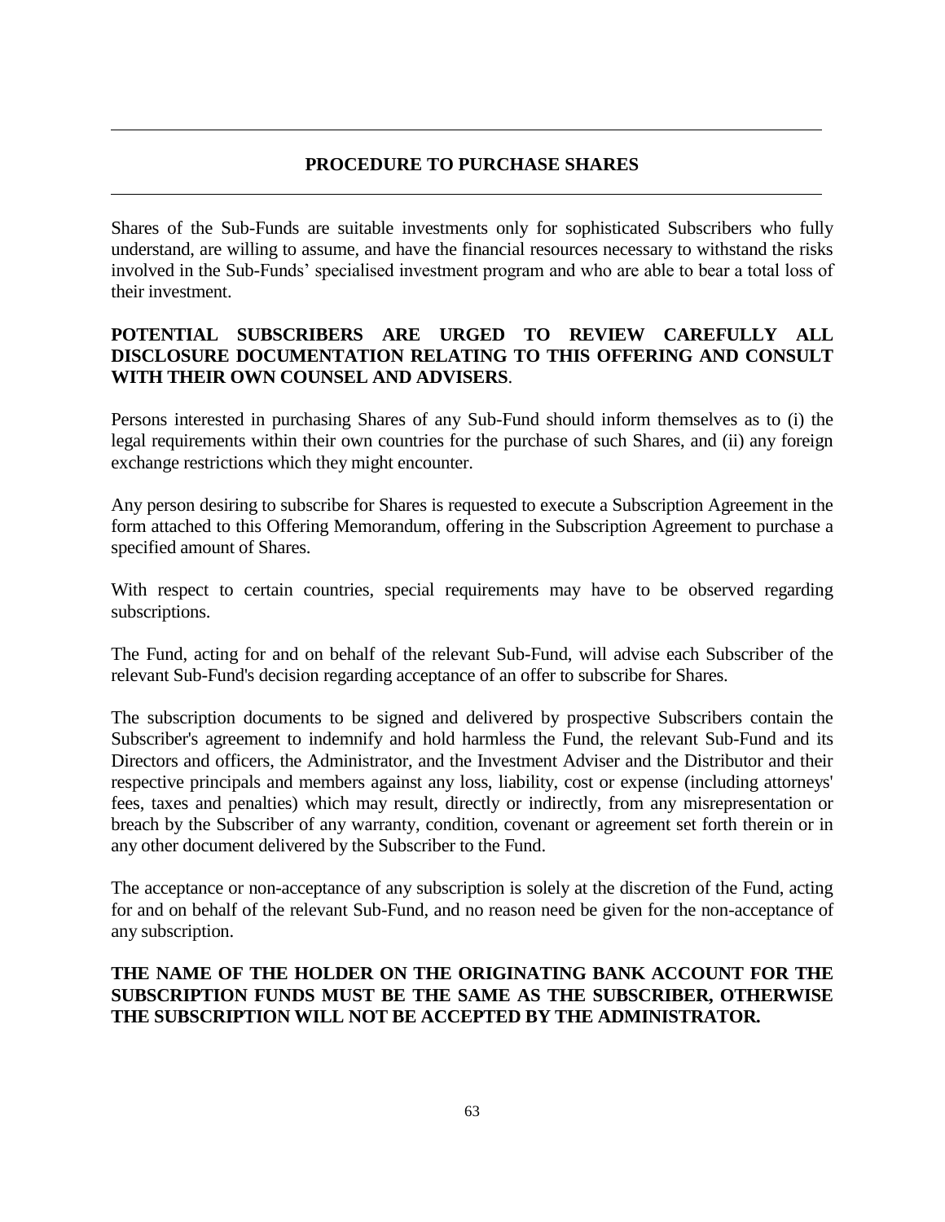## PROCEDURE TO PURCHASE SHARES

Shares of the Sub-Funds are suitable investments only for sophisticated Subscribers who fully understand, are willing to assume, and have the financial resources necessary to withstand the risks involved in the Sub-Funds' specialised investment program and who are able to bear a total loss of their investment.

**POTENTIAL SUBSCRIBERS ARE URGED TO REVIEW CAREFULLY ALL DISCLOSURE DOCUMENTATION RELATING TO THIS OFFERING AND CONSULT WITH THEIR OWN COUNSEL AND ADVISERS**.

Persons interested in purchasing Shares of any Sub-Fund should inform themselves as to (i) the legal requirements within their own countries for the purchase of such Shares, and (ii) any foreign exchange restrictions which they might encounter.

Any person desiring to subscribe for Shares is requested to execute a Subscription Agreement in the form attached to this Offering Memorandum, offering in the Subscription Agreement to purchase a specified amount of Shares.

With respect to certain countries, special requirements may have to be observed regarding subscriptions.

The Fund, acting for and on behalf of the relevant Sub-Fund, will advise each Subscriber of the relevant Sub-Fund's decision regarding acceptance of an offer to subscribe for Shares.

The subscription documents to be signed and delivered by prospective Subscribers contain the Subscriber's agreement to indemnify and hold harmless the Fund, the relevant Sub-Fund and its Directors and officers, the Administrator, and the Investment Adviser and the Distributor and their respective principals and members against any loss, liability, cost or expense (including attorneys' fees, taxes and penalties) which may result, directly or indirectly, from any misrepresentation or breach by the Subscriber of any warranty, condition, covenant or agreement set forth therein or in any other document delivered by the Subscriber to the Fund.

The acceptance or non-acceptance of any subscription is solely at the discretion of the Fund, acting for and on behalf of the relevant Sub-Fund, and no reason need be given for the non-acceptance of any subscription.

**THE NAME OF THE HOLDER ON THE ORIGINATING BANK ACCOUNT FOR THE SUBSCRIPTION FUNDS MUST BE THE SAME AS THE SUBSCRIBER, OTHERWISE THE SUBSCRIPTION WILL NOT BE ACCEPTED BY THE ADMINISTRATOR.**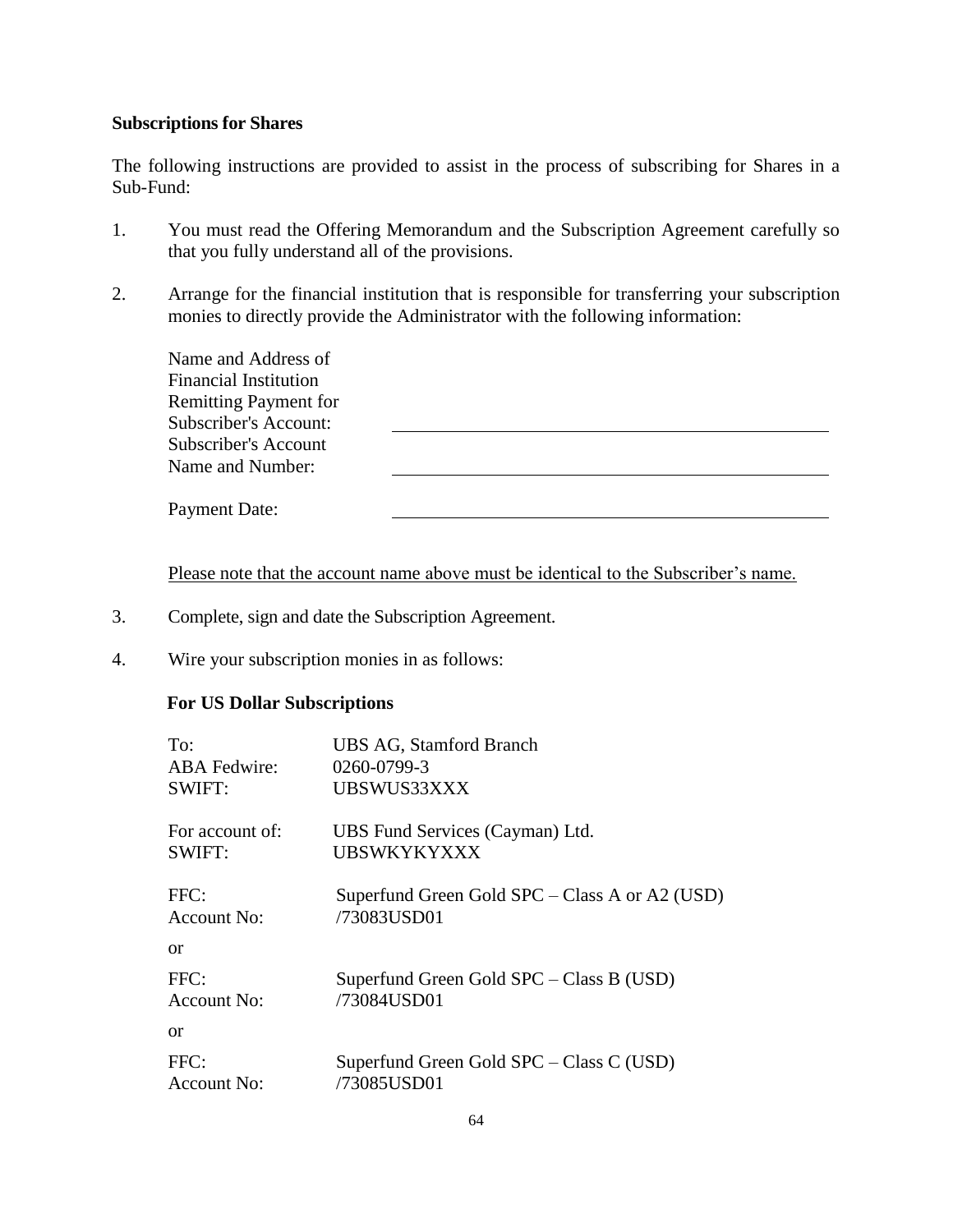**Subscriptions for Shares**

The following instructions are provided to assist in the process of subscribing for Shares in a Sub-Fund:

1. You must read the Offering Memorandum and the Subscription Agreement carefully so that you fully understand all of the provisions.

2. Arrange for the financial institution that is responsible for transferring your subscription monies to directly provide the Administrator with the following information:

   Name and Address of Financial Institution Remitting Payment for Subscriber's Account: \_\_\_\_\_\_\_\_\_\_\_\_\_\_\_\_\_\_\_\_\_\_\_\_\_\_\_\_\_\_

   Subscriber's Account Name and Number: \_\_\_\_\_\_\_\_\_\_\_\_\_\_\_\_\_\_\_\_\_\_\_\_\_\_\_\_\_\_

   Payment Date: \_\_\_\_\_\_\_\_\_\_\_\_\_\_\_\_\_\_\_\_\_\_\_\_\_\_\_\_\_\_

   Please note that the account name above must be identical to the Subscriber's name.

3. Complete, sign and date the Subscription Agreement.

4. Wire your subscription monies in as follows:

   **For US Dollar Subscriptions**

   To: UBS AG, Stamford Branch
   ABA Fedwire: 0260-0799-3
   SWIFT: UBSWUS33XXX

   For account of: UBS Fund Services (Cayman) Ltd.
   SWIFT: UBSWKYKYXXX

   FFC: Superfund Green Gold SPC – Class A or A2 (USD)
   Account No: /73083USD01

   or

   FFC: Superfund Green Gold SPC – Class B (USD)
   Account No: /73084USD01

   or

   FFC: Superfund Green Gold SPC – Class C (USD)
   Account No: /73085USD01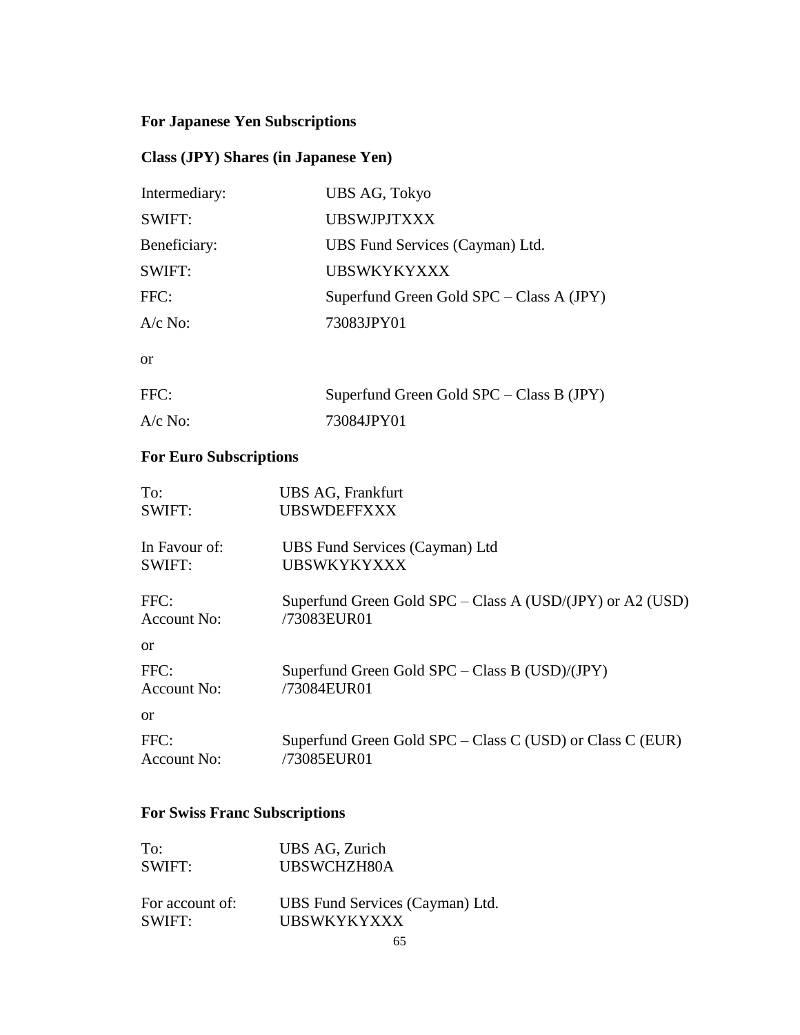**For Japanese Yen Subscriptions**

**Class (JPY) Shares (in Japanese Yen)**

| | |
|---|---|
| Intermediary: | UBS AG, Tokyo |
| SWIFT: | UBSWJPJTXXX |
| Beneficiary: | UBS Fund Services (Cayman) Ltd. |
| SWIFT: | UBSWKYKYXXX |
| FFC: | Superfund Green Gold SPC – Class A (JPY) |
| A/c No: | 73083JPY01 |

or

| | |
|---|---|
| FFC: | Superfund Green Gold SPC – Class B (JPY) |
| A/c No: | 73084JPY01 |

**For Euro Subscriptions**

To: UBS AG, Frankfurt
SWIFT: UBSWDEFFXXX

In Favour of: UBS Fund Services (Cayman) Ltd
SWIFT: UBSWKYKYXXX

FFC: Superfund Green Gold SPC – Class A (USD/(JPY) or A2 (USD)
Account No: /73083EUR01

or

FFC: Superfund Green Gold SPC – Class B (USD)/(JPY)
Account No: /73084EUR01

or

FFC: Superfund Green Gold SPC – Class C (USD) or Class C (EUR)
Account No: /73085EUR01

**For Swiss Franc Subscriptions**

To: UBS AG, Zurich
SWIFT: UBSWCHZH80A

For account of: UBS Fund Services (Cayman) Ltd.
SWIFT: UBSWKYKYXXX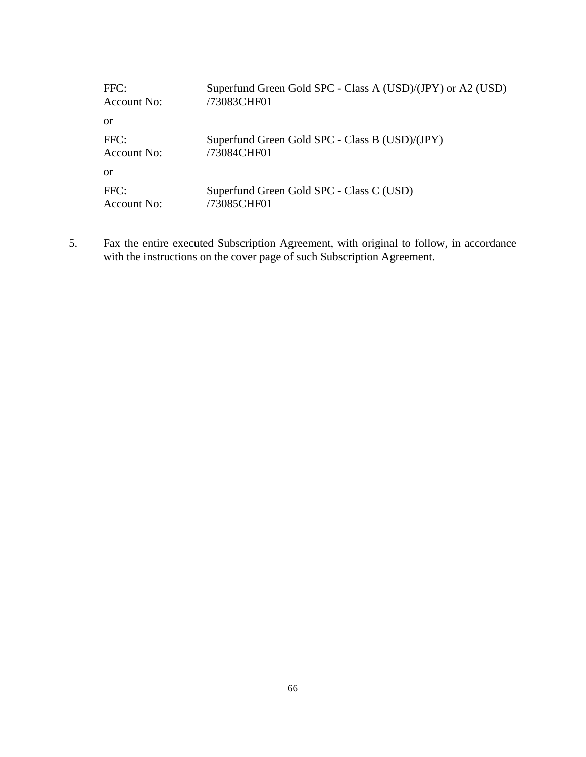FFC: Superfund Green Gold SPC - Class A (USD)/(JPY) or A2 (USD)
Account No: /73083CHF01

or

FFC: Superfund Green Gold SPC - Class B (USD)/(JPY)
Account No: /73084CHF01

or

FFC: Superfund Green Gold SPC - Class C (USD)
Account No: /73085CHF01

5. Fax the entire executed Subscription Agreement, with original to follow, in accordance with the instructions on the cover page of such Subscription Agreement.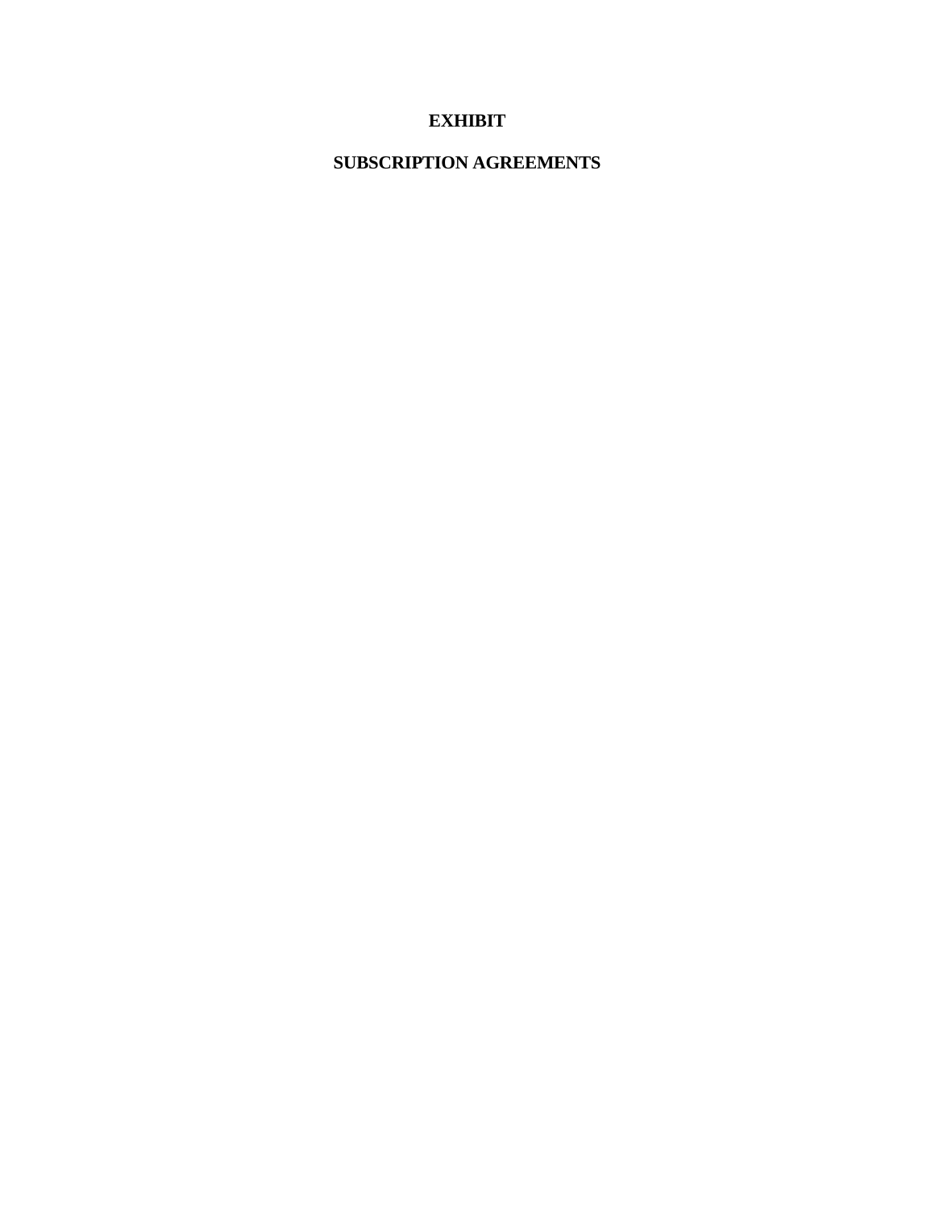**EXHIBIT**

**SUBSCRIPTION AGREEMENTS**